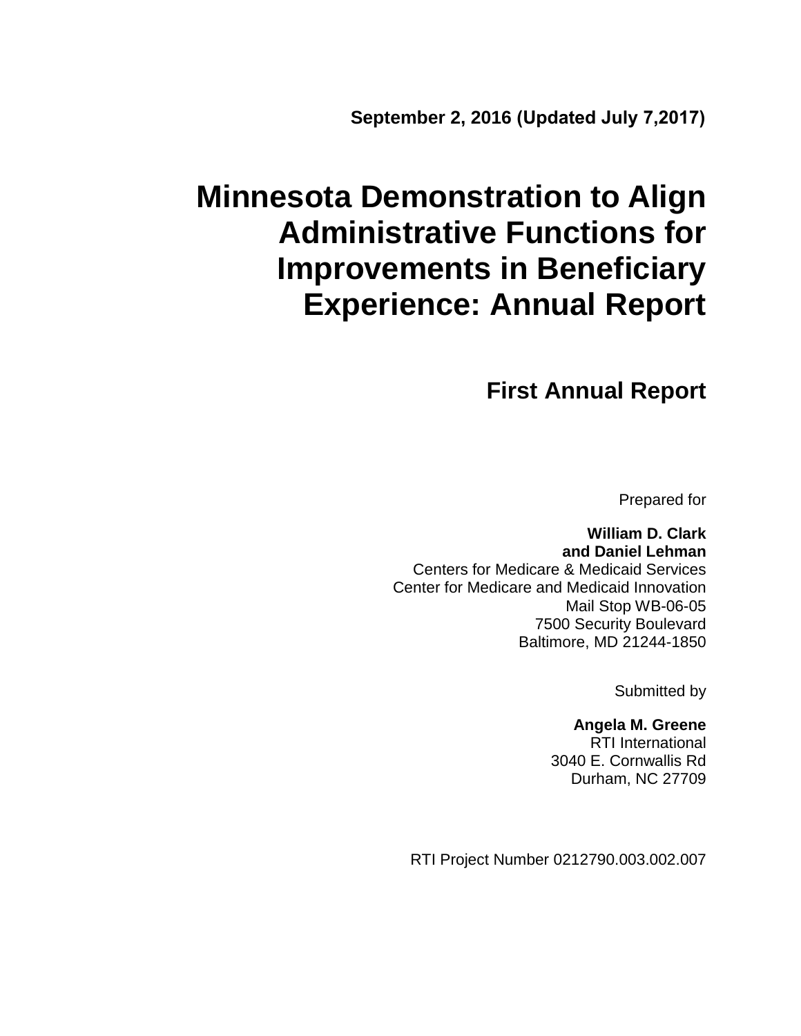**September 2, 2016 (Updated July 7,2017)**

# Minnesota Demonstration to Align Administrative Functions for Improvements in Beneficiary Experience: Annual Report

## First Annual Report

Prepared for

**William D. Clark**
**and Daniel Lehman**
Centers for Medicare & Medicaid Services
Center for Medicare and Medicaid Innovation
Mail Stop WB-06-05
7500 Security Boulevard
Baltimore, MD 21244-1850

Submitted by

**Angela M. Greene**
RTI International
3040 E. Cornwallis Rd
Durham, NC 27709

RTI Project Number 0212790.003.002.007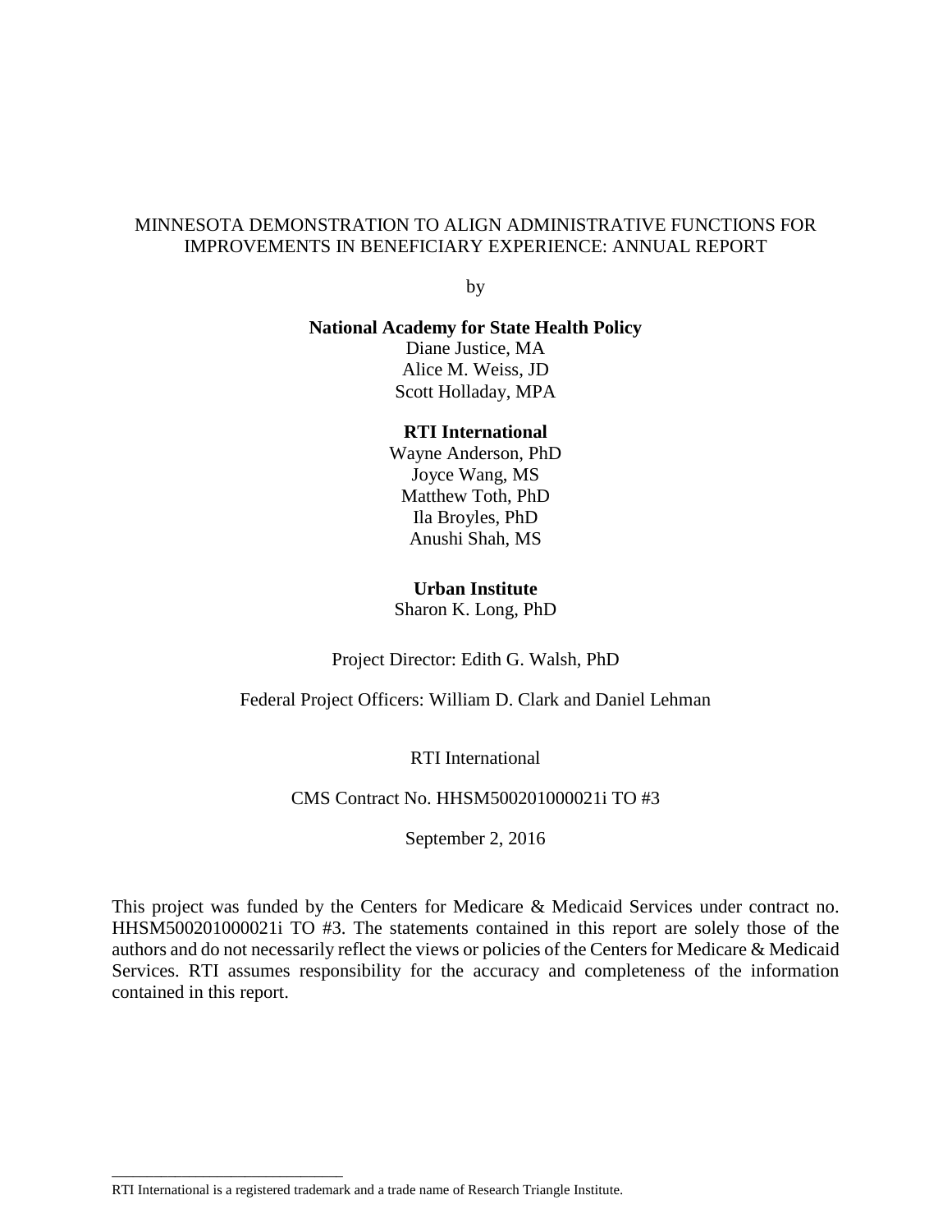MINNESOTA DEMONSTRATION TO ALIGN ADMINISTRATIVE FUNCTIONS FOR IMPROVEMENTS IN BENEFICIARY EXPERIENCE: ANNUAL REPORT

by

**National Academy for State Health Policy**
Diane Justice, MA
Alice M. Weiss, JD
Scott Holladay, MPA

**RTI International**
Wayne Anderson, PhD
Joyce Wang, MS
Matthew Toth, PhD
Ila Broyles, PhD
Anushi Shah, MS

**Urban Institute**
Sharon K. Long, PhD

Project Director: Edith G. Walsh, PhD

Federal Project Officers: William D. Clark and Daniel Lehman

RTI International

CMS Contract No. HHSM500201000021i TO #3

September 2, 2016

This project was funded by the Centers for Medicare & Medicaid Services under contract no. HHSM500201000021i TO #3. The statements contained in this report are solely those of the authors and do not necessarily reflect the views or policies of the Centers for Medicare & Medicaid Services. RTI assumes responsibility for the accuracy and completeness of the information contained in this report.

---

RTI International is a registered trademark and a trade name of Research Triangle Institute.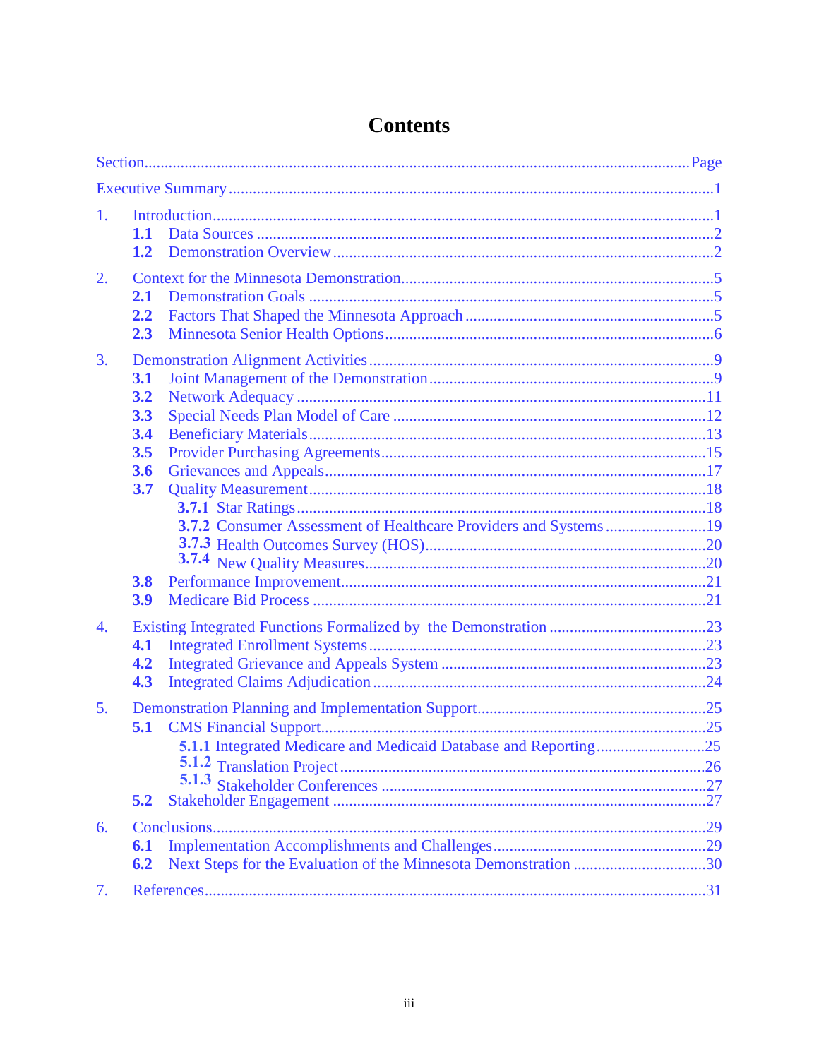# Contents

| Section | Page |
|---|---|
| Executive Summary | 1 |
| 1. Introduction | 1 |
| 1.1 Data Sources | 2 |
| 1.2 Demonstration Overview | 2 |
| 2. Context for the Minnesota Demonstration | 5 |
| 2.1 Demonstration Goals | 5 |
| 2.2 Factors That Shaped the Minnesota Approach | 5 |
| 2.3 Minnesota Senior Health Options | 6 |
| 3. Demonstration Alignment Activities | 9 |
| 3.1 Joint Management of the Demonstration | 9 |
| 3.2 Network Adequacy | 11 |
| 3.3 Special Needs Plan Model of Care | 12 |
| 3.4 Beneficiary Materials | 13 |
| 3.5 Provider Purchasing Agreements | 15 |
| 3.6 Grievances and Appeals | 17 |
| 3.7 Quality Measurement | 18 |
| 3.7.1 Star Ratings | 18 |
| 3.7.2 Consumer Assessment of Healthcare Providers and Systems | 19 |
| 3.7.3 Health Outcomes Survey (HOS) | 20 |
| 3.7.4 New Quality Measures | 20 |
| 3.8 Performance Improvement | 21 |
| 3.9 Medicare Bid Process | 21 |
| 4. Existing Integrated Functions Formalized by the Demonstration | 23 |
| 4.1 Integrated Enrollment Systems | 23 |
| 4.2 Integrated Grievance and Appeals System | 23 |
| 4.3 Integrated Claims Adjudication | 24 |
| 5. Demonstration Planning and Implementation Support | 25 |
| 5.1 CMS Financial Support | 25 |
| 5.1.1 Integrated Medicare and Medicaid Database and Reporting | 25 |
| 5.1.2 Translation Project | 26 |
| 5.1.3 Stakeholder Conferences | 27 |
| 5.2 Stakeholder Engagement | 27 |
| 6. Conclusions | 29 |
| 6.1 Implementation Accomplishments and Challenges | 29 |
| 6.2 Next Steps for the Evaluation of the Minnesota Demonstration | 30 |
| 7. References | 31 |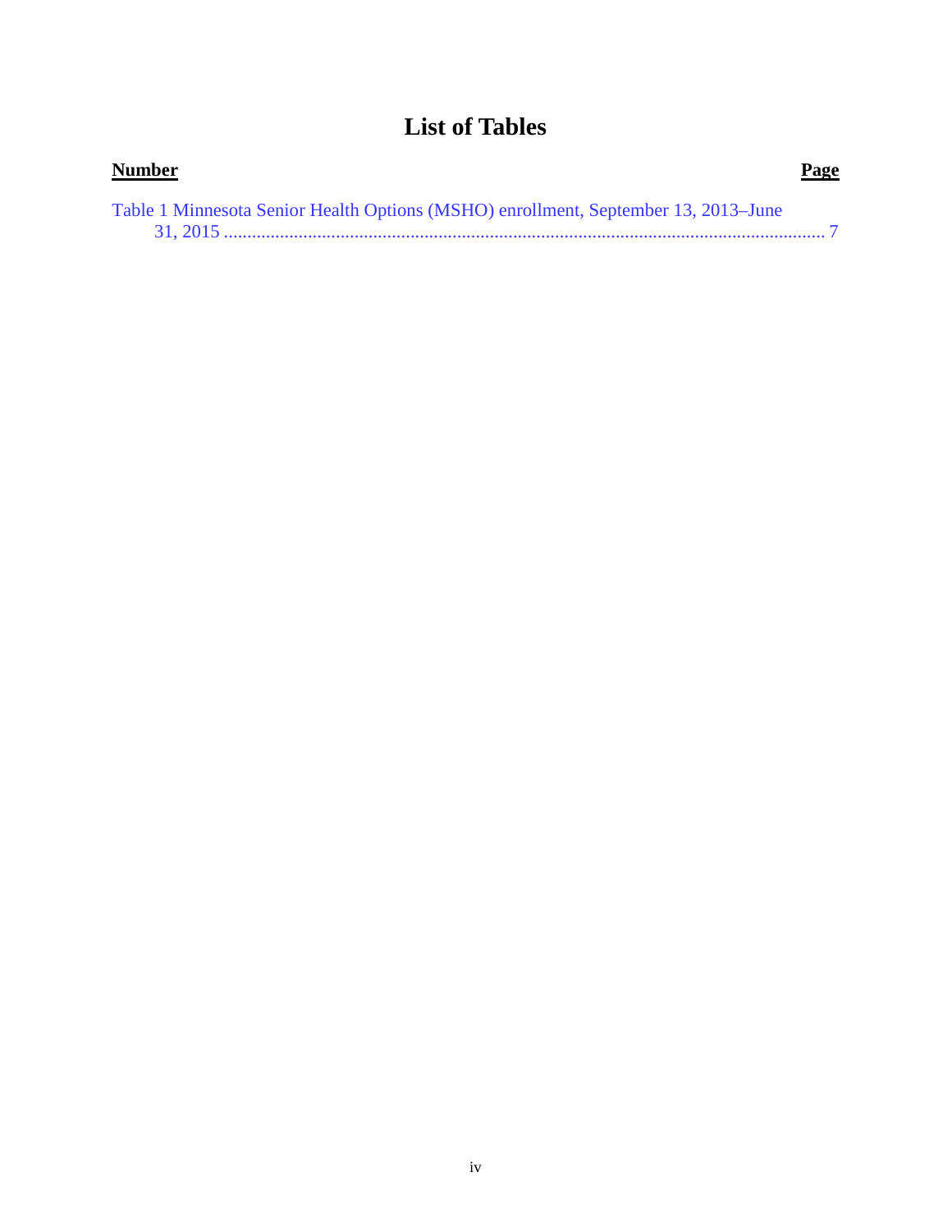# List of Tables

| **Number** | **Page** |
|---|---|
| Table 1 Minnesota Senior Health Options (MSHO) enrollment, September 13, 2013–June 31, 2015 | 7 |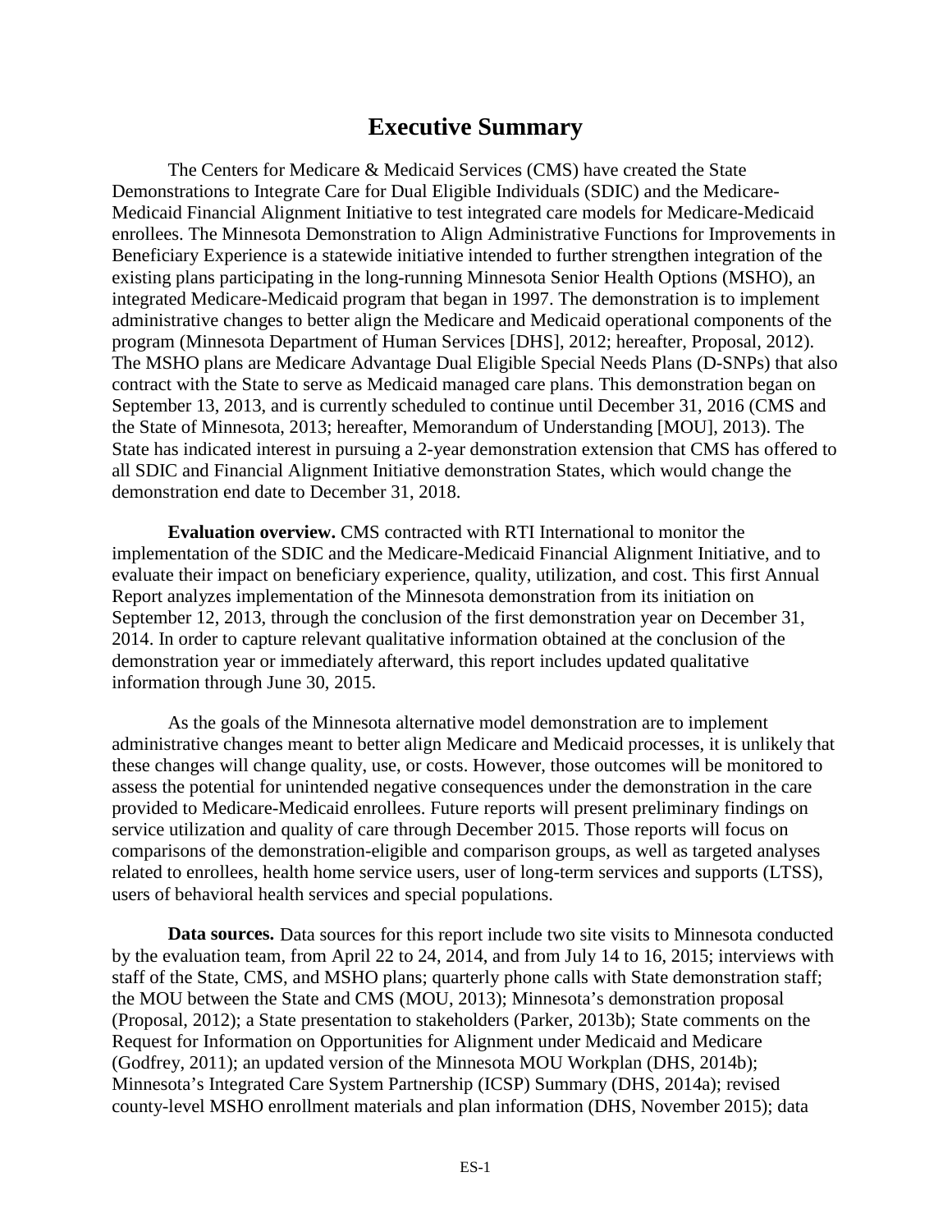# Executive Summary

The Centers for Medicare & Medicaid Services (CMS) have created the State Demonstrations to Integrate Care for Dual Eligible Individuals (SDIC) and the Medicare-Medicaid Financial Alignment Initiative to test integrated care models for Medicare-Medicaid enrollees. The Minnesota Demonstration to Align Administrative Functions for Improvements in Beneficiary Experience is a statewide initiative intended to further strengthen integration of the existing plans participating in the long-running Minnesota Senior Health Options (MSHO), an integrated Medicare-Medicaid program that began in 1997. The demonstration is to implement administrative changes to better align the Medicare and Medicaid operational components of the program (Minnesota Department of Human Services [DHS], 2012; hereafter, Proposal, 2012). The MSHO plans are Medicare Advantage Dual Eligible Special Needs Plans (D-SNPs) that also contract with the State to serve as Medicaid managed care plans. This demonstration began on September 13, 2013, and is currently scheduled to continue until December 31, 2016 (CMS and the State of Minnesota, 2013; hereafter, Memorandum of Understanding [MOU], 2013). The State has indicated interest in pursuing a 2-year demonstration extension that CMS has offered to all SDIC and Financial Alignment Initiative demonstration States, which would change the demonstration end date to December 31, 2018.

**Evaluation overview.** CMS contracted with RTI International to monitor the implementation of the SDIC and the Medicare-Medicaid Financial Alignment Initiative, and to evaluate their impact on beneficiary experience, quality, utilization, and cost. This first Annual Report analyzes implementation of the Minnesota demonstration from its initiation on September 12, 2013, through the conclusion of the first demonstration year on December 31, 2014. In order to capture relevant qualitative information obtained at the conclusion of the demonstration year or immediately afterward, this report includes updated qualitative information through June 30, 2015.

As the goals of the Minnesota alternative model demonstration are to implement administrative changes meant to better align Medicare and Medicaid processes, it is unlikely that these changes will change quality, use, or costs. However, those outcomes will be monitored to assess the potential for unintended negative consequences under the demonstration in the care provided to Medicare-Medicaid enrollees. Future reports will present preliminary findings on service utilization and quality of care through December 2015. Those reports will focus on comparisons of the demonstration-eligible and comparison groups, as well as targeted analyses related to enrollees, health home service users, user of long-term services and supports (LTSS), users of behavioral health services and special populations.

**Data sources.** Data sources for this report include two site visits to Minnesota conducted by the evaluation team, from April 22 to 24, 2014, and from July 14 to 16, 2015; interviews with staff of the State, CMS, and MSHO plans; quarterly phone calls with State demonstration staff; the MOU between the State and CMS (MOU, 2013); Minnesota's demonstration proposal (Proposal, 2012); a State presentation to stakeholders (Parker, 2013b); State comments on the Request for Information on Opportunities for Alignment under Medicaid and Medicare (Godfrey, 2011); an updated version of the Minnesota MOU Workplan (DHS, 2014b); Minnesota's Integrated Care System Partnership (ICSP) Summary (DHS, 2014a); revised county-level MSHO enrollment materials and plan information (DHS, November 2015); data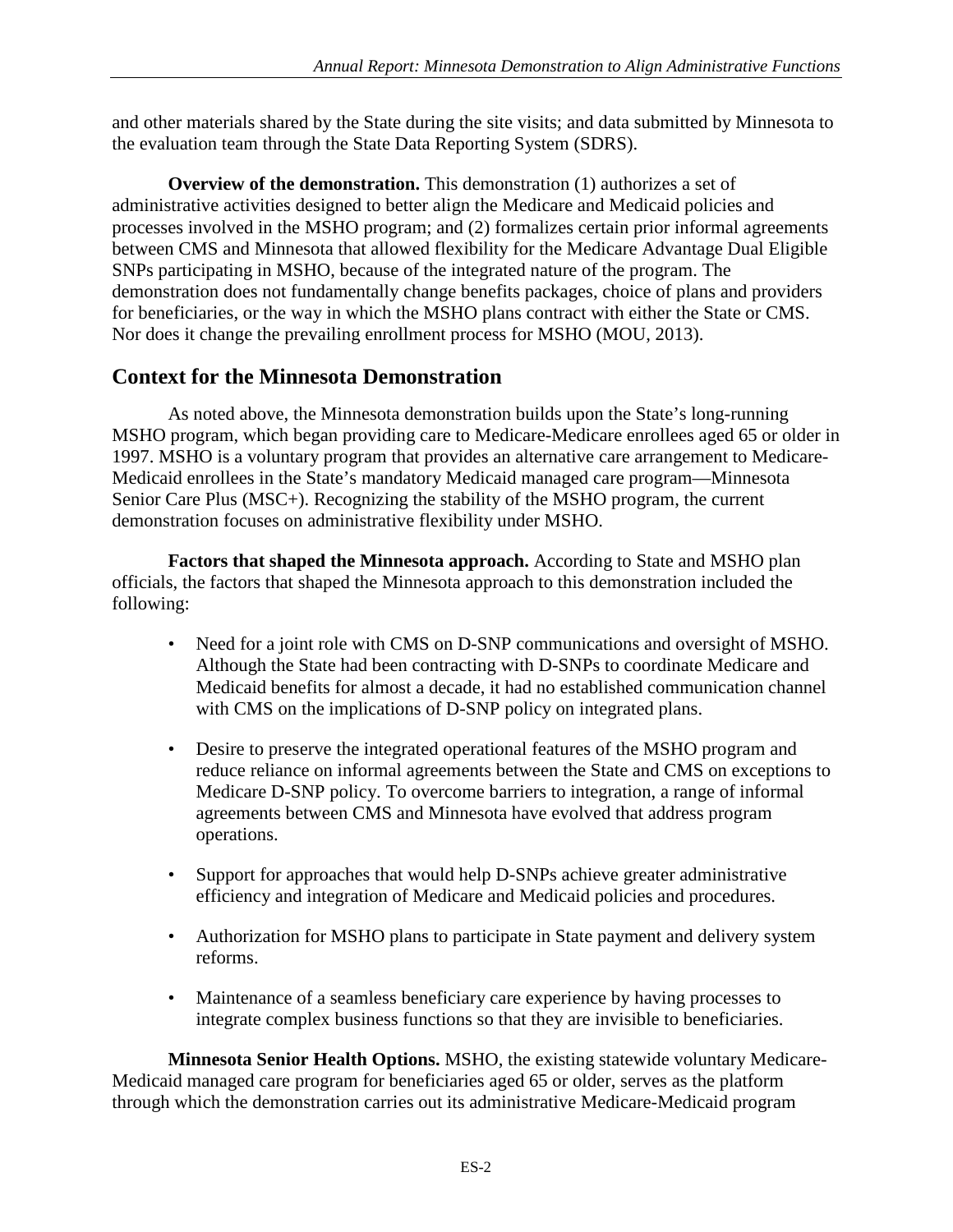and other materials shared by the State during the site visits; and data submitted by Minnesota to the evaluation team through the State Data Reporting System (SDRS).

**Overview of the demonstration.** This demonstration (1) authorizes a set of administrative activities designed to better align the Medicare and Medicaid policies and processes involved in the MSHO program; and (2) formalizes certain prior informal agreements between CMS and Minnesota that allowed flexibility for the Medicare Advantage Dual Eligible SNPs participating in MSHO, because of the integrated nature of the program. The demonstration does not fundamentally change benefits packages, choice of plans and providers for beneficiaries, or the way in which the MSHO plans contract with either the State or CMS. Nor does it change the prevailing enrollment process for MSHO (MOU, 2013).

## Context for the Minnesota Demonstration

As noted above, the Minnesota demonstration builds upon the State's long-running MSHO program, which began providing care to Medicare-Medicare enrollees aged 65 or older in 1997. MSHO is a voluntary program that provides an alternative care arrangement to Medicare-Medicaid enrollees in the State's mandatory Medicaid managed care program—Minnesota Senior Care Plus (MSC+). Recognizing the stability of the MSHO program, the current demonstration focuses on administrative flexibility under MSHO.

**Factors that shaped the Minnesota approach.** According to State and MSHO plan officials, the factors that shaped the Minnesota approach to this demonstration included the following:

- Need for a joint role with CMS on D-SNP communications and oversight of MSHO. Although the State had been contracting with D-SNPs to coordinate Medicare and Medicaid benefits for almost a decade, it had no established communication channel with CMS on the implications of D-SNP policy on integrated plans.
- Desire to preserve the integrated operational features of the MSHO program and reduce reliance on informal agreements between the State and CMS on exceptions to Medicare D-SNP policy. To overcome barriers to integration, a range of informal agreements between CMS and Minnesota have evolved that address program operations.
- Support for approaches that would help D-SNPs achieve greater administrative efficiency and integration of Medicare and Medicaid policies and procedures.
- Authorization for MSHO plans to participate in State payment and delivery system reforms.
- Maintenance of a seamless beneficiary care experience by having processes to integrate complex business functions so that they are invisible to beneficiaries.

**Minnesota Senior Health Options.** MSHO, the existing statewide voluntary Medicare-Medicaid managed care program for beneficiaries aged 65 or older, serves as the platform through which the demonstration carries out its administrative Medicare-Medicaid program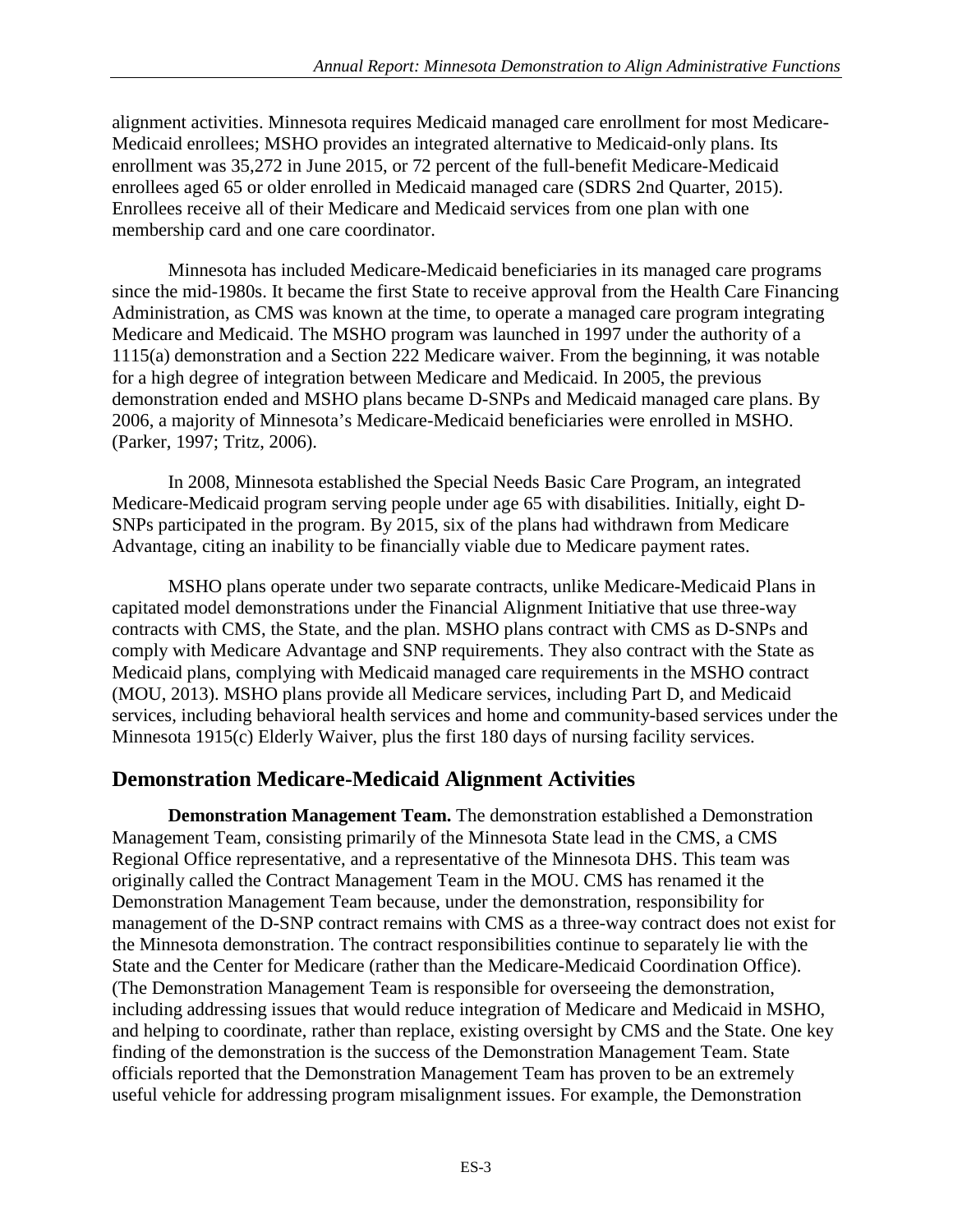alignment activities. Minnesota requires Medicaid managed care enrollment for most Medicare-Medicaid enrollees; MSHO provides an integrated alternative to Medicaid-only plans. Its enrollment was 35,272 in June 2015, or 72 percent of the full-benefit Medicare-Medicaid enrollees aged 65 or older enrolled in Medicaid managed care (SDRS 2nd Quarter, 2015). Enrollees receive all of their Medicare and Medicaid services from one plan with one membership card and one care coordinator.

Minnesota has included Medicare-Medicaid beneficiaries in its managed care programs since the mid-1980s. It became the first State to receive approval from the Health Care Financing Administration, as CMS was known at the time, to operate a managed care program integrating Medicare and Medicaid. The MSHO program was launched in 1997 under the authority of a 1115(a) demonstration and a Section 222 Medicare waiver. From the beginning, it was notable for a high degree of integration between Medicare and Medicaid. In 2005, the previous demonstration ended and MSHO plans became D-SNPs and Medicaid managed care plans. By 2006, a majority of Minnesota's Medicare-Medicaid beneficiaries were enrolled in MSHO. (Parker, 1997; Tritz, 2006).

In 2008, Minnesota established the Special Needs Basic Care Program, an integrated Medicare-Medicaid program serving people under age 65 with disabilities. Initially, eight D-SNPs participated in the program. By 2015, six of the plans had withdrawn from Medicare Advantage, citing an inability to be financially viable due to Medicare payment rates.

MSHO plans operate under two separate contracts, unlike Medicare-Medicaid Plans in capitated model demonstrations under the Financial Alignment Initiative that use three-way contracts with CMS, the State, and the plan. MSHO plans contract with CMS as D-SNPs and comply with Medicare Advantage and SNP requirements. They also contract with the State as Medicaid plans, complying with Medicaid managed care requirements in the MSHO contract (MOU, 2013). MSHO plans provide all Medicare services, including Part D, and Medicaid services, including behavioral health services and home and community-based services under the Minnesota 1915(c) Elderly Waiver, plus the first 180 days of nursing facility services.

## Demonstration Medicare-Medicaid Alignment Activities

**Demonstration Management Team.** The demonstration established a Demonstration Management Team, consisting primarily of the Minnesota State lead in the CMS, a CMS Regional Office representative, and a representative of the Minnesota DHS. This team was originally called the Contract Management Team in the MOU. CMS has renamed it the Demonstration Management Team because, under the demonstration, responsibility for management of the D-SNP contract remains with CMS as a three-way contract does not exist for the Minnesota demonstration. The contract responsibilities continue to separately lie with the State and the Center for Medicare (rather than the Medicare-Medicaid Coordination Office). (The Demonstration Management Team is responsible for overseeing the demonstration, including addressing issues that would reduce integration of Medicare and Medicaid in MSHO, and helping to coordinate, rather than replace, existing oversight by CMS and the State. One key finding of the demonstration is the success of the Demonstration Management Team. State officials reported that the Demonstration Management Team has proven to be an extremely useful vehicle for addressing program misalignment issues. For example, the Demonstration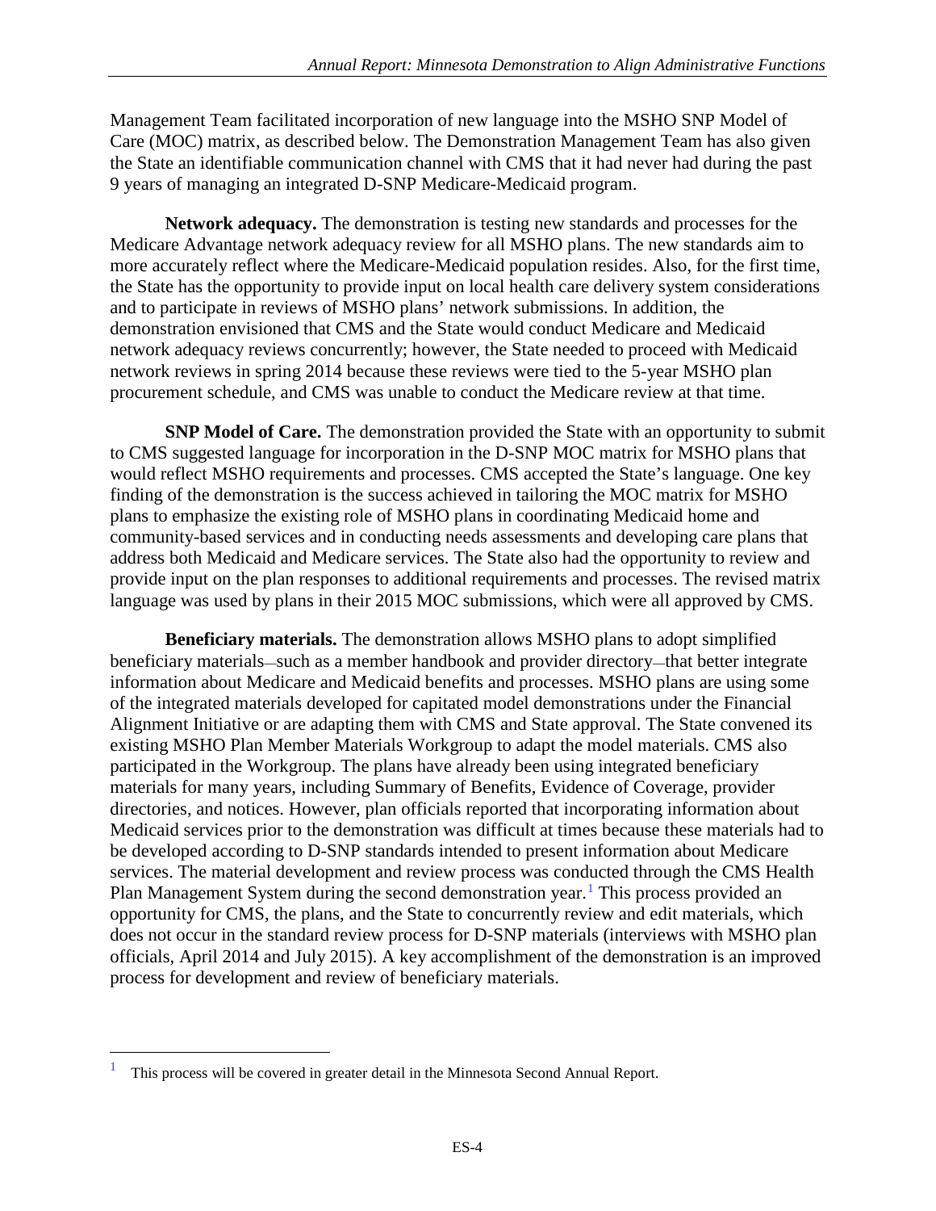Management Team facilitated incorporation of new language into the MSHO SNP Model of Care (MOC) matrix, as described below. The Demonstration Management Team has also given the State an identifiable communication channel with CMS that it had never had during the past 9 years of managing an integrated D-SNP Medicare-Medicaid program.

**Network adequacy.** The demonstration is testing new standards and processes for the Medicare Advantage network adequacy review for all MSHO plans. The new standards aim to more accurately reflect where the Medicare-Medicaid population resides. Also, for the first time, the State has the opportunity to provide input on local health care delivery system considerations and to participate in reviews of MSHO plans' network submissions. In addition, the demonstration envisioned that CMS and the State would conduct Medicare and Medicaid network adequacy reviews concurrently; however, the State needed to proceed with Medicaid network reviews in spring 2014 because these reviews were tied to the 5-year MSHO plan procurement schedule, and CMS was unable to conduct the Medicare review at that time.

**SNP Model of Care.** The demonstration provided the State with an opportunity to submit to CMS suggested language for incorporation in the D-SNP MOC matrix for MSHO plans that would reflect MSHO requirements and processes. CMS accepted the State's language. One key finding of the demonstration is the success achieved in tailoring the MOC matrix for MSHO plans to emphasize the existing role of MSHO plans in coordinating Medicaid home and community-based services and in conducting needs assessments and developing care plans that address both Medicaid and Medicare services. The State also had the opportunity to review and provide input on the plan responses to additional requirements and processes. The revised matrix language was used by plans in their 2015 MOC submissions, which were all approved by CMS.

**Beneficiary materials.** The demonstration allows MSHO plans to adopt simplified beneficiary materials—such as a member handbook and provider directory—that better integrate information about Medicare and Medicaid benefits and processes. MSHO plans are using some of the integrated materials developed for capitated model demonstrations under the Financial Alignment Initiative or are adapting them with CMS and State approval. The State convened its existing MSHO Plan Member Materials Workgroup to adapt the model materials. CMS also participated in the Workgroup. The plans have already been using integrated beneficiary materials for many years, including Summary of Benefits, Evidence of Coverage, provider directories, and notices. However, plan officials reported that incorporating information about Medicaid services prior to the demonstration was difficult at times because these materials had to be developed according to D-SNP standards intended to present information about Medicare services. The material development and review process was conducted through the CMS Health Plan Management System during the second demonstration year.[1] This process provided an opportunity for CMS, the plans, and the State to concurrently review and edit materials, which does not occur in the standard review process for D-SNP materials (interviews with MSHO plan officials, April 2014 and July 2015). A key accomplishment of the demonstration is an improved process for development and review of beneficiary materials.

[1] This process will be covered in greater detail in the Minnesota Second Annual Report.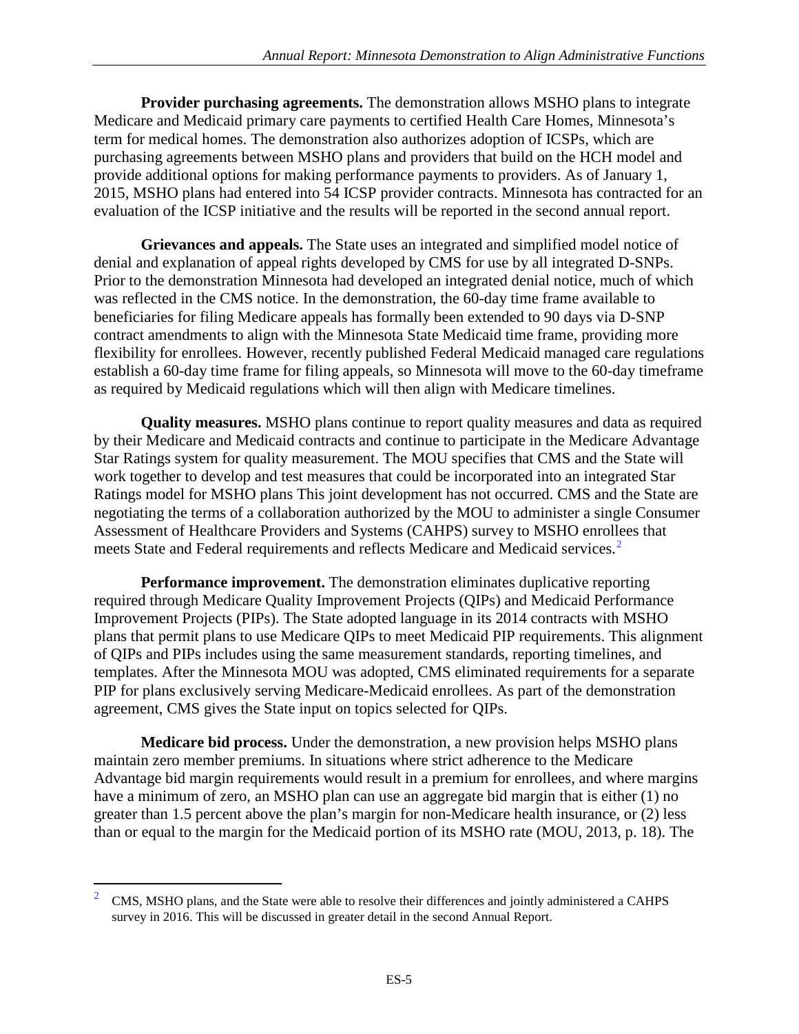**Provider purchasing agreements.** The demonstration allows MSHO plans to integrate Medicare and Medicaid primary care payments to certified Health Care Homes, Minnesota's term for medical homes. The demonstration also authorizes adoption of ICSPs, which are purchasing agreements between MSHO plans and providers that build on the HCH model and provide additional options for making performance payments to providers. As of January 1, 2015, MSHO plans had entered into 54 ICSP provider contracts. Minnesota has contracted for an evaluation of the ICSP initiative and the results will be reported in the second annual report.

**Grievances and appeals.** The State uses an integrated and simplified model notice of denial and explanation of appeal rights developed by CMS for use by all integrated D-SNPs. Prior to the demonstration Minnesota had developed an integrated denial notice, much of which was reflected in the CMS notice. In the demonstration, the 60-day time frame available to beneficiaries for filing Medicare appeals has formally been extended to 90 days via D-SNP contract amendments to align with the Minnesota State Medicaid time frame, providing more flexibility for enrollees. However, recently published Federal Medicaid managed care regulations establish a 60-day time frame for filing appeals, so Minnesota will move to the 60-day timeframe as required by Medicaid regulations which will then align with Medicare timelines.

**Quality measures.** MSHO plans continue to report quality measures and data as required by their Medicare and Medicaid contracts and continue to participate in the Medicare Advantage Star Ratings system for quality measurement. The MOU specifies that CMS and the State will work together to develop and test measures that could be incorporated into an integrated Star Ratings model for MSHO plans This joint development has not occurred. CMS and the State are negotiating the terms of a collaboration authorized by the MOU to administer a single Consumer Assessment of Healthcare Providers and Systems (CAHPS) survey to MSHO enrollees that meets State and Federal requirements and reflects Medicare and Medicaid services.[2]

**Performance improvement.** The demonstration eliminates duplicative reporting required through Medicare Quality Improvement Projects (QIPs) and Medicaid Performance Improvement Projects (PIPs). The State adopted language in its 2014 contracts with MSHO plans that permit plans to use Medicare QIPs to meet Medicaid PIP requirements. This alignment of QIPs and PIPs includes using the same measurement standards, reporting timelines, and templates. After the Minnesota MOU was adopted, CMS eliminated requirements for a separate PIP for plans exclusively serving Medicare-Medicaid enrollees. As part of the demonstration agreement, CMS gives the State input on topics selected for QIPs.

**Medicare bid process.** Under the demonstration, a new provision helps MSHO plans maintain zero member premiums. In situations where strict adherence to the Medicare Advantage bid margin requirements would result in a premium for enrollees, and where margins have a minimum of zero, an MSHO plan can use an aggregate bid margin that is either (1) no greater than 1.5 percent above the plan's margin for non-Medicare health insurance, or (2) less than or equal to the margin for the Medicaid portion of its MSHO rate (MOU, 2013, p. 18). The

---

[2] CMS, MSHO plans, and the State were able to resolve their differences and jointly administered a CAHPS survey in 2016. This will be discussed in greater detail in the second Annual Report.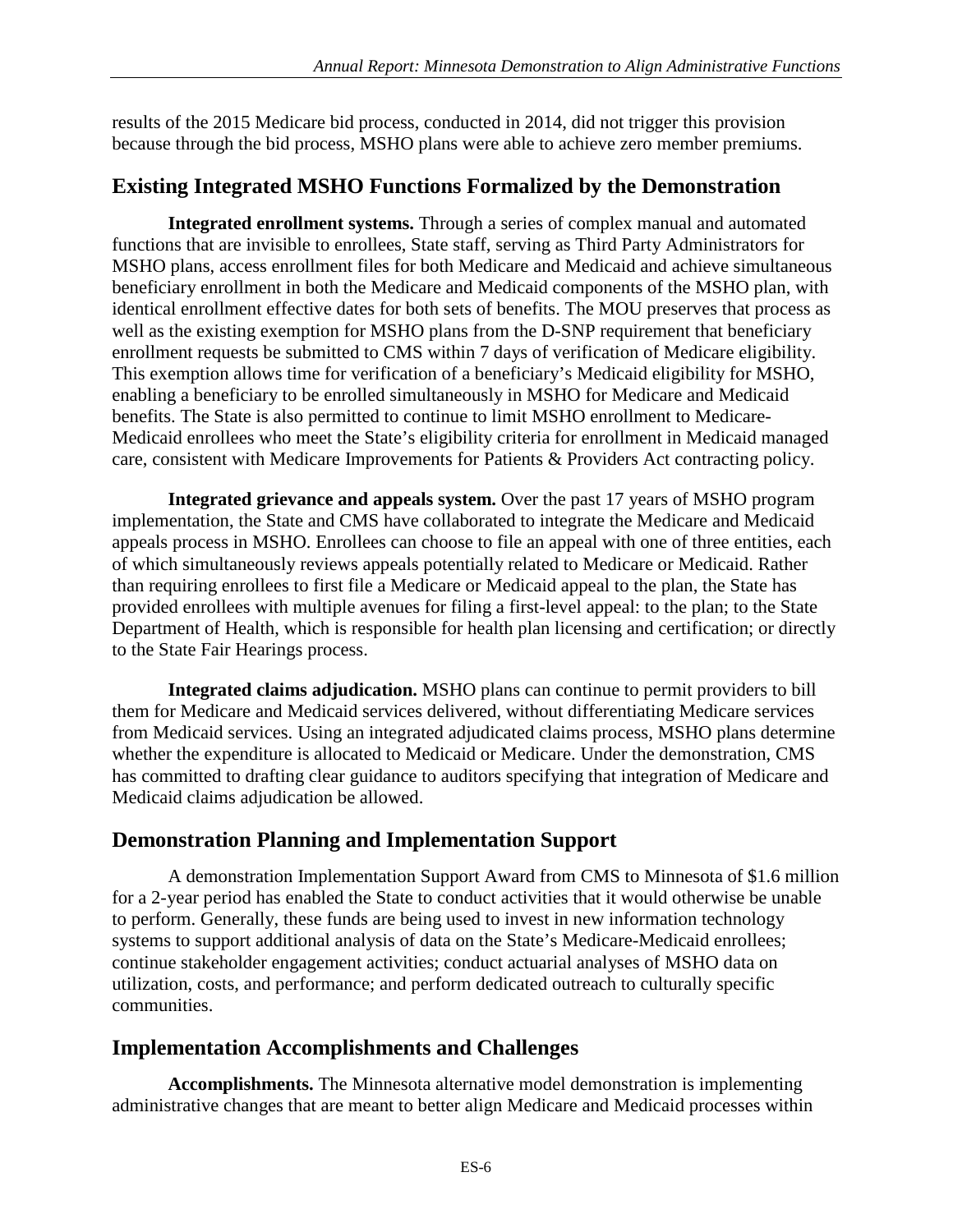results of the 2015 Medicare bid process, conducted in 2014, did not trigger this provision because through the bid process, MSHO plans were able to achieve zero member premiums.

## Existing Integrated MSHO Functions Formalized by the Demonstration

**Integrated enrollment systems.** Through a series of complex manual and automated functions that are invisible to enrollees, State staff, serving as Third Party Administrators for MSHO plans, access enrollment files for both Medicare and Medicaid and achieve simultaneous beneficiary enrollment in both the Medicare and Medicaid components of the MSHO plan, with identical enrollment effective dates for both sets of benefits. The MOU preserves that process as well as the existing exemption for MSHO plans from the D-SNP requirement that beneficiary enrollment requests be submitted to CMS within 7 days of verification of Medicare eligibility. This exemption allows time for verification of a beneficiary's Medicaid eligibility for MSHO, enabling a beneficiary to be enrolled simultaneously in MSHO for Medicare and Medicaid benefits. The State is also permitted to continue to limit MSHO enrollment to Medicare-Medicaid enrollees who meet the State's eligibility criteria for enrollment in Medicaid managed care, consistent with Medicare Improvements for Patients & Providers Act contracting policy.

**Integrated grievance and appeals system.** Over the past 17 years of MSHO program implementation, the State and CMS have collaborated to integrate the Medicare and Medicaid appeals process in MSHO. Enrollees can choose to file an appeal with one of three entities, each of which simultaneously reviews appeals potentially related to Medicare or Medicaid. Rather than requiring enrollees to first file a Medicare or Medicaid appeal to the plan, the State has provided enrollees with multiple avenues for filing a first-level appeal: to the plan; to the State Department of Health, which is responsible for health plan licensing and certification; or directly to the State Fair Hearings process.

**Integrated claims adjudication.** MSHO plans can continue to permit providers to bill them for Medicare and Medicaid services delivered, without differentiating Medicare services from Medicaid services. Using an integrated adjudicated claims process, MSHO plans determine whether the expenditure is allocated to Medicaid or Medicare. Under the demonstration, CMS has committed to drafting clear guidance to auditors specifying that integration of Medicare and Medicaid claims adjudication be allowed.

## Demonstration Planning and Implementation Support

A demonstration Implementation Support Award from CMS to Minnesota of $1.6 million for a 2-year period has enabled the State to conduct activities that it would otherwise be unable to perform. Generally, these funds are being used to invest in new information technology systems to support additional analysis of data on the State's Medicare-Medicaid enrollees; continue stakeholder engagement activities; conduct actuarial analyses of MSHO data on utilization, costs, and performance; and perform dedicated outreach to culturally specific communities.

## Implementation Accomplishments and Challenges

**Accomplishments.** The Minnesota alternative model demonstration is implementing administrative changes that are meant to better align Medicare and Medicaid processes within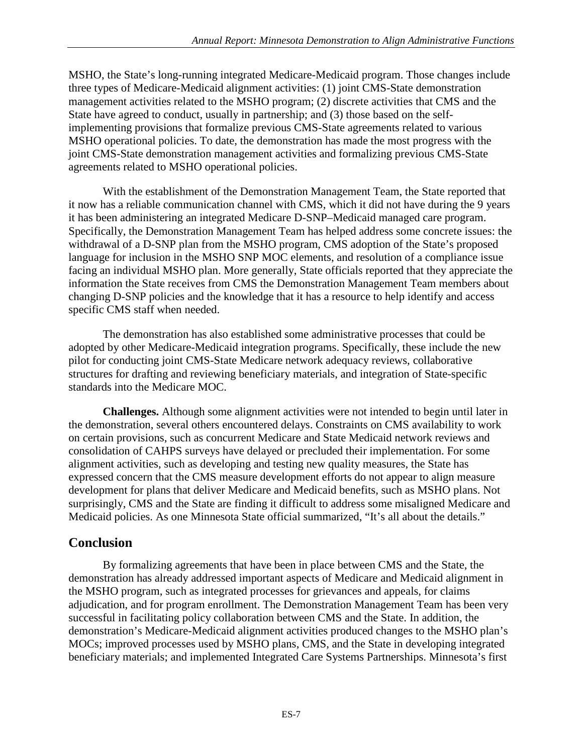MSHO, the State's long-running integrated Medicare-Medicaid program. Those changes include three types of Medicare-Medicaid alignment activities: (1) joint CMS-State demonstration management activities related to the MSHO program; (2) discrete activities that CMS and the State have agreed to conduct, usually in partnership; and (3) those based on the self-implementing provisions that formalize previous CMS-State agreements related to various MSHO operational policies. To date, the demonstration has made the most progress with the joint CMS-State demonstration management activities and formalizing previous CMS-State agreements related to MSHO operational policies.

With the establishment of the Demonstration Management Team, the State reported that it now has a reliable communication channel with CMS, which it did not have during the 9 years it has been administering an integrated Medicare D-SNP–Medicaid managed care program. Specifically, the Demonstration Management Team has helped address some concrete issues: the withdrawal of a D-SNP plan from the MSHO program, CMS adoption of the State's proposed language for inclusion in the MSHO SNP MOC elements, and resolution of a compliance issue facing an individual MSHO plan. More generally, State officials reported that they appreciate the information the State receives from CMS the Demonstration Management Team members about changing D-SNP policies and the knowledge that it has a resource to help identify and access specific CMS staff when needed.

The demonstration has also established some administrative processes that could be adopted by other Medicare-Medicaid integration programs. Specifically, these include the new pilot for conducting joint CMS-State Medicare network adequacy reviews, collaborative structures for drafting and reviewing beneficiary materials, and integration of State-specific standards into the Medicare MOC.

**Challenges.** Although some alignment activities were not intended to begin until later in the demonstration, several others encountered delays. Constraints on CMS availability to work on certain provisions, such as concurrent Medicare and State Medicaid network reviews and consolidation of CAHPS surveys have delayed or precluded their implementation. For some alignment activities, such as developing and testing new quality measures, the State has expressed concern that the CMS measure development efforts do not appear to align measure development for plans that deliver Medicare and Medicaid benefits, such as MSHO plans. Not surprisingly, CMS and the State are finding it difficult to address some misaligned Medicare and Medicaid policies. As one Minnesota State official summarized, "It's all about the details."

## Conclusion

By formalizing agreements that have been in place between CMS and the State, the demonstration has already addressed important aspects of Medicare and Medicaid alignment in the MSHO program, such as integrated processes for grievances and appeals, for claims adjudication, and for program enrollment. The Demonstration Management Team has been very successful in facilitating policy collaboration between CMS and the State. In addition, the demonstration's Medicare-Medicaid alignment activities produced changes to the MSHO plan's MOCs; improved processes used by MSHO plans, CMS, and the State in developing integrated beneficiary materials; and implemented Integrated Care Systems Partnerships. Minnesota's first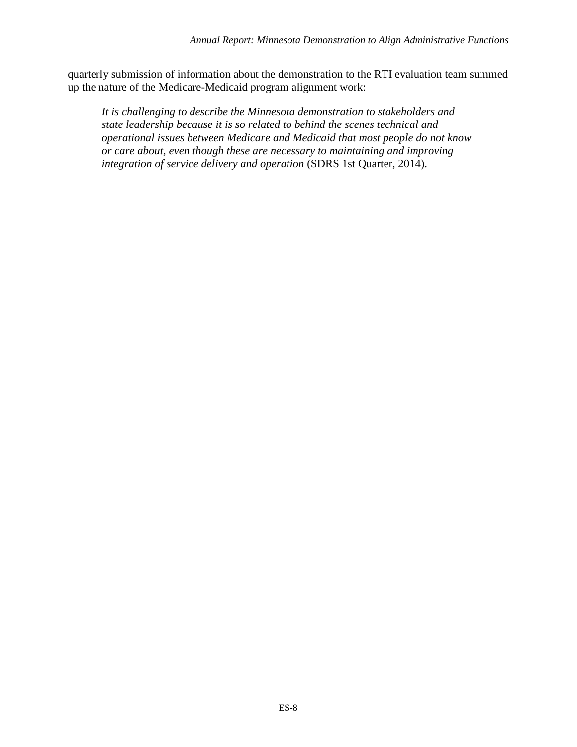quarterly submission of information about the demonstration to the RTI evaluation team summed up the nature of the Medicare-Medicaid program alignment work:

> *It is challenging to describe the Minnesota demonstration to stakeholders and state leadership because it is so related to behind the scenes technical and operational issues between Medicare and Medicaid that most people do not know or care about, even though these are necessary to maintaining and improving integration of service delivery and operation* (SDRS 1st Quarter, 2014).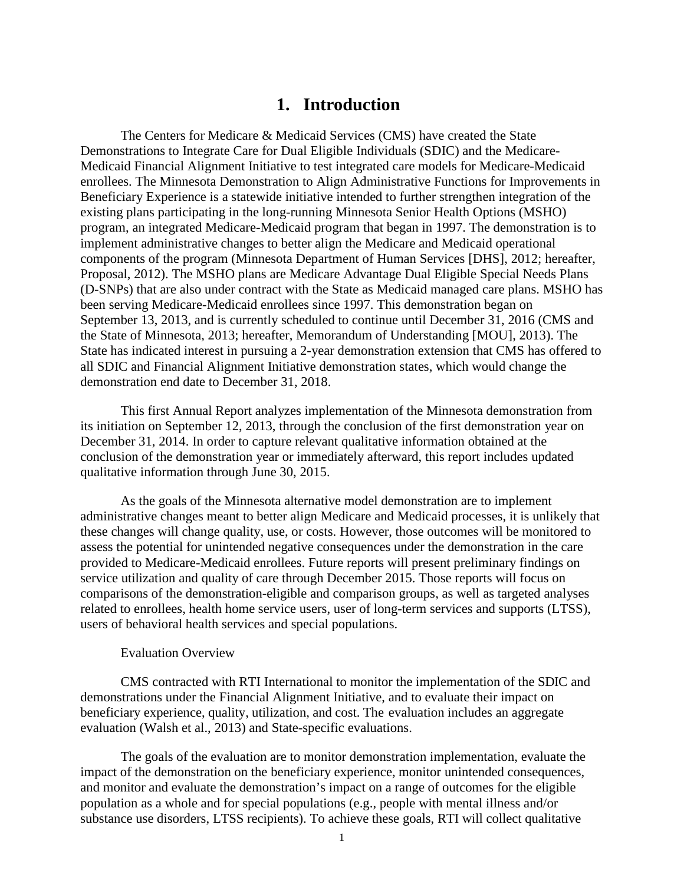# 1. Introduction

The Centers for Medicare & Medicaid Services (CMS) have created the State Demonstrations to Integrate Care for Dual Eligible Individuals (SDIC) and the Medicare-Medicaid Financial Alignment Initiative to test integrated care models for Medicare-Medicaid enrollees. The Minnesota Demonstration to Align Administrative Functions for Improvements in Beneficiary Experience is a statewide initiative intended to further strengthen integration of the existing plans participating in the long-running Minnesota Senior Health Options (MSHO) program, an integrated Medicare-Medicaid program that began in 1997. The demonstration is to implement administrative changes to better align the Medicare and Medicaid operational components of the program (Minnesota Department of Human Services [DHS], 2012; hereafter, Proposal, 2012). The MSHO plans are Medicare Advantage Dual Eligible Special Needs Plans (D-SNPs) that are also under contract with the State as Medicaid managed care plans. MSHO has been serving Medicare-Medicaid enrollees since 1997. This demonstration began on September 13, 2013, and is currently scheduled to continue until December 31, 2016 (CMS and the State of Minnesota, 2013; hereafter, Memorandum of Understanding [MOU], 2013). The State has indicated interest in pursuing a 2-year demonstration extension that CMS has offered to all SDIC and Financial Alignment Initiative demonstration states, which would change the demonstration end date to December 31, 2018.

This first Annual Report analyzes implementation of the Minnesota demonstration from its initiation on September 12, 2013, through the conclusion of the first demonstration year on December 31, 2014. In order to capture relevant qualitative information obtained at the conclusion of the demonstration year or immediately afterward, this report includes updated qualitative information through June 30, 2015.

As the goals of the Minnesota alternative model demonstration are to implement administrative changes meant to better align Medicare and Medicaid processes, it is unlikely that these changes will change quality, use, or costs. However, those outcomes will be monitored to assess the potential for unintended negative consequences under the demonstration in the care provided to Medicare-Medicaid enrollees. Future reports will present preliminary findings on service utilization and quality of care through December 2015. Those reports will focus on comparisons of the demonstration-eligible and comparison groups, as well as targeted analyses related to enrollees, health home service users, user of long-term services and supports (LTSS), users of behavioral health services and special populations.

Evaluation Overview

CMS contracted with RTI International to monitor the implementation of the SDIC and demonstrations under the Financial Alignment Initiative, and to evaluate their impact on beneficiary experience, quality, utilization, and cost. The evaluation includes an aggregate evaluation (Walsh et al., 2013) and State-specific evaluations.

The goals of the evaluation are to monitor demonstration implementation, evaluate the impact of the demonstration on the beneficiary experience, monitor unintended consequences, and monitor and evaluate the demonstration's impact on a range of outcomes for the eligible population as a whole and for special populations (e.g., people with mental illness and/or substance use disorders, LTSS recipients). To achieve these goals, RTI will collect qualitative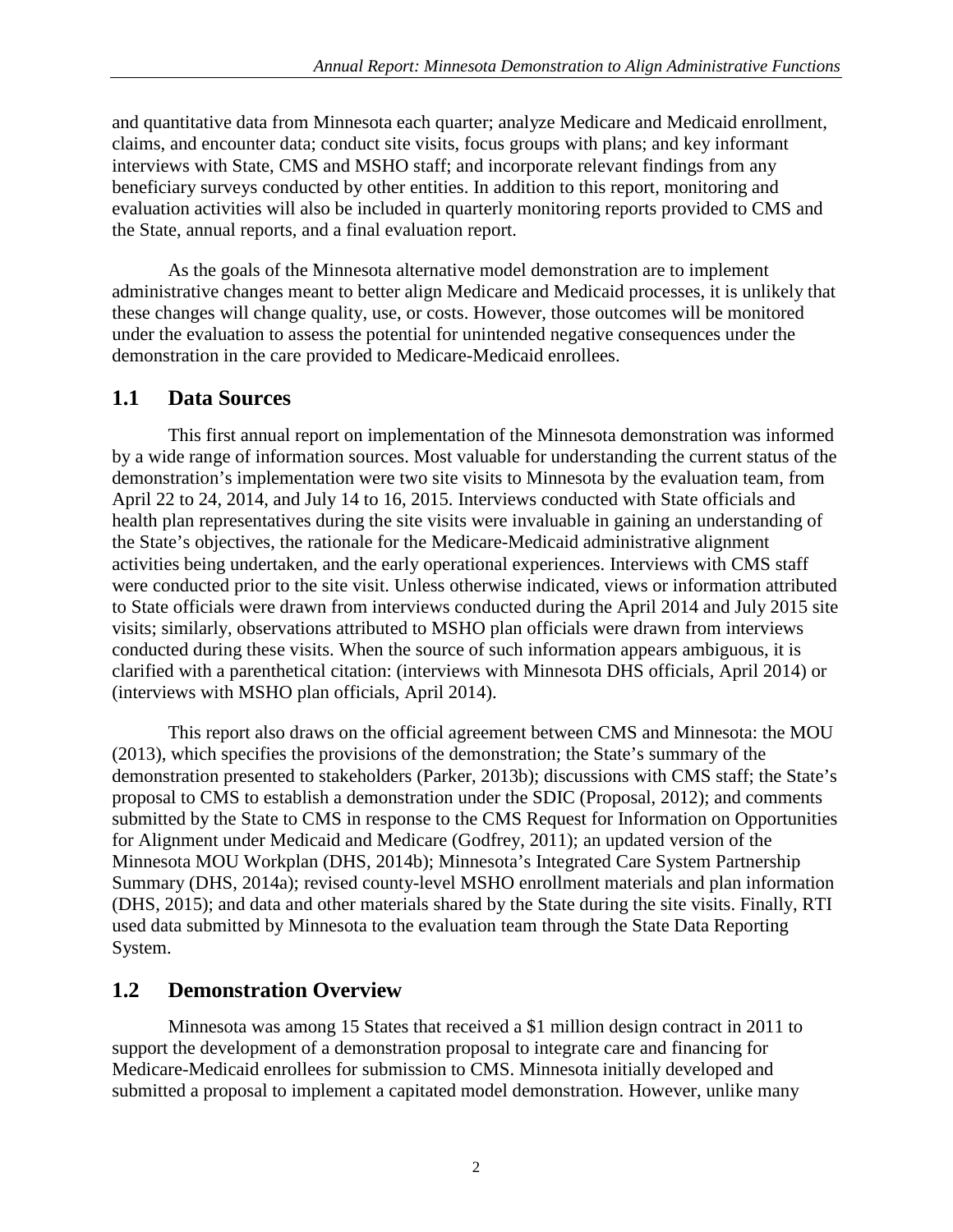and quantitative data from Minnesota each quarter; analyze Medicare and Medicaid enrollment, claims, and encounter data; conduct site visits, focus groups with plans; and key informant interviews with State, CMS and MSHO staff; and incorporate relevant findings from any beneficiary surveys conducted by other entities. In addition to this report, monitoring and evaluation activities will also be included in quarterly monitoring reports provided to CMS and the State, annual reports, and a final evaluation report.

As the goals of the Minnesota alternative model demonstration are to implement administrative changes meant to better align Medicare and Medicaid processes, it is unlikely that these changes will change quality, use, or costs. However, those outcomes will be monitored under the evaluation to assess the potential for unintended negative consequences under the demonstration in the care provided to Medicare-Medicaid enrollees.

## 1.1 Data Sources

This first annual report on implementation of the Minnesota demonstration was informed by a wide range of information sources. Most valuable for understanding the current status of the demonstration's implementation were two site visits to Minnesota by the evaluation team, from April 22 to 24, 2014, and July 14 to 16, 2015. Interviews conducted with State officials and health plan representatives during the site visits were invaluable in gaining an understanding of the State's objectives, the rationale for the Medicare-Medicaid administrative alignment activities being undertaken, and the early operational experiences. Interviews with CMS staff were conducted prior to the site visit. Unless otherwise indicated, views or information attributed to State officials were drawn from interviews conducted during the April 2014 and July 2015 site visits; similarly, observations attributed to MSHO plan officials were drawn from interviews conducted during these visits. When the source of such information appears ambiguous, it is clarified with a parenthetical citation: (interviews with Minnesota DHS officials, April 2014) or (interviews with MSHO plan officials, April 2014).

This report also draws on the official agreement between CMS and Minnesota: the MOU (2013), which specifies the provisions of the demonstration; the State's summary of the demonstration presented to stakeholders (Parker, 2013b); discussions with CMS staff; the State's proposal to CMS to establish a demonstration under the SDIC (Proposal, 2012); and comments submitted by the State to CMS in response to the CMS Request for Information on Opportunities for Alignment under Medicaid and Medicare (Godfrey, 2011); an updated version of the Minnesota MOU Workplan (DHS, 2014b); Minnesota's Integrated Care System Partnership Summary (DHS, 2014a); revised county-level MSHO enrollment materials and plan information (DHS, 2015); and data and other materials shared by the State during the site visits. Finally, RTI used data submitted by Minnesota to the evaluation team through the State Data Reporting System.

## 1.2 Demonstration Overview

Minnesota was among 15 States that received a $1 million design contract in 2011 to support the development of a demonstration proposal to integrate care and financing for Medicare-Medicaid enrollees for submission to CMS. Minnesota initially developed and submitted a proposal to implement a capitated model demonstration. However, unlike many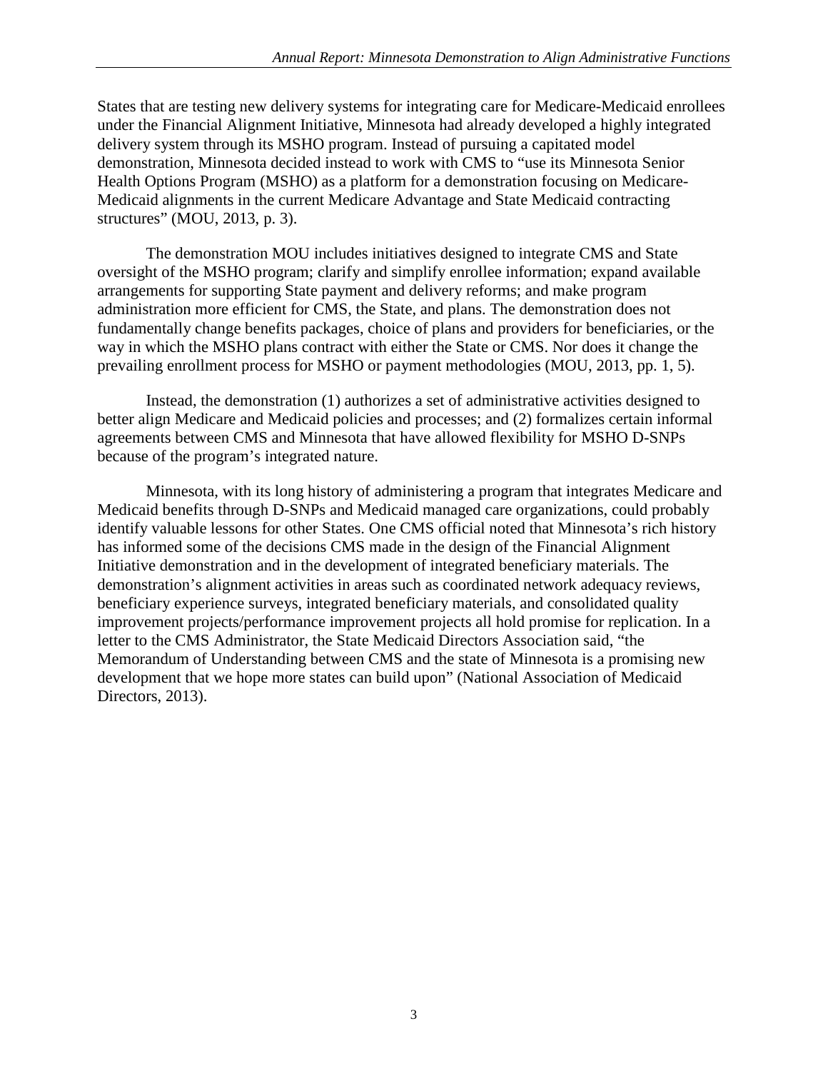States that are testing new delivery systems for integrating care for Medicare-Medicaid enrollees under the Financial Alignment Initiative, Minnesota had already developed a highly integrated delivery system through its MSHO program. Instead of pursuing a capitated model demonstration, Minnesota decided instead to work with CMS to "use its Minnesota Senior Health Options Program (MSHO) as a platform for a demonstration focusing on Medicare-Medicaid alignments in the current Medicare Advantage and State Medicaid contracting structures" (MOU, 2013, p. 3).

The demonstration MOU includes initiatives designed to integrate CMS and State oversight of the MSHO program; clarify and simplify enrollee information; expand available arrangements for supporting State payment and delivery reforms; and make program administration more efficient for CMS, the State, and plans. The demonstration does not fundamentally change benefits packages, choice of plans and providers for beneficiaries, or the way in which the MSHO plans contract with either the State or CMS. Nor does it change the prevailing enrollment process for MSHO or payment methodologies (MOU, 2013, pp. 1, 5).

Instead, the demonstration (1) authorizes a set of administrative activities designed to better align Medicare and Medicaid policies and processes; and (2) formalizes certain informal agreements between CMS and Minnesota that have allowed flexibility for MSHO D-SNPs because of the program's integrated nature.

Minnesota, with its long history of administering a program that integrates Medicare and Medicaid benefits through D-SNPs and Medicaid managed care organizations, could probably identify valuable lessons for other States. One CMS official noted that Minnesota's rich history has informed some of the decisions CMS made in the design of the Financial Alignment Initiative demonstration and in the development of integrated beneficiary materials. The demonstration's alignment activities in areas such as coordinated network adequacy reviews, beneficiary experience surveys, integrated beneficiary materials, and consolidated quality improvement projects/performance improvement projects all hold promise for replication. In a letter to the CMS Administrator, the State Medicaid Directors Association said, "the Memorandum of Understanding between CMS and the state of Minnesota is a promising new development that we hope more states can build upon" (National Association of Medicaid Directors, 2013).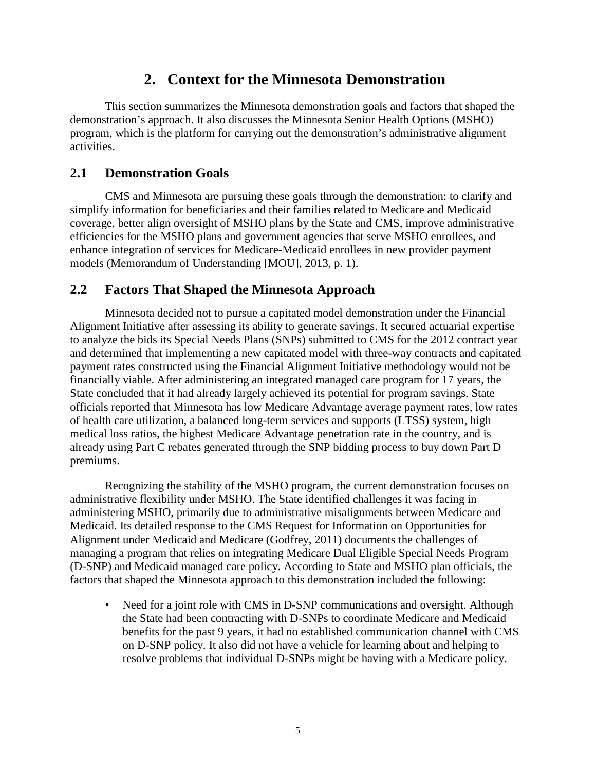# 2. Context for the Minnesota Demonstration

This section summarizes the Minnesota demonstration goals and factors that shaped the demonstration's approach. It also discusses the Minnesota Senior Health Options (MSHO) program, which is the platform for carrying out the demonstration's administrative alignment activities.

## 2.1 Demonstration Goals

CMS and Minnesota are pursuing these goals through the demonstration: to clarify and simplify information for beneficiaries and their families related to Medicare and Medicaid coverage, better align oversight of MSHO plans by the State and CMS, improve administrative efficiencies for the MSHO plans and government agencies that serve MSHO enrollees, and enhance integration of services for Medicare-Medicaid enrollees in new provider payment models (Memorandum of Understanding [MOU], 2013, p. 1).

## 2.2 Factors That Shaped the Minnesota Approach

Minnesota decided not to pursue a capitated model demonstration under the Financial Alignment Initiative after assessing its ability to generate savings. It secured actuarial expertise to analyze the bids its Special Needs Plans (SNPs) submitted to CMS for the 2012 contract year and determined that implementing a new capitated model with three-way contracts and capitated payment rates constructed using the Financial Alignment Initiative methodology would not be financially viable. After administering an integrated managed care program for 17 years, the State concluded that it had already largely achieved its potential for program savings. State officials reported that Minnesota has low Medicare Advantage average payment rates, low rates of health care utilization, a balanced long-term services and supports (LTSS) system, high medical loss ratios, the highest Medicare Advantage penetration rate in the country, and is already using Part C rebates generated through the SNP bidding process to buy down Part D premiums.

Recognizing the stability of the MSHO program, the current demonstration focuses on administrative flexibility under MSHO. The State identified challenges it was facing in administering MSHO, primarily due to administrative misalignments between Medicare and Medicaid. Its detailed response to the CMS Request for Information on Opportunities for Alignment under Medicaid and Medicare (Godfrey, 2011) documents the challenges of managing a program that relies on integrating Medicare Dual Eligible Special Needs Program (D-SNP) and Medicaid managed care policy. According to State and MSHO plan officials, the factors that shaped the Minnesota approach to this demonstration included the following:

- Need for a joint role with CMS in D-SNP communications and oversight. Although the State had been contracting with D-SNPs to coordinate Medicare and Medicaid benefits for the past 9 years, it had no established communication channel with CMS on D-SNP policy. It also did not have a vehicle for learning about and helping to resolve problems that individual D-SNPs might be having with a Medicare policy.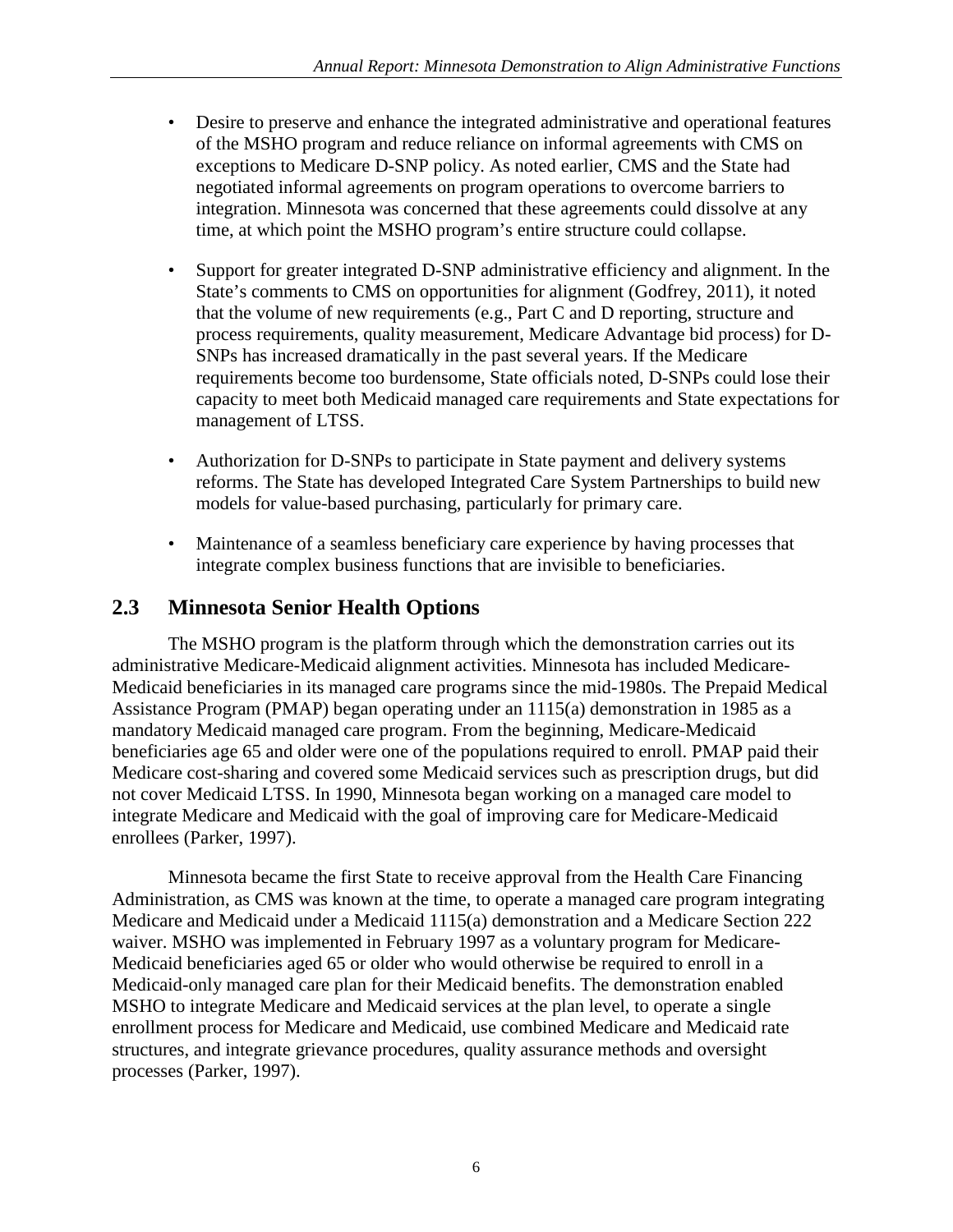- Desire to preserve and enhance the integrated administrative and operational features of the MSHO program and reduce reliance on informal agreements with CMS on exceptions to Medicare D-SNP policy. As noted earlier, CMS and the State had negotiated informal agreements on program operations to overcome barriers to integration. Minnesota was concerned that these agreements could dissolve at any time, at which point the MSHO program's entire structure could collapse.

- Support for greater integrated D-SNP administrative efficiency and alignment. In the State's comments to CMS on opportunities for alignment (Godfrey, 2011), it noted that the volume of new requirements (e.g., Part C and D reporting, structure and process requirements, quality measurement, Medicare Advantage bid process) for D-SNPs has increased dramatically in the past several years. If the Medicare requirements become too burdensome, State officials noted, D-SNPs could lose their capacity to meet both Medicaid managed care requirements and State expectations for management of LTSS.

- Authorization for D-SNPs to participate in State payment and delivery systems reforms. The State has developed Integrated Care System Partnerships to build new models for value-based purchasing, particularly for primary care.

- Maintenance of a seamless beneficiary care experience by having processes that integrate complex business functions that are invisible to beneficiaries.

## 2.3 Minnesota Senior Health Options

The MSHO program is the platform through which the demonstration carries out its administrative Medicare-Medicaid alignment activities. Minnesota has included Medicare-Medicaid beneficiaries in its managed care programs since the mid-1980s. The Prepaid Medical Assistance Program (PMAP) began operating under an 1115(a) demonstration in 1985 as a mandatory Medicaid managed care program. From the beginning, Medicare-Medicaid beneficiaries age 65 and older were one of the populations required to enroll. PMAP paid their Medicare cost-sharing and covered some Medicaid services such as prescription drugs, but did not cover Medicaid LTSS. In 1990, Minnesota began working on a managed care model to integrate Medicare and Medicaid with the goal of improving care for Medicare-Medicaid enrollees (Parker, 1997).

Minnesota became the first State to receive approval from the Health Care Financing Administration, as CMS was known at the time, to operate a managed care program integrating Medicare and Medicaid under a Medicaid 1115(a) demonstration and a Medicare Section 222 waiver. MSHO was implemented in February 1997 as a voluntary program for Medicare-Medicaid beneficiaries aged 65 or older who would otherwise be required to enroll in a Medicaid-only managed care plan for their Medicaid benefits. The demonstration enabled MSHO to integrate Medicare and Medicaid services at the plan level, to operate a single enrollment process for Medicare and Medicaid, use combined Medicare and Medicaid rate structures, and integrate grievance procedures, quality assurance methods and oversight processes (Parker, 1997).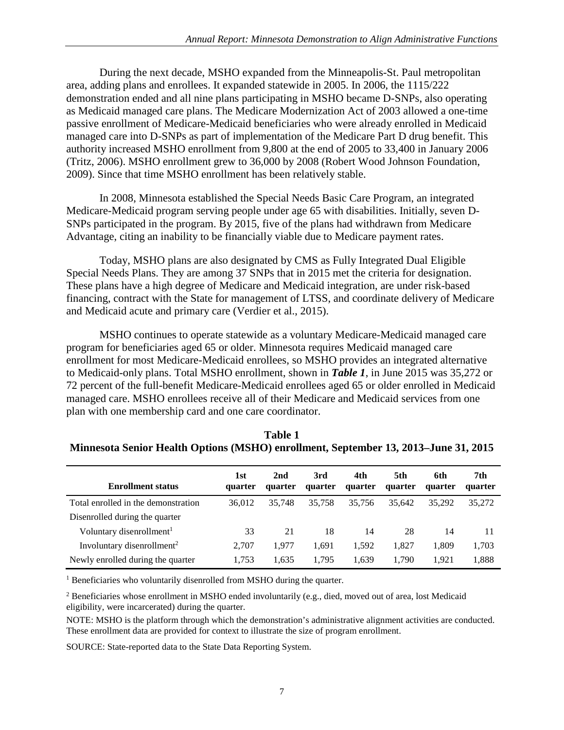During the next decade, MSHO expanded from the Minneapolis-St. Paul metropolitan area, adding plans and enrollees. It expanded statewide in 2005. In 2006, the 1115/222 demonstration ended and all nine plans participating in MSHO became D-SNPs, also operating as Medicaid managed care plans. The Medicare Modernization Act of 2003 allowed a one-time passive enrollment of Medicare-Medicaid beneficiaries who were already enrolled in Medicaid managed care into D-SNPs as part of implementation of the Medicare Part D drug benefit. This authority increased MSHO enrollment from 9,800 at the end of 2005 to 33,400 in January 2006 (Tritz, 2006). MSHO enrollment grew to 36,000 by 2008 (Robert Wood Johnson Foundation, 2009). Since that time MSHO enrollment has been relatively stable.

In 2008, Minnesota established the Special Needs Basic Care Program, an integrated Medicare-Medicaid program serving people under age 65 with disabilities. Initially, seven D-SNPs participated in the program. By 2015, five of the plans had withdrawn from Medicare Advantage, citing an inability to be financially viable due to Medicare payment rates.

Today, MSHO plans are also designated by CMS as Fully Integrated Dual Eligible Special Needs Plans. They are among 37 SNPs that in 2015 met the criteria for designation. These plans have a high degree of Medicare and Medicaid integration, are under risk-based financing, contract with the State for management of LTSS, and coordinate delivery of Medicare and Medicaid acute and primary care (Verdier et al., 2015).

MSHO continues to operate statewide as a voluntary Medicare-Medicaid managed care program for beneficiaries aged 65 or older. Minnesota requires Medicaid managed care enrollment for most Medicare-Medicaid enrollees, so MSHO provides an integrated alternative to Medicaid-only plans. Total MSHO enrollment, shown in ***Table 1***, in June 2015 was 35,272 or 72 percent of the full-benefit Medicare-Medicaid enrollees aged 65 or older enrolled in Medicaid managed care. MSHO enrollees receive all of their Medicare and Medicaid services from one plan with one membership card and one care coordinator.

**Table 1**
**Minnesota Senior Health Options (MSHO) enrollment, September 13, 2013–June 31, 2015**

| Enrollment status | 1st quarter | 2nd quarter | 3rd quarter | 4th quarter | 5th quarter | 6th quarter | 7th quarter |
|---|---|---|---|---|---|---|---|
| Total enrolled in the demonstration | 36,012 | 35,748 | 35,758 | 35,756 | 35,642 | 35,292 | 35,272 |
| Disenrolled during the quarter | | | | | | | |
| Voluntary disenrollment[1] | 33 | 21 | 18 | 14 | 28 | 14 | 11 |
| Involuntary disenrollment[2] | 2,707 | 1,977 | 1,691 | 1,592 | 1,827 | 1,809 | 1,703 |
| Newly enrolled during the quarter | 1,753 | 1,635 | 1,795 | 1,639 | 1,790 | 1,921 | 1,888 |

[1] Beneficiaries who voluntarily disenrolled from MSHO during the quarter.

[2] Beneficiaries whose enrollment in MSHO ended involuntarily (e.g., died, moved out of area, lost Medicaid eligibility, were incarcerated) during the quarter.

NOTE: MSHO is the platform through which the demonstration's administrative alignment activities are conducted. These enrollment data are provided for context to illustrate the size of program enrollment.

SOURCE: State-reported data to the State Data Reporting System.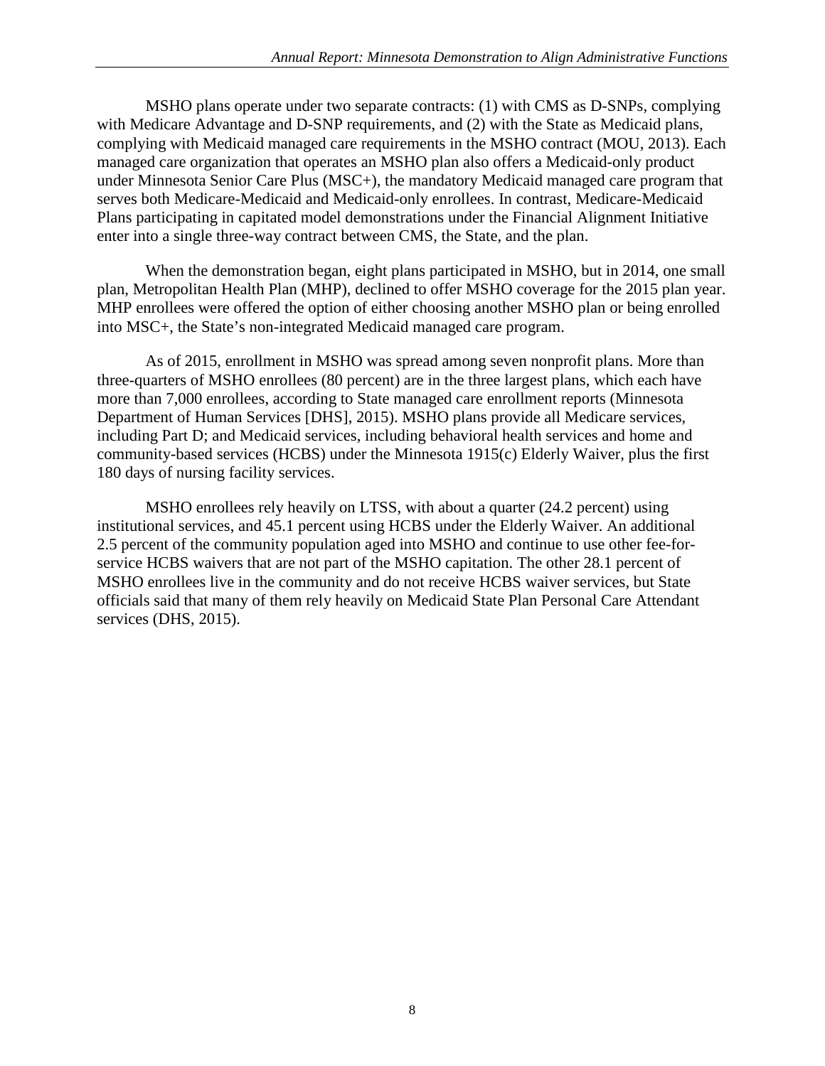MSHO plans operate under two separate contracts: (1) with CMS as D-SNPs, complying with Medicare Advantage and D-SNP requirements, and (2) with the State as Medicaid plans, complying with Medicaid managed care requirements in the MSHO contract (MOU, 2013). Each managed care organization that operates an MSHO plan also offers a Medicaid-only product under Minnesota Senior Care Plus (MSC+), the mandatory Medicaid managed care program that serves both Medicare-Medicaid and Medicaid-only enrollees. In contrast, Medicare-Medicaid Plans participating in capitated model demonstrations under the Financial Alignment Initiative enter into a single three-way contract between CMS, the State, and the plan.

When the demonstration began, eight plans participated in MSHO, but in 2014, one small plan, Metropolitan Health Plan (MHP), declined to offer MSHO coverage for the 2015 plan year. MHP enrollees were offered the option of either choosing another MSHO plan or being enrolled into MSC+, the State's non-integrated Medicaid managed care program.

As of 2015, enrollment in MSHO was spread among seven nonprofit plans. More than three-quarters of MSHO enrollees (80 percent) are in the three largest plans, which each have more than 7,000 enrollees, according to State managed care enrollment reports (Minnesota Department of Human Services [DHS], 2015). MSHO plans provide all Medicare services, including Part D; and Medicaid services, including behavioral health services and home and community-based services (HCBS) under the Minnesota 1915(c) Elderly Waiver, plus the first 180 days of nursing facility services.

MSHO enrollees rely heavily on LTSS, with about a quarter (24.2 percent) using institutional services, and 45.1 percent using HCBS under the Elderly Waiver. An additional 2.5 percent of the community population aged into MSHO and continue to use other fee-for-service HCBS waivers that are not part of the MSHO capitation. The other 28.1 percent of MSHO enrollees live in the community and do not receive HCBS waiver services, but State officials said that many of them rely heavily on Medicaid State Plan Personal Care Attendant services (DHS, 2015).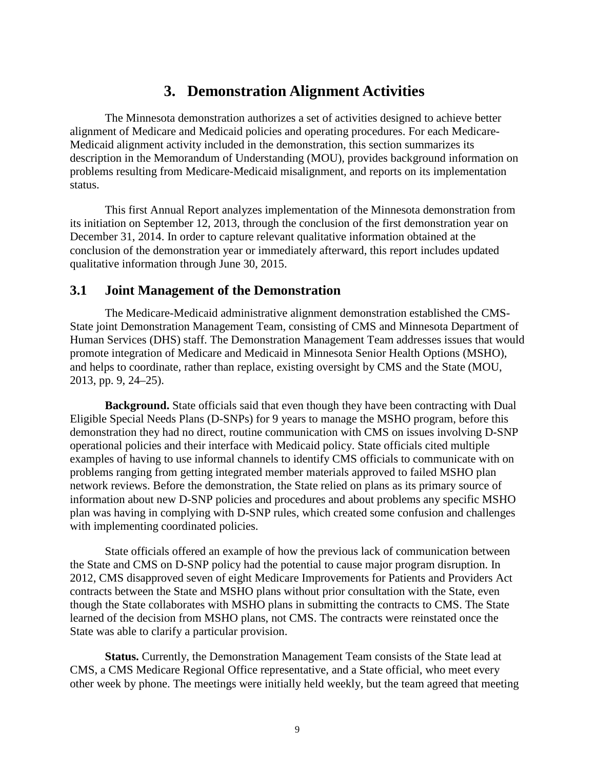# 3. Demonstration Alignment Activities

The Minnesota demonstration authorizes a set of activities designed to achieve better alignment of Medicare and Medicaid policies and operating procedures. For each Medicare-Medicaid alignment activity included in the demonstration, this section summarizes its description in the Memorandum of Understanding (MOU), provides background information on problems resulting from Medicare-Medicaid misalignment, and reports on its implementation status.

This first Annual Report analyzes implementation of the Minnesota demonstration from its initiation on September 12, 2013, through the conclusion of the first demonstration year on December 31, 2014. In order to capture relevant qualitative information obtained at the conclusion of the demonstration year or immediately afterward, this report includes updated qualitative information through June 30, 2015.

## 3.1 Joint Management of the Demonstration

The Medicare-Medicaid administrative alignment demonstration established the CMS-State joint Demonstration Management Team, consisting of CMS and Minnesota Department of Human Services (DHS) staff. The Demonstration Management Team addresses issues that would promote integration of Medicare and Medicaid in Minnesota Senior Health Options (MSHO), and helps to coordinate, rather than replace, existing oversight by CMS and the State (MOU, 2013, pp. 9, 24–25).

**Background.** State officials said that even though they have been contracting with Dual Eligible Special Needs Plans (D-SNPs) for 9 years to manage the MSHO program, before this demonstration they had no direct, routine communication with CMS on issues involving D-SNP operational policies and their interface with Medicaid policy. State officials cited multiple examples of having to use informal channels to identify CMS officials to communicate with on problems ranging from getting integrated member materials approved to failed MSHO plan network reviews. Before the demonstration, the State relied on plans as its primary source of information about new D-SNP policies and procedures and about problems any specific MSHO plan was having in complying with D-SNP rules, which created some confusion and challenges with implementing coordinated policies.

State officials offered an example of how the previous lack of communication between the State and CMS on D-SNP policy had the potential to cause major program disruption. In 2012, CMS disapproved seven of eight Medicare Improvements for Patients and Providers Act contracts between the State and MSHO plans without prior consultation with the State, even though the State collaborates with MSHO plans in submitting the contracts to CMS. The State learned of the decision from MSHO plans, not CMS. The contracts were reinstated once the State was able to clarify a particular provision.

**Status.** Currently, the Demonstration Management Team consists of the State lead at CMS, a CMS Medicare Regional Office representative, and a State official, who meet every other week by phone. The meetings were initially held weekly, but the team agreed that meeting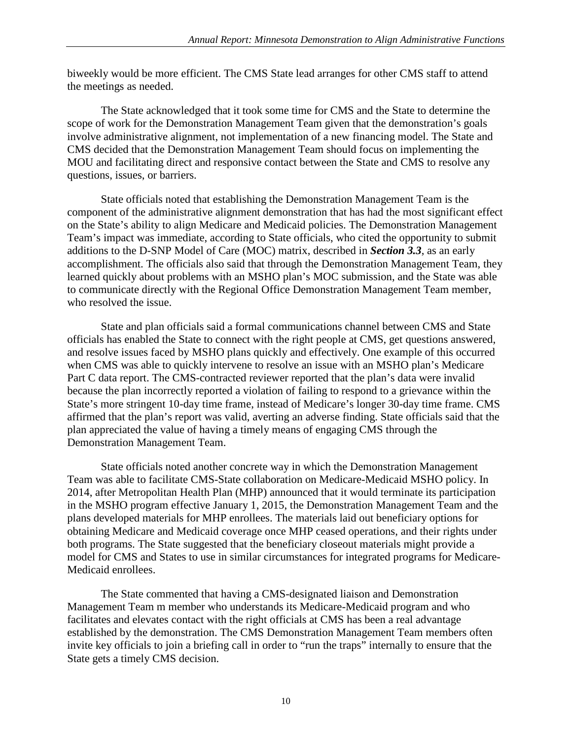biweekly would be more efficient. The CMS State lead arranges for other CMS staff to attend the meetings as needed.

The State acknowledged that it took some time for CMS and the State to determine the scope of work for the Demonstration Management Team given that the demonstration's goals involve administrative alignment, not implementation of a new financing model. The State and CMS decided that the Demonstration Management Team should focus on implementing the MOU and facilitating direct and responsive contact between the State and CMS to resolve any questions, issues, or barriers.

State officials noted that establishing the Demonstration Management Team is the component of the administrative alignment demonstration that has had the most significant effect on the State's ability to align Medicare and Medicaid policies. The Demonstration Management Team's impact was immediate, according to State officials, who cited the opportunity to submit additions to the D-SNP Model of Care (MOC) matrix, described in ***Section 3.3***, as an early accomplishment. The officials also said that through the Demonstration Management Team, they learned quickly about problems with an MSHO plan's MOC submission, and the State was able to communicate directly with the Regional Office Demonstration Management Team member, who resolved the issue.

State and plan officials said a formal communications channel between CMS and State officials has enabled the State to connect with the right people at CMS, get questions answered, and resolve issues faced by MSHO plans quickly and effectively. One example of this occurred when CMS was able to quickly intervene to resolve an issue with an MSHO plan's Medicare Part C data report. The CMS-contracted reviewer reported that the plan's data were invalid because the plan incorrectly reported a violation of failing to respond to a grievance within the State's more stringent 10-day time frame, instead of Medicare's longer 30-day time frame. CMS affirmed that the plan's report was valid, averting an adverse finding. State officials said that the plan appreciated the value of having a timely means of engaging CMS through the Demonstration Management Team.

State officials noted another concrete way in which the Demonstration Management Team was able to facilitate CMS-State collaboration on Medicare-Medicaid MSHO policy. In 2014, after Metropolitan Health Plan (MHP) announced that it would terminate its participation in the MSHO program effective January 1, 2015, the Demonstration Management Team and the plans developed materials for MHP enrollees. The materials laid out beneficiary options for obtaining Medicare and Medicaid coverage once MHP ceased operations, and their rights under both programs. The State suggested that the beneficiary closeout materials might provide a model for CMS and States to use in similar circumstances for integrated programs for Medicare-Medicaid enrollees.

The State commented that having a CMS-designated liaison and Demonstration Management Team m member who understands its Medicare-Medicaid program and who facilitates and elevates contact with the right officials at CMS has been a real advantage established by the demonstration. The CMS Demonstration Management Team members often invite key officials to join a briefing call in order to "run the traps" internally to ensure that the State gets a timely CMS decision.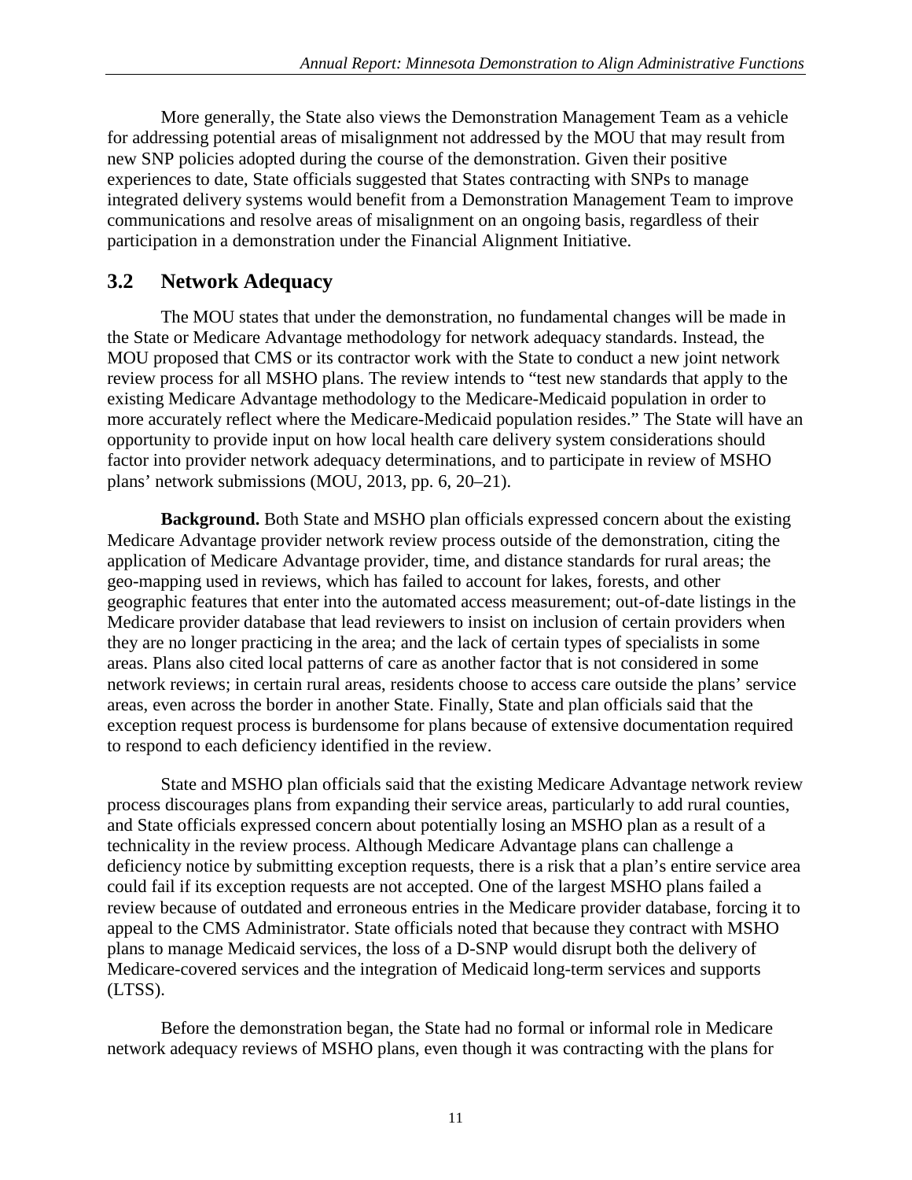More generally, the State also views the Demonstration Management Team as a vehicle for addressing potential areas of misalignment not addressed by the MOU that may result from new SNP policies adopted during the course of the demonstration. Given their positive experiences to date, State officials suggested that States contracting with SNPs to manage integrated delivery systems would benefit from a Demonstration Management Team to improve communications and resolve areas of misalignment on an ongoing basis, regardless of their participation in a demonstration under the Financial Alignment Initiative.

## 3.2 Network Adequacy

The MOU states that under the demonstration, no fundamental changes will be made in the State or Medicare Advantage methodology for network adequacy standards. Instead, the MOU proposed that CMS or its contractor work with the State to conduct a new joint network review process for all MSHO plans. The review intends to "test new standards that apply to the existing Medicare Advantage methodology to the Medicare-Medicaid population in order to more accurately reflect where the Medicare-Medicaid population resides." The State will have an opportunity to provide input on how local health care delivery system considerations should factor into provider network adequacy determinations, and to participate in review of MSHO plans' network submissions (MOU, 2013, pp. 6, 20–21).

**Background.** Both State and MSHO plan officials expressed concern about the existing Medicare Advantage provider network review process outside of the demonstration, citing the application of Medicare Advantage provider, time, and distance standards for rural areas; the geo-mapping used in reviews, which has failed to account for lakes, forests, and other geographic features that enter into the automated access measurement; out-of-date listings in the Medicare provider database that lead reviewers to insist on inclusion of certain providers when they are no longer practicing in the area; and the lack of certain types of specialists in some areas. Plans also cited local patterns of care as another factor that is not considered in some network reviews; in certain rural areas, residents choose to access care outside the plans' service areas, even across the border in another State. Finally, State and plan officials said that the exception request process is burdensome for plans because of extensive documentation required to respond to each deficiency identified in the review.

State and MSHO plan officials said that the existing Medicare Advantage network review process discourages plans from expanding their service areas, particularly to add rural counties, and State officials expressed concern about potentially losing an MSHO plan as a result of a technicality in the review process. Although Medicare Advantage plans can challenge a deficiency notice by submitting exception requests, there is a risk that a plan's entire service area could fail if its exception requests are not accepted. One of the largest MSHO plans failed a review because of outdated and erroneous entries in the Medicare provider database, forcing it to appeal to the CMS Administrator. State officials noted that because they contract with MSHO plans to manage Medicaid services, the loss of a D-SNP would disrupt both the delivery of Medicare-covered services and the integration of Medicaid long-term services and supports (LTSS).

Before the demonstration began, the State had no formal or informal role in Medicare network adequacy reviews of MSHO plans, even though it was contracting with the plans for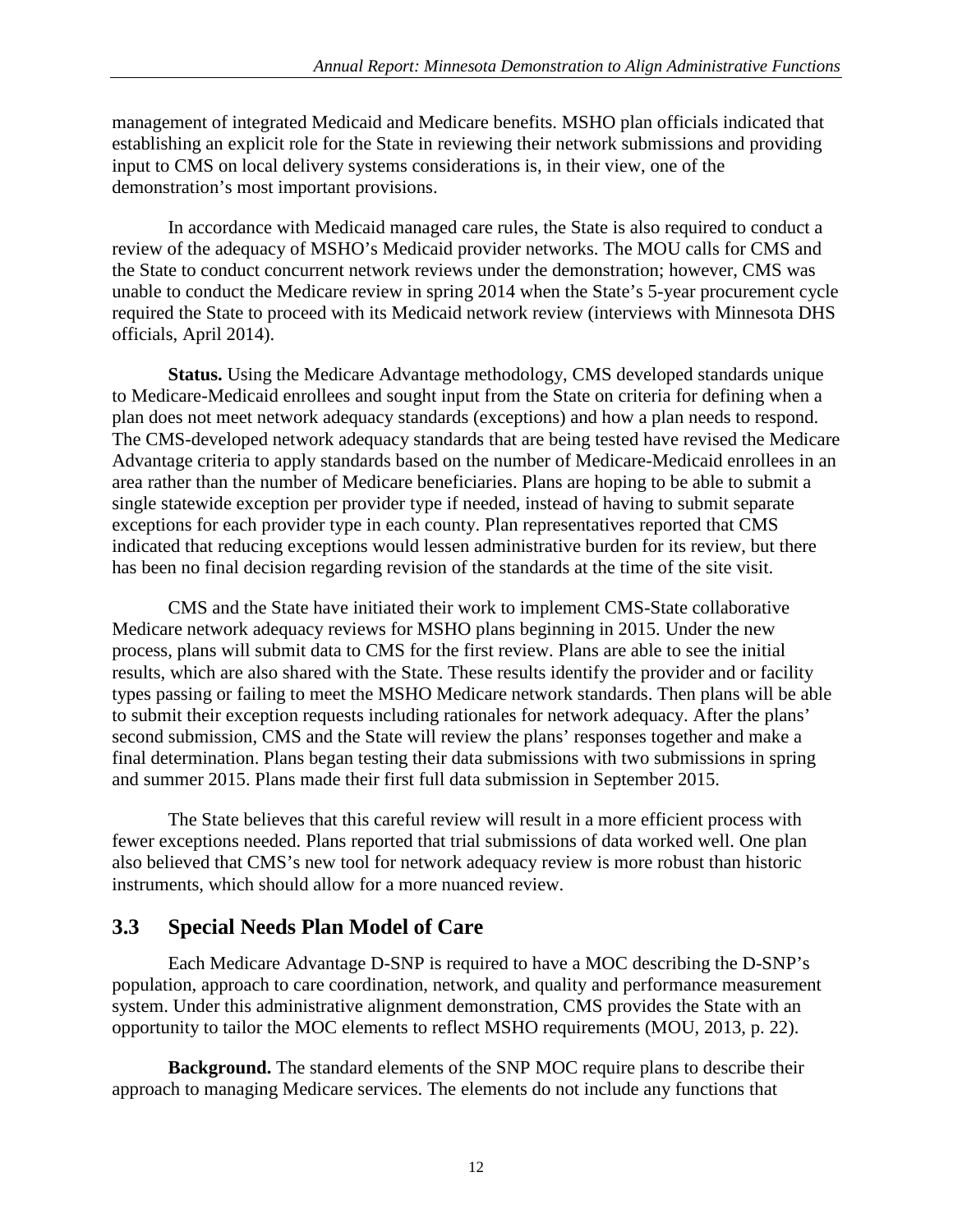management of integrated Medicaid and Medicare benefits. MSHO plan officials indicated that establishing an explicit role for the State in reviewing their network submissions and providing input to CMS on local delivery systems considerations is, in their view, one of the demonstration's most important provisions.

In accordance with Medicaid managed care rules, the State is also required to conduct a review of the adequacy of MSHO's Medicaid provider networks. The MOU calls for CMS and the State to conduct concurrent network reviews under the demonstration; however, CMS was unable to conduct the Medicare review in spring 2014 when the State's 5-year procurement cycle required the State to proceed with its Medicaid network review (interviews with Minnesota DHS officials, April 2014).

**Status.** Using the Medicare Advantage methodology, CMS developed standards unique to Medicare-Medicaid enrollees and sought input from the State on criteria for defining when a plan does not meet network adequacy standards (exceptions) and how a plan needs to respond. The CMS-developed network adequacy standards that are being tested have revised the Medicare Advantage criteria to apply standards based on the number of Medicare-Medicaid enrollees in an area rather than the number of Medicare beneficiaries. Plans are hoping to be able to submit a single statewide exception per provider type if needed, instead of having to submit separate exceptions for each provider type in each county. Plan representatives reported that CMS indicated that reducing exceptions would lessen administrative burden for its review, but there has been no final decision regarding revision of the standards at the time of the site visit.

CMS and the State have initiated their work to implement CMS-State collaborative Medicare network adequacy reviews for MSHO plans beginning in 2015. Under the new process, plans will submit data to CMS for the first review. Plans are able to see the initial results, which are also shared with the State. These results identify the provider and or facility types passing or failing to meet the MSHO Medicare network standards. Then plans will be able to submit their exception requests including rationales for network adequacy. After the plans' second submission, CMS and the State will review the plans' responses together and make a final determination. Plans began testing their data submissions with two submissions in spring and summer 2015. Plans made their first full data submission in September 2015.

The State believes that this careful review will result in a more efficient process with fewer exceptions needed. Plans reported that trial submissions of data worked well. One plan also believed that CMS's new tool for network adequacy review is more robust than historic instruments, which should allow for a more nuanced review.

## 3.3 Special Needs Plan Model of Care

Each Medicare Advantage D-SNP is required to have a MOC describing the D-SNP's population, approach to care coordination, network, and quality and performance measurement system. Under this administrative alignment demonstration, CMS provides the State with an opportunity to tailor the MOC elements to reflect MSHO requirements (MOU, 2013, p. 22).

**Background.** The standard elements of the SNP MOC require plans to describe their approach to managing Medicare services. The elements do not include any functions that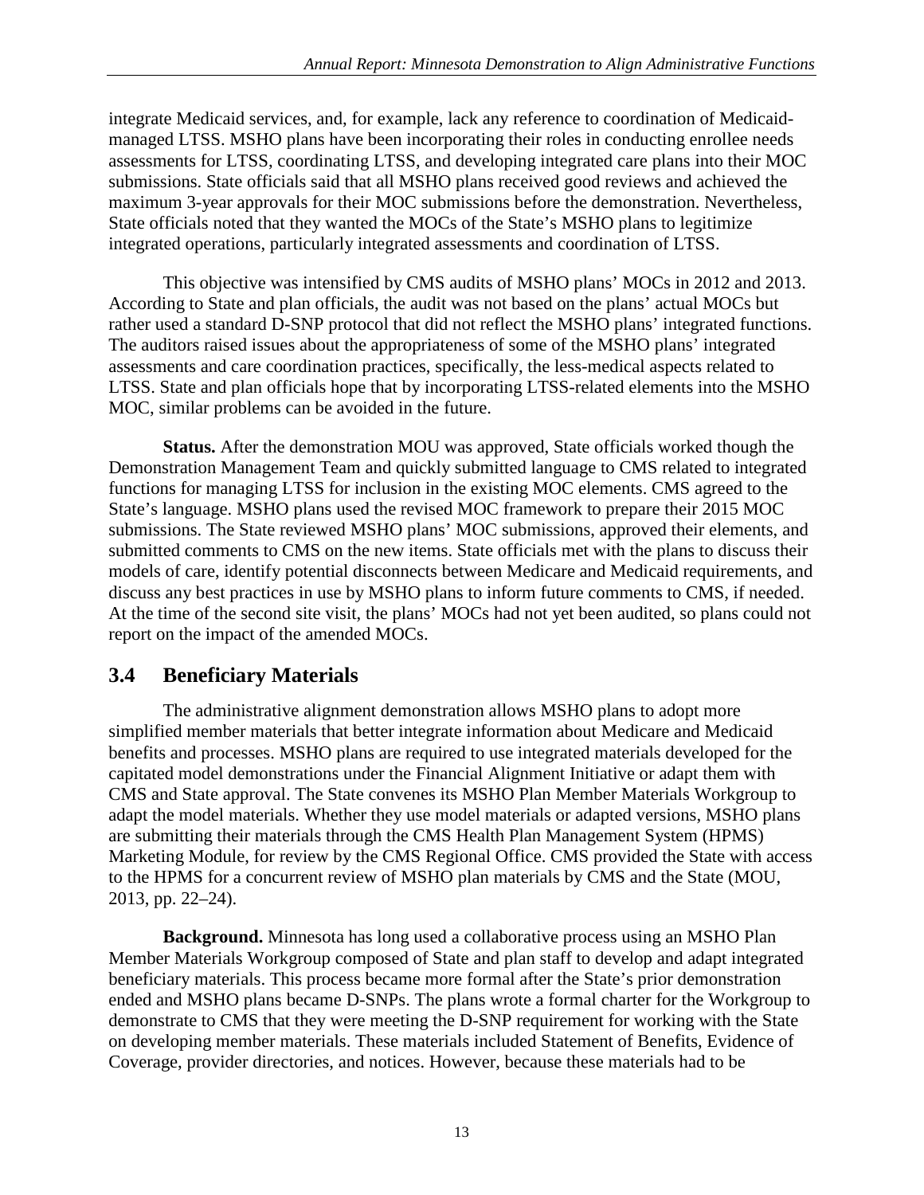integrate Medicaid services, and, for example, lack any reference to coordination of Medicaid-managed LTSS. MSHO plans have been incorporating their roles in conducting enrollee needs assessments for LTSS, coordinating LTSS, and developing integrated care plans into their MOC submissions. State officials said that all MSHO plans received good reviews and achieved the maximum 3-year approvals for their MOC submissions before the demonstration. Nevertheless, State officials noted that they wanted the MOCs of the State's MSHO plans to legitimize integrated operations, particularly integrated assessments and coordination of LTSS.

This objective was intensified by CMS audits of MSHO plans' MOCs in 2012 and 2013. According to State and plan officials, the audit was not based on the plans' actual MOCs but rather used a standard D-SNP protocol that did not reflect the MSHO plans' integrated functions. The auditors raised issues about the appropriateness of some of the MSHO plans' integrated assessments and care coordination practices, specifically, the less-medical aspects related to LTSS. State and plan officials hope that by incorporating LTSS-related elements into the MSHO MOC, similar problems can be avoided in the future.

**Status.** After the demonstration MOU was approved, State officials worked though the Demonstration Management Team and quickly submitted language to CMS related to integrated functions for managing LTSS for inclusion in the existing MOC elements. CMS agreed to the State's language. MSHO plans used the revised MOC framework to prepare their 2015 MOC submissions. The State reviewed MSHO plans' MOC submissions, approved their elements, and submitted comments to CMS on the new items. State officials met with the plans to discuss their models of care, identify potential disconnects between Medicare and Medicaid requirements, and discuss any best practices in use by MSHO plans to inform future comments to CMS, if needed. At the time of the second site visit, the plans' MOCs had not yet been audited, so plans could not report on the impact of the amended MOCs.

## 3.4 Beneficiary Materials

The administrative alignment demonstration allows MSHO plans to adopt more simplified member materials that better integrate information about Medicare and Medicaid benefits and processes. MSHO plans are required to use integrated materials developed for the capitated model demonstrations under the Financial Alignment Initiative or adapt them with CMS and State approval. The State convenes its MSHO Plan Member Materials Workgroup to adapt the model materials. Whether they use model materials or adapted versions, MSHO plans are submitting their materials through the CMS Health Plan Management System (HPMS) Marketing Module, for review by the CMS Regional Office. CMS provided the State with access to the HPMS for a concurrent review of MSHO plan materials by CMS and the State (MOU, 2013, pp. 22–24).

**Background.** Minnesota has long used a collaborative process using an MSHO Plan Member Materials Workgroup composed of State and plan staff to develop and adapt integrated beneficiary materials. This process became more formal after the State's prior demonstration ended and MSHO plans became D-SNPs. The plans wrote a formal charter for the Workgroup to demonstrate to CMS that they were meeting the D-SNP requirement for working with the State on developing member materials. These materials included Statement of Benefits, Evidence of Coverage, provider directories, and notices. However, because these materials had to be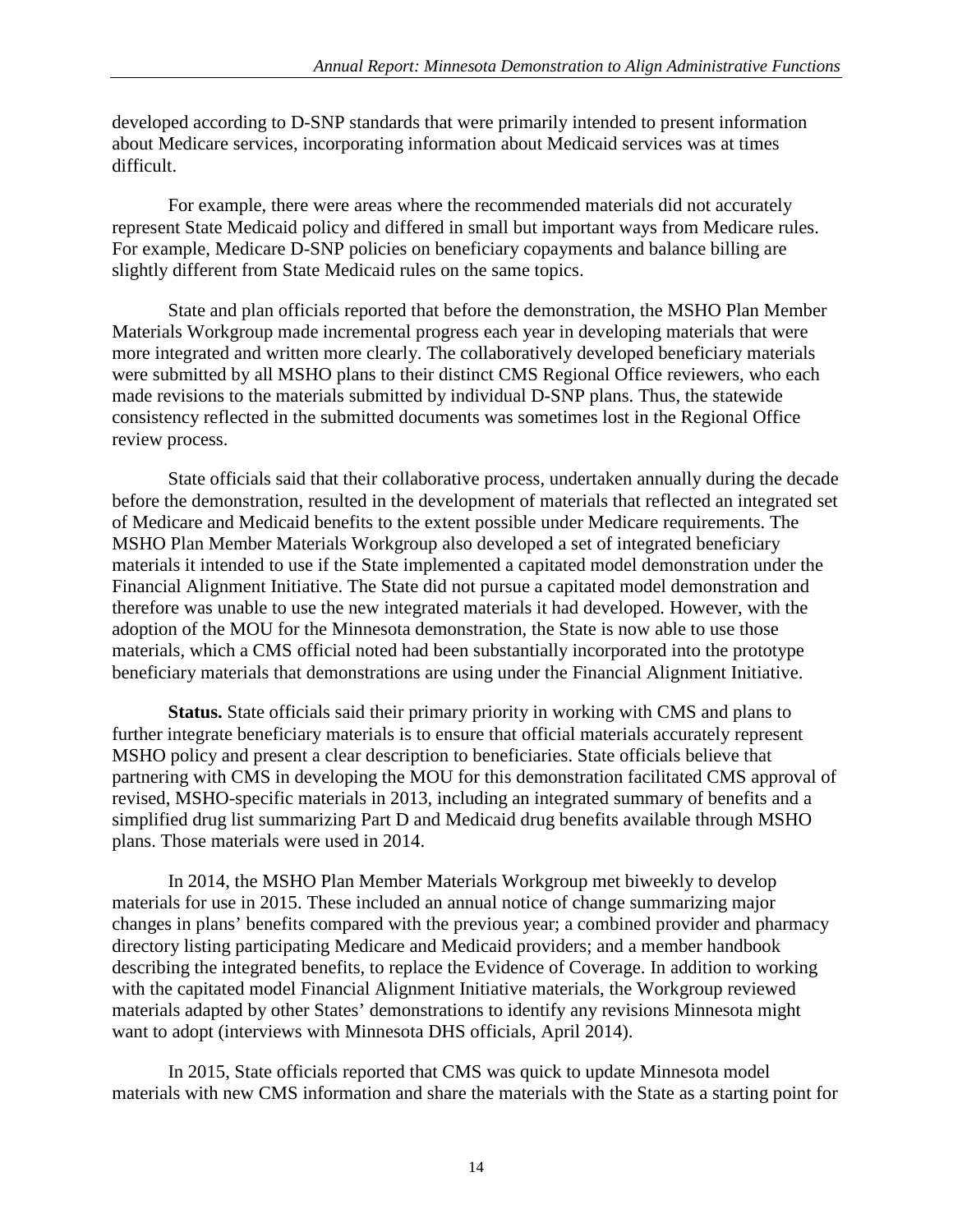developed according to D-SNP standards that were primarily intended to present information about Medicare services, incorporating information about Medicaid services was at times difficult.

For example, there were areas where the recommended materials did not accurately represent State Medicaid policy and differed in small but important ways from Medicare rules. For example, Medicare D-SNP policies on beneficiary copayments and balance billing are slightly different from State Medicaid rules on the same topics.

State and plan officials reported that before the demonstration, the MSHO Plan Member Materials Workgroup made incremental progress each year in developing materials that were more integrated and written more clearly. The collaboratively developed beneficiary materials were submitted by all MSHO plans to their distinct CMS Regional Office reviewers, who each made revisions to the materials submitted by individual D-SNP plans. Thus, the statewide consistency reflected in the submitted documents was sometimes lost in the Regional Office review process.

State officials said that their collaborative process, undertaken annually during the decade before the demonstration, resulted in the development of materials that reflected an integrated set of Medicare and Medicaid benefits to the extent possible under Medicare requirements. The MSHO Plan Member Materials Workgroup also developed a set of integrated beneficiary materials it intended to use if the State implemented a capitated model demonstration under the Financial Alignment Initiative. The State did not pursue a capitated model demonstration and therefore was unable to use the new integrated materials it had developed. However, with the adoption of the MOU for the Minnesota demonstration, the State is now able to use those materials, which a CMS official noted had been substantially incorporated into the prototype beneficiary materials that demonstrations are using under the Financial Alignment Initiative.

**Status.** State officials said their primary priority in working with CMS and plans to further integrate beneficiary materials is to ensure that official materials accurately represent MSHO policy and present a clear description to beneficiaries. State officials believe that partnering with CMS in developing the MOU for this demonstration facilitated CMS approval of revised, MSHO-specific materials in 2013, including an integrated summary of benefits and a simplified drug list summarizing Part D and Medicaid drug benefits available through MSHO plans. Those materials were used in 2014.

In 2014, the MSHO Plan Member Materials Workgroup met biweekly to develop materials for use in 2015. These included an annual notice of change summarizing major changes in plans' benefits compared with the previous year; a combined provider and pharmacy directory listing participating Medicare and Medicaid providers; and a member handbook describing the integrated benefits, to replace the Evidence of Coverage. In addition to working with the capitated model Financial Alignment Initiative materials, the Workgroup reviewed materials adapted by other States' demonstrations to identify any revisions Minnesota might want to adopt (interviews with Minnesota DHS officials, April 2014).

In 2015, State officials reported that CMS was quick to update Minnesota model materials with new CMS information and share the materials with the State as a starting point for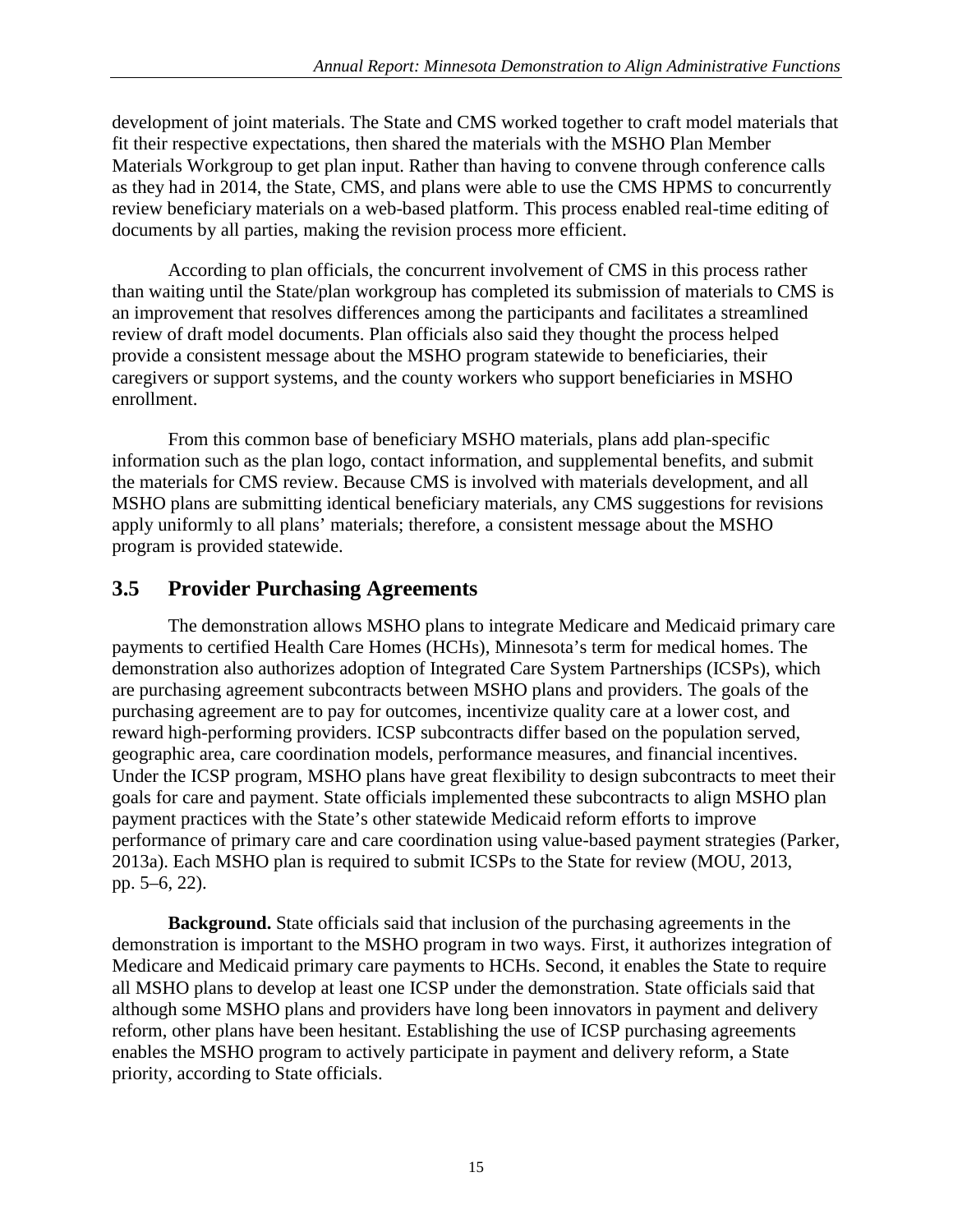development of joint materials. The State and CMS worked together to craft model materials that fit their respective expectations, then shared the materials with the MSHO Plan Member Materials Workgroup to get plan input. Rather than having to convene through conference calls as they had in 2014, the State, CMS, and plans were able to use the CMS HPMS to concurrently review beneficiary materials on a web-based platform. This process enabled real-time editing of documents by all parties, making the revision process more efficient.

According to plan officials, the concurrent involvement of CMS in this process rather than waiting until the State/plan workgroup has completed its submission of materials to CMS is an improvement that resolves differences among the participants and facilitates a streamlined review of draft model documents. Plan officials also said they thought the process helped provide a consistent message about the MSHO program statewide to beneficiaries, their caregivers or support systems, and the county workers who support beneficiaries in MSHO enrollment.

From this common base of beneficiary MSHO materials, plans add plan-specific information such as the plan logo, contact information, and supplemental benefits, and submit the materials for CMS review. Because CMS is involved with materials development, and all MSHO plans are submitting identical beneficiary materials, any CMS suggestions for revisions apply uniformly to all plans' materials; therefore, a consistent message about the MSHO program is provided statewide.

## 3.5 Provider Purchasing Agreements

The demonstration allows MSHO plans to integrate Medicare and Medicaid primary care payments to certified Health Care Homes (HCHs), Minnesota's term for medical homes. The demonstration also authorizes adoption of Integrated Care System Partnerships (ICSPs), which are purchasing agreement subcontracts between MSHO plans and providers. The goals of the purchasing agreement are to pay for outcomes, incentivize quality care at a lower cost, and reward high-performing providers. ICSP subcontracts differ based on the population served, geographic area, care coordination models, performance measures, and financial incentives. Under the ICSP program, MSHO plans have great flexibility to design subcontracts to meet their goals for care and payment. State officials implemented these subcontracts to align MSHO plan payment practices with the State's other statewide Medicaid reform efforts to improve performance of primary care and care coordination using value-based payment strategies (Parker, 2013a). Each MSHO plan is required to submit ICSPs to the State for review (MOU, 2013, pp. 5–6, 22).

**Background.** State officials said that inclusion of the purchasing agreements in the demonstration is important to the MSHO program in two ways. First, it authorizes integration of Medicare and Medicaid primary care payments to HCHs. Second, it enables the State to require all MSHO plans to develop at least one ICSP under the demonstration. State officials said that although some MSHO plans and providers have long been innovators in payment and delivery reform, other plans have been hesitant. Establishing the use of ICSP purchasing agreements enables the MSHO program to actively participate in payment and delivery reform, a State priority, according to State officials.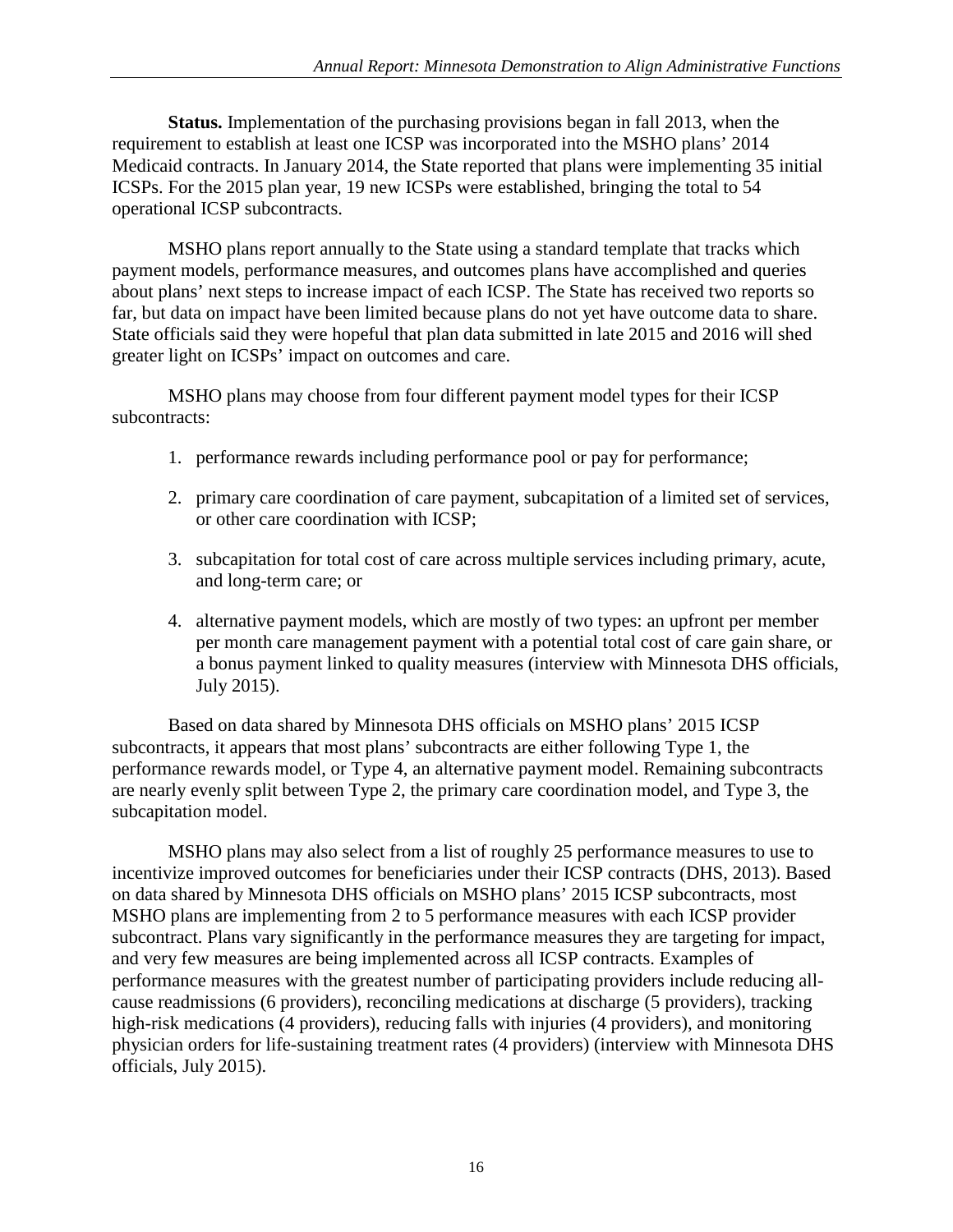**Status.** Implementation of the purchasing provisions began in fall 2013, when the requirement to establish at least one ICSP was incorporated into the MSHO plans' 2014 Medicaid contracts. In January 2014, the State reported that plans were implementing 35 initial ICSPs. For the 2015 plan year, 19 new ICSPs were established, bringing the total to 54 operational ICSP subcontracts.

MSHO plans report annually to the State using a standard template that tracks which payment models, performance measures, and outcomes plans have accomplished and queries about plans' next steps to increase impact of each ICSP. The State has received two reports so far, but data on impact have been limited because plans do not yet have outcome data to share. State officials said they were hopeful that plan data submitted in late 2015 and 2016 will shed greater light on ICSPs' impact on outcomes and care.

MSHO plans may choose from four different payment model types for their ICSP subcontracts:

1. performance rewards including performance pool or pay for performance;
2. primary care coordination of care payment, subcapitation of a limited set of services, or other care coordination with ICSP;
3. subcapitation for total cost of care across multiple services including primary, acute, and long-term care; or
4. alternative payment models, which are mostly of two types: an upfront per member per month care management payment with a potential total cost of care gain share, or a bonus payment linked to quality measures (interview with Minnesota DHS officials, July 2015).

Based on data shared by Minnesota DHS officials on MSHO plans' 2015 ICSP subcontracts, it appears that most plans' subcontracts are either following Type 1, the performance rewards model, or Type 4, an alternative payment model. Remaining subcontracts are nearly evenly split between Type 2, the primary care coordination model, and Type 3, the subcapitation model.

MSHO plans may also select from a list of roughly 25 performance measures to use to incentivize improved outcomes for beneficiaries under their ICSP contracts (DHS, 2013). Based on data shared by Minnesota DHS officials on MSHO plans' 2015 ICSP subcontracts, most MSHO plans are implementing from 2 to 5 performance measures with each ICSP provider subcontract. Plans vary significantly in the performance measures they are targeting for impact, and very few measures are being implemented across all ICSP contracts. Examples of performance measures with the greatest number of participating providers include reducing all-cause readmissions (6 providers), reconciling medications at discharge (5 providers), tracking high-risk medications (4 providers), reducing falls with injuries (4 providers), and monitoring physician orders for life-sustaining treatment rates (4 providers) (interview with Minnesota DHS officials, July 2015).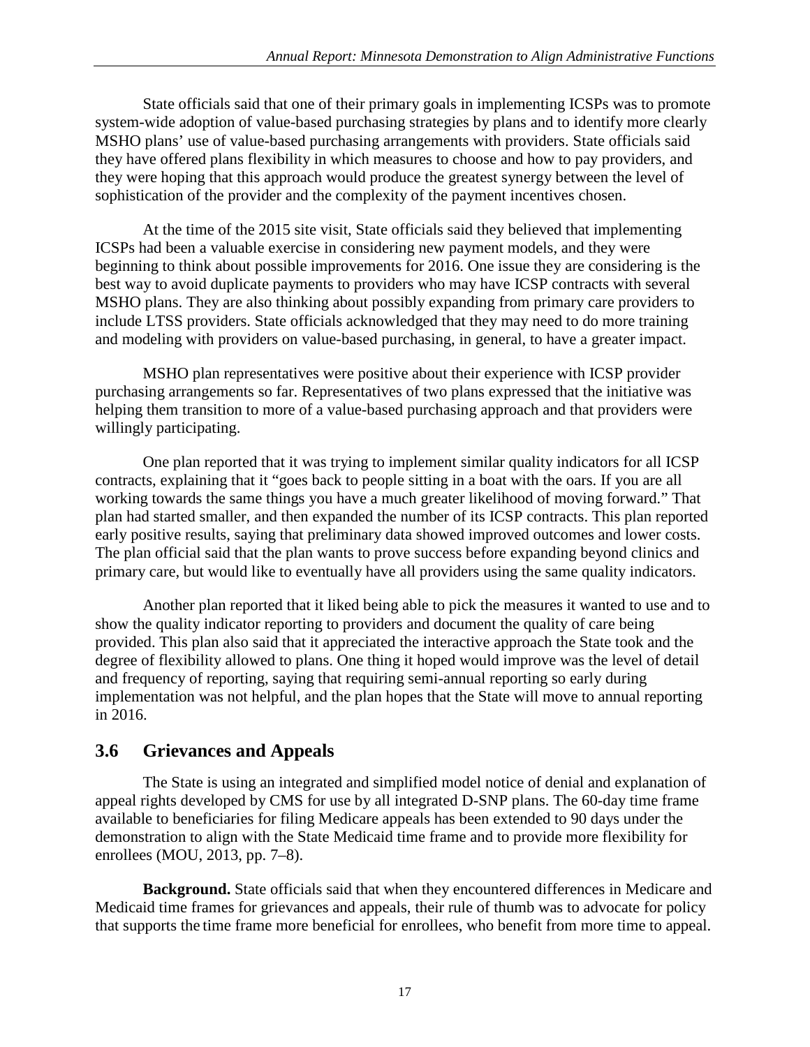State officials said that one of their primary goals in implementing ICSPs was to promote system-wide adoption of value-based purchasing strategies by plans and to identify more clearly MSHO plans' use of value-based purchasing arrangements with providers. State officials said they have offered plans flexibility in which measures to choose and how to pay providers, and they were hoping that this approach would produce the greatest synergy between the level of sophistication of the provider and the complexity of the payment incentives chosen.

At the time of the 2015 site visit, State officials said they believed that implementing ICSPs had been a valuable exercise in considering new payment models, and they were beginning to think about possible improvements for 2016. One issue they are considering is the best way to avoid duplicate payments to providers who may have ICSP contracts with several MSHO plans. They are also thinking about possibly expanding from primary care providers to include LTSS providers. State officials acknowledged that they may need to do more training and modeling with providers on value-based purchasing, in general, to have a greater impact.

MSHO plan representatives were positive about their experience with ICSP provider purchasing arrangements so far. Representatives of two plans expressed that the initiative was helping them transition to more of a value-based purchasing approach and that providers were willingly participating.

One plan reported that it was trying to implement similar quality indicators for all ICSP contracts, explaining that it "goes back to people sitting in a boat with the oars. If you are all working towards the same things you have a much greater likelihood of moving forward." That plan had started smaller, and then expanded the number of its ICSP contracts. This plan reported early positive results, saying that preliminary data showed improved outcomes and lower costs. The plan official said that the plan wants to prove success before expanding beyond clinics and primary care, but would like to eventually have all providers using the same quality indicators.

Another plan reported that it liked being able to pick the measures it wanted to use and to show the quality indicator reporting to providers and document the quality of care being provided. This plan also said that it appreciated the interactive approach the State took and the degree of flexibility allowed to plans. One thing it hoped would improve was the level of detail and frequency of reporting, saying that requiring semi-annual reporting so early during implementation was not helpful, and the plan hopes that the State will move to annual reporting in 2016.

## 3.6 Grievances and Appeals

The State is using an integrated and simplified model notice of denial and explanation of appeal rights developed by CMS for use by all integrated D-SNP plans. The 60-day time frame available to beneficiaries for filing Medicare appeals has been extended to 90 days under the demonstration to align with the State Medicaid time frame and to provide more flexibility for enrollees (MOU, 2013, pp. 7–8).

**Background.** State officials said that when they encountered differences in Medicare and Medicaid time frames for grievances and appeals, their rule of thumb was to advocate for policy that supports the time frame more beneficial for enrollees, who benefit from more time to appeal.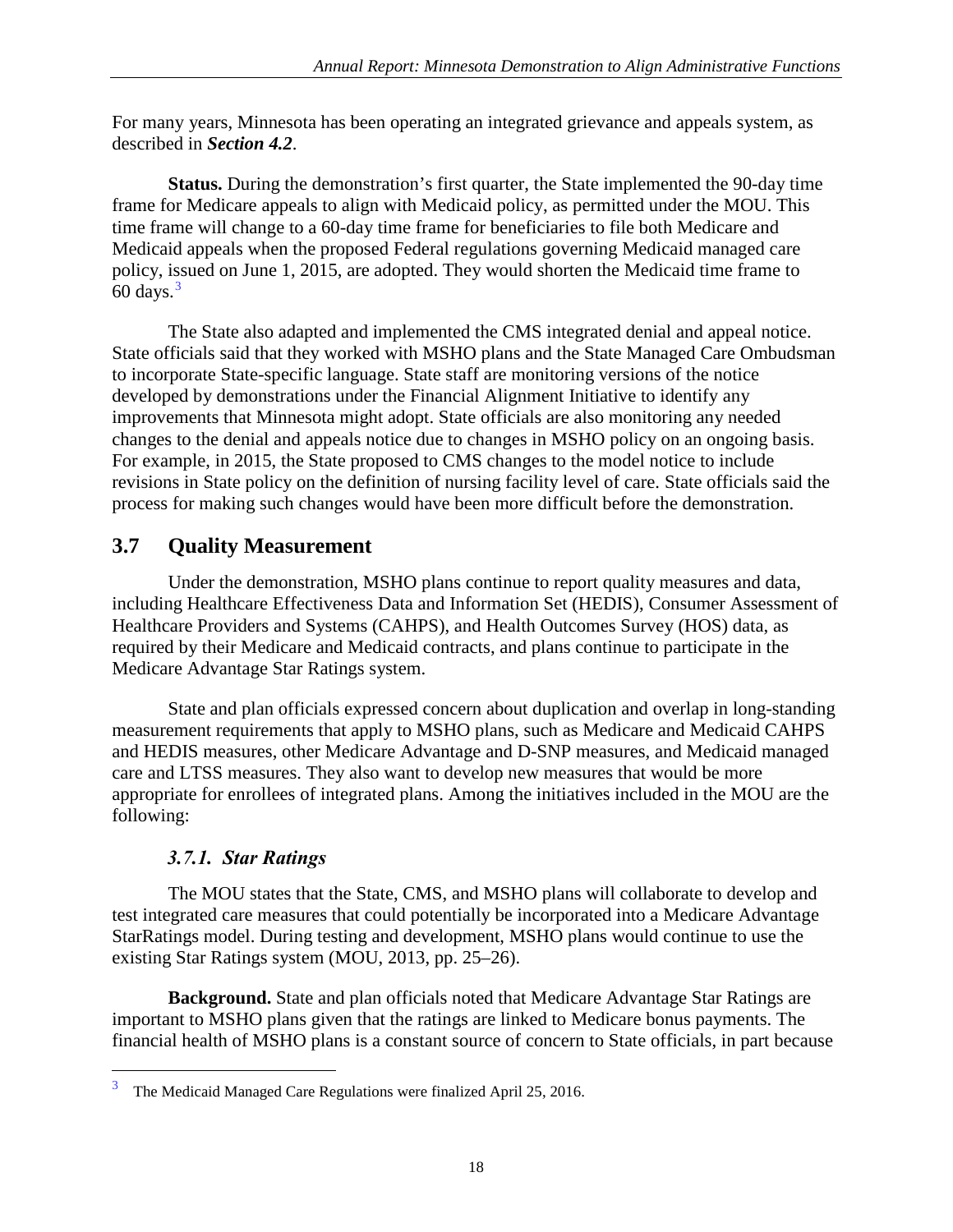For many years, Minnesota has been operating an integrated grievance and appeals system, as described in ***Section 4.2***.

**Status.** During the demonstration's first quarter, the State implemented the 90-day time frame for Medicare appeals to align with Medicaid policy, as permitted under the MOU. This time frame will change to a 60-day time frame for beneficiaries to file both Medicare and Medicaid appeals when the proposed Federal regulations governing Medicaid managed care policy, issued on June 1, 2015, are adopted. They would shorten the Medicaid time frame to 60 days.[3]

The State also adapted and implemented the CMS integrated denial and appeal notice. State officials said that they worked with MSHO plans and the State Managed Care Ombudsman to incorporate State-specific language. State staff are monitoring versions of the notice developed by demonstrations under the Financial Alignment Initiative to identify any improvements that Minnesota might adopt. State officials are also monitoring any needed changes to the denial and appeals notice due to changes in MSHO policy on an ongoing basis. For example, in 2015, the State proposed to CMS changes to the model notice to include revisions in State policy on the definition of nursing facility level of care. State officials said the process for making such changes would have been more difficult before the demonstration.

## 3.7 Quality Measurement

Under the demonstration, MSHO plans continue to report quality measures and data, including Healthcare Effectiveness Data and Information Set (HEDIS), Consumer Assessment of Healthcare Providers and Systems (CAHPS), and Health Outcomes Survey (HOS) data, as required by their Medicare and Medicaid contracts, and plans continue to participate in the Medicare Advantage Star Ratings system.

State and plan officials expressed concern about duplication and overlap in long-standing measurement requirements that apply to MSHO plans, such as Medicare and Medicaid CAHPS and HEDIS measures, other Medicare Advantage and D-SNP measures, and Medicaid managed care and LTSS measures. They also want to develop new measures that would be more appropriate for enrollees of integrated plans. Among the initiatives included in the MOU are the following:

### *3.7.1. Star Ratings*

The MOU states that the State, CMS, and MSHO plans will collaborate to develop and test integrated care measures that could potentially be incorporated into a Medicare Advantage StarRatings model. During testing and development, MSHO plans would continue to use the existing Star Ratings system (MOU, 2013, pp. 25–26).

**Background.** State and plan officials noted that Medicare Advantage Star Ratings are important to MSHO plans given that the ratings are linked to Medicare bonus payments. The financial health of MSHO plans is a constant source of concern to State officials, in part because

[3] The Medicaid Managed Care Regulations were finalized April 25, 2016.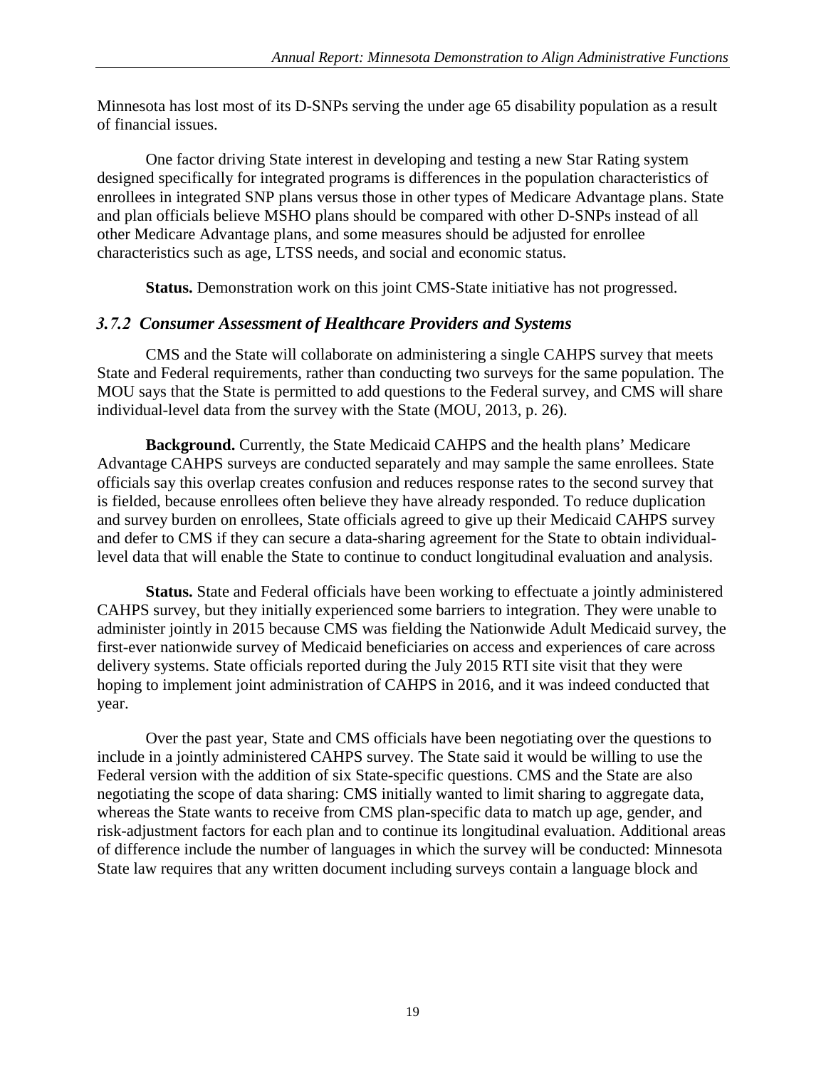Minnesota has lost most of its D-SNPs serving the under age 65 disability population as a result of financial issues.

One factor driving State interest in developing and testing a new Star Rating system designed specifically for integrated programs is differences in the population characteristics of enrollees in integrated SNP plans versus those in other types of Medicare Advantage plans. State and plan officials believe MSHO plans should be compared with other D-SNPs instead of all other Medicare Advantage plans, and some measures should be adjusted for enrollee characteristics such as age, LTSS needs, and social and economic status.

**Status.** Demonstration work on this joint CMS-State initiative has not progressed.

### *3.7.2 Consumer Assessment of Healthcare Providers and Systems*

CMS and the State will collaborate on administering a single CAHPS survey that meets State and Federal requirements, rather than conducting two surveys for the same population. The MOU says that the State is permitted to add questions to the Federal survey, and CMS will share individual-level data from the survey with the State (MOU, 2013, p. 26).

**Background.** Currently, the State Medicaid CAHPS and the health plans' Medicare Advantage CAHPS surveys are conducted separately and may sample the same enrollees. State officials say this overlap creates confusion and reduces response rates to the second survey that is fielded, because enrollees often believe they have already responded. To reduce duplication and survey burden on enrollees, State officials agreed to give up their Medicaid CAHPS survey and defer to CMS if they can secure a data-sharing agreement for the State to obtain individual-level data that will enable the State to continue to conduct longitudinal evaluation and analysis.

**Status.** State and Federal officials have been working to effectuate a jointly administered CAHPS survey, but they initially experienced some barriers to integration. They were unable to administer jointly in 2015 because CMS was fielding the Nationwide Adult Medicaid survey, the first-ever nationwide survey of Medicaid beneficiaries on access and experiences of care across delivery systems. State officials reported during the July 2015 RTI site visit that they were hoping to implement joint administration of CAHPS in 2016, and it was indeed conducted that year.

Over the past year, State and CMS officials have been negotiating over the questions to include in a jointly administered CAHPS survey. The State said it would be willing to use the Federal version with the addition of six State-specific questions. CMS and the State are also negotiating the scope of data sharing: CMS initially wanted to limit sharing to aggregate data, whereas the State wants to receive from CMS plan-specific data to match up age, gender, and risk-adjustment factors for each plan and to continue its longitudinal evaluation. Additional areas of difference include the number of languages in which the survey will be conducted: Minnesota State law requires that any written document including surveys contain a language block and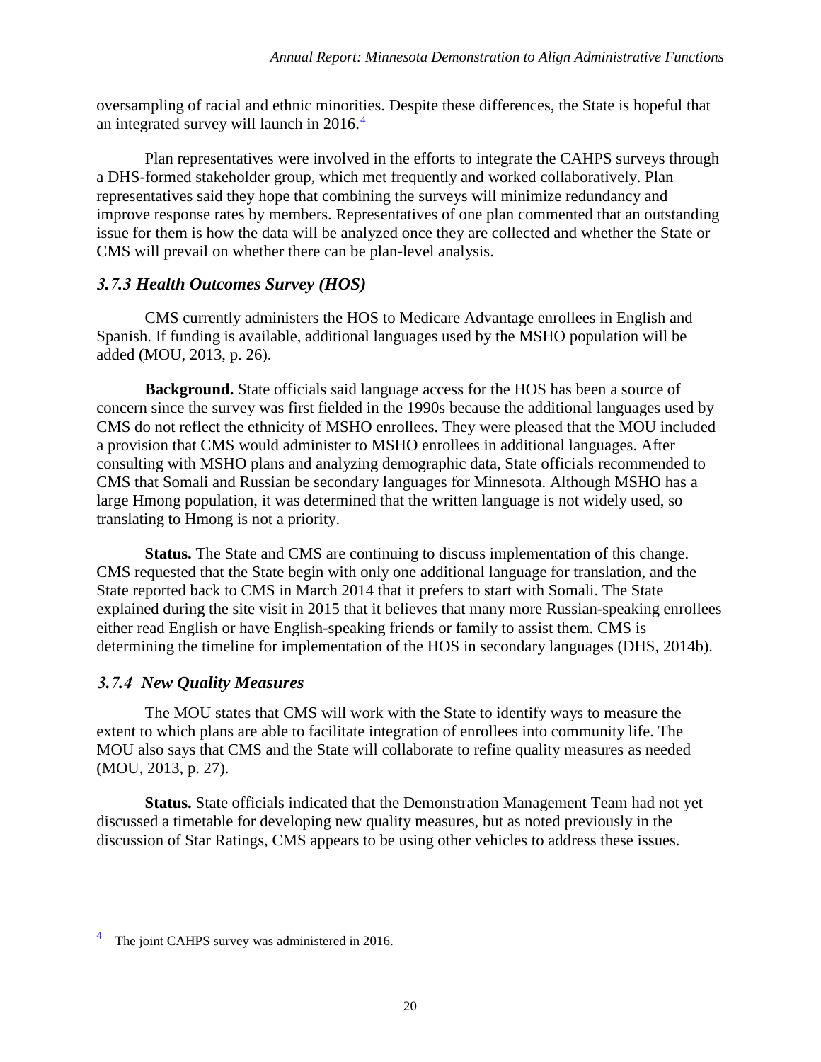oversampling of racial and ethnic minorities. Despite these differences, the State is hopeful that an integrated survey will launch in 2016.[4]

Plan representatives were involved in the efforts to integrate the CAHPS surveys through a DHS-formed stakeholder group, which met frequently and worked collaboratively. Plan representatives said they hope that combining the surveys will minimize redundancy and improve response rates by members. Representatives of one plan commented that an outstanding issue for them is how the data will be analyzed once they are collected and whether the State or CMS will prevail on whether there can be plan-level analysis.

### *3.7.3 Health Outcomes Survey (HOS)*

CMS currently administers the HOS to Medicare Advantage enrollees in English and Spanish. If funding is available, additional languages used by the MSHO population will be added (MOU, 2013, p. 26).

**Background.** State officials said language access for the HOS has been a source of concern since the survey was first fielded in the 1990s because the additional languages used by CMS do not reflect the ethnicity of MSHO enrollees. They were pleased that the MOU included a provision that CMS would administer to MSHO enrollees in additional languages. After consulting with MSHO plans and analyzing demographic data, State officials recommended to CMS that Somali and Russian be secondary languages for Minnesota. Although MSHO has a large Hmong population, it was determined that the written language is not widely used, so translating to Hmong is not a priority.

**Status.** The State and CMS are continuing to discuss implementation of this change. CMS requested that the State begin with only one additional language for translation, and the State reported back to CMS in March 2014 that it prefers to start with Somali. The State explained during the site visit in 2015 that it believes that many more Russian-speaking enrollees either read English or have English-speaking friends or family to assist them. CMS is determining the timeline for implementation of the HOS in secondary languages (DHS, 2014b).

### *3.7.4 New Quality Measures*

The MOU states that CMS will work with the State to identify ways to measure the extent to which plans are able to facilitate integration of enrollees into community life. The MOU also says that CMS and the State will collaborate to refine quality measures as needed (MOU, 2013, p. 27).

**Status.** State officials indicated that the Demonstration Management Team had not yet discussed a timetable for developing new quality measures, but as noted previously in the discussion of Star Ratings, CMS appears to be using other vehicles to address these issues.

---

[4] The joint CAHPS survey was administered in 2016.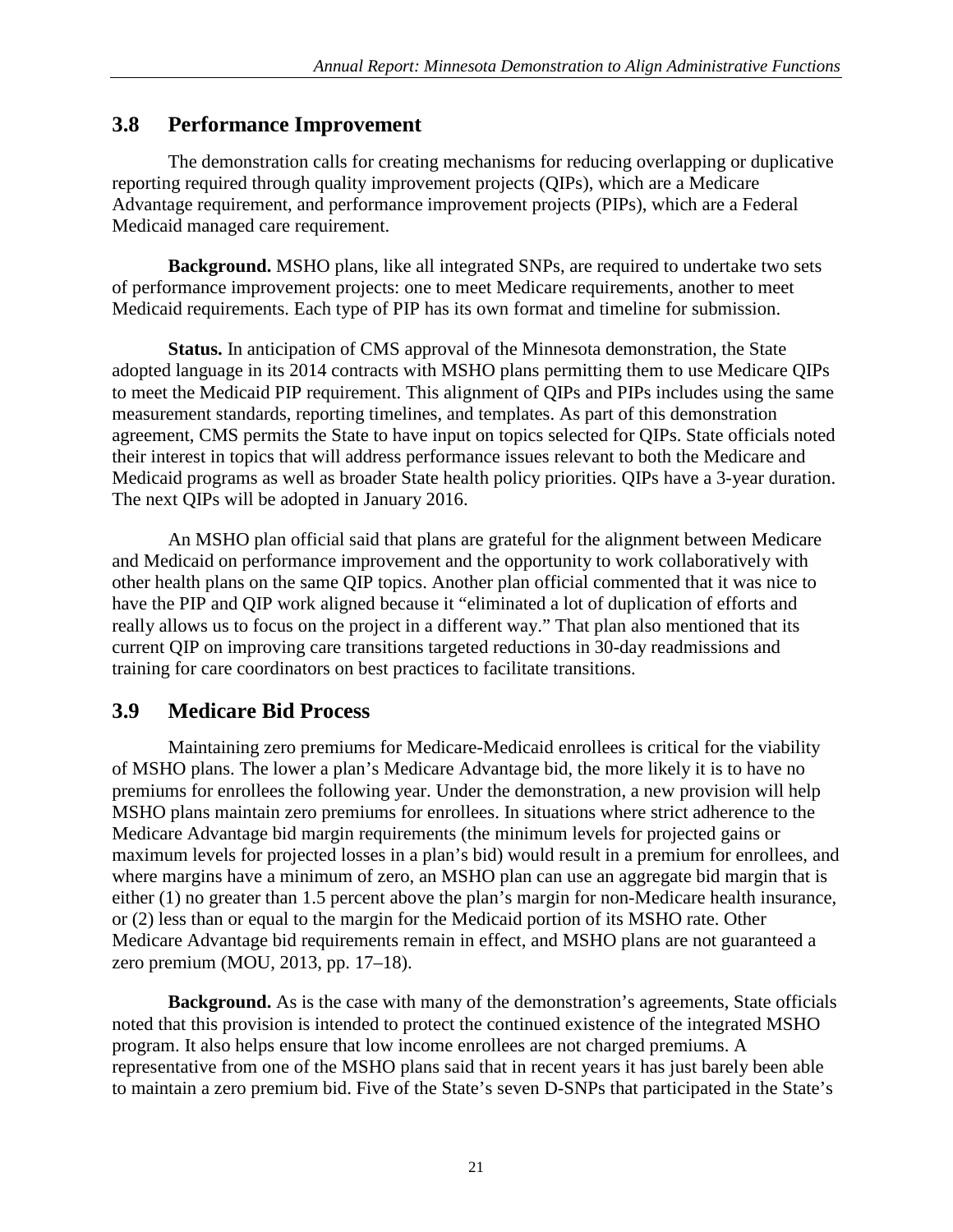## 3.8 Performance Improvement

The demonstration calls for creating mechanisms for reducing overlapping or duplicative reporting required through quality improvement projects (QIPs), which are a Medicare Advantage requirement, and performance improvement projects (PIPs), which are a Federal Medicaid managed care requirement.

**Background.** MSHO plans, like all integrated SNPs, are required to undertake two sets of performance improvement projects: one to meet Medicare requirements, another to meet Medicaid requirements. Each type of PIP has its own format and timeline for submission.

**Status.** In anticipation of CMS approval of the Minnesota demonstration, the State adopted language in its 2014 contracts with MSHO plans permitting them to use Medicare QIPs to meet the Medicaid PIP requirement. This alignment of QIPs and PIPs includes using the same measurement standards, reporting timelines, and templates. As part of this demonstration agreement, CMS permits the State to have input on topics selected for QIPs. State officials noted their interest in topics that will address performance issues relevant to both the Medicare and Medicaid programs as well as broader State health policy priorities. QIPs have a 3-year duration. The next QIPs will be adopted in January 2016.

An MSHO plan official said that plans are grateful for the alignment between Medicare and Medicaid on performance improvement and the opportunity to work collaboratively with other health plans on the same QIP topics. Another plan official commented that it was nice to have the PIP and QIP work aligned because it "eliminated a lot of duplication of efforts and really allows us to focus on the project in a different way." That plan also mentioned that its current QIP on improving care transitions targeted reductions in 30-day readmissions and training for care coordinators on best practices to facilitate transitions.

## 3.9 Medicare Bid Process

Maintaining zero premiums for Medicare-Medicaid enrollees is critical for the viability of MSHO plans. The lower a plan's Medicare Advantage bid, the more likely it is to have no premiums for enrollees the following year. Under the demonstration, a new provision will help MSHO plans maintain zero premiums for enrollees. In situations where strict adherence to the Medicare Advantage bid margin requirements (the minimum levels for projected gains or maximum levels for projected losses in a plan's bid) would result in a premium for enrollees, and where margins have a minimum of zero, an MSHO plan can use an aggregate bid margin that is either (1) no greater than 1.5 percent above the plan's margin for non-Medicare health insurance, or (2) less than or equal to the margin for the Medicaid portion of its MSHO rate. Other Medicare Advantage bid requirements remain in effect, and MSHO plans are not guaranteed a zero premium (MOU, 2013, pp. 17–18).

**Background.** As is the case with many of the demonstration's agreements, State officials noted that this provision is intended to protect the continued existence of the integrated MSHO program. It also helps ensure that low income enrollees are not charged premiums. A representative from one of the MSHO plans said that in recent years it has just barely been able to maintain a zero premium bid. Five of the State's seven D-SNPs that participated in the State's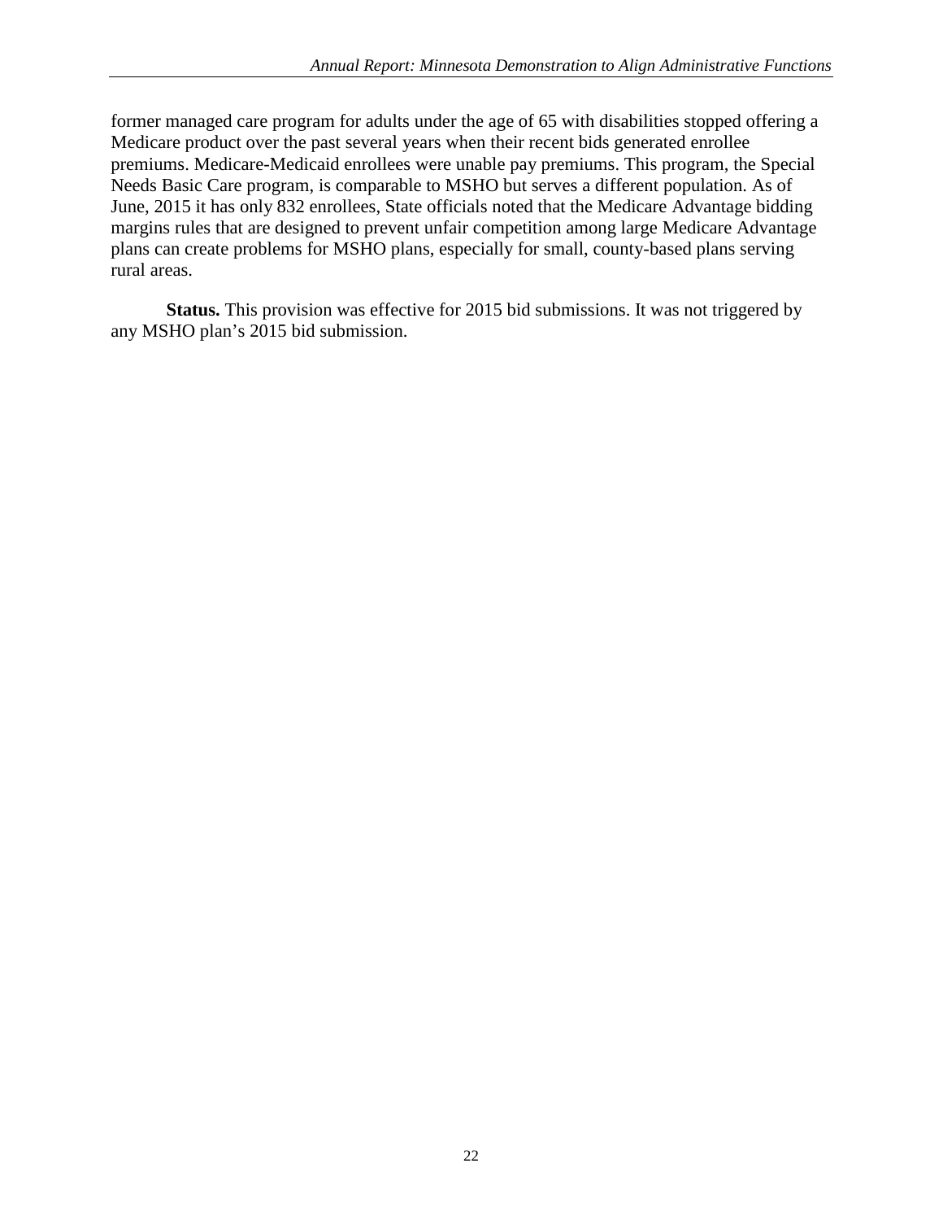former managed care program for adults under the age of 65 with disabilities stopped offering a Medicare product over the past several years when their recent bids generated enrollee premiums. Medicare-Medicaid enrollees were unable pay premiums. This program, the Special Needs Basic Care program, is comparable to MSHO but serves a different population. As of June, 2015 it has only 832 enrollees, State officials noted that the Medicare Advantage bidding margins rules that are designed to prevent unfair competition among large Medicare Advantage plans can create problems for MSHO plans, especially for small, county-based plans serving rural areas.

**Status.** This provision was effective for 2015 bid submissions. It was not triggered by any MSHO plan's 2015 bid submission.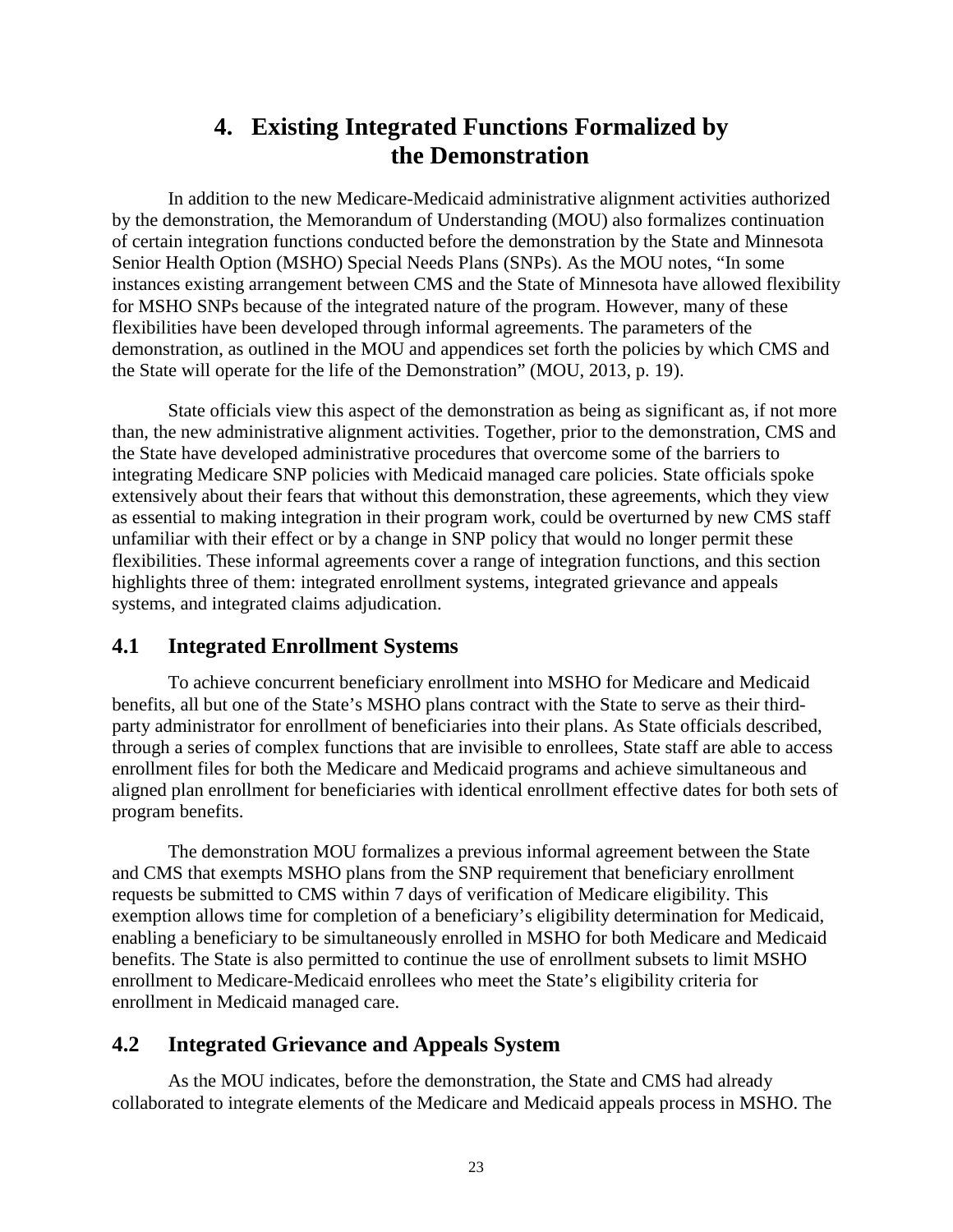# 4. Existing Integrated Functions Formalized by the Demonstration

In addition to the new Medicare-Medicaid administrative alignment activities authorized by the demonstration, the Memorandum of Understanding (MOU) also formalizes continuation of certain integration functions conducted before the demonstration by the State and Minnesota Senior Health Option (MSHO) Special Needs Plans (SNPs). As the MOU notes, "In some instances existing arrangement between CMS and the State of Minnesota have allowed flexibility for MSHO SNPs because of the integrated nature of the program. However, many of these flexibilities have been developed through informal agreements. The parameters of the demonstration, as outlined in the MOU and appendices set forth the policies by which CMS and the State will operate for the life of the Demonstration" (MOU, 2013, p. 19).

State officials view this aspect of the demonstration as being as significant as, if not more than, the new administrative alignment activities. Together, prior to the demonstration, CMS and the State have developed administrative procedures that overcome some of the barriers to integrating Medicare SNP policies with Medicaid managed care policies. State officials spoke extensively about their fears that without this demonstration, these agreements, which they view as essential to making integration in their program work, could be overturned by new CMS staff unfamiliar with their effect or by a change in SNP policy that would no longer permit these flexibilities. These informal agreements cover a range of integration functions, and this section highlights three of them: integrated enrollment systems, integrated grievance and appeals systems, and integrated claims adjudication.

## 4.1 Integrated Enrollment Systems

To achieve concurrent beneficiary enrollment into MSHO for Medicare and Medicaid benefits, all but one of the State's MSHO plans contract with the State to serve as their third-party administrator for enrollment of beneficiaries into their plans. As State officials described, through a series of complex functions that are invisible to enrollees, State staff are able to access enrollment files for both the Medicare and Medicaid programs and achieve simultaneous and aligned plan enrollment for beneficiaries with identical enrollment effective dates for both sets of program benefits.

The demonstration MOU formalizes a previous informal agreement between the State and CMS that exempts MSHO plans from the SNP requirement that beneficiary enrollment requests be submitted to CMS within 7 days of verification of Medicare eligibility. This exemption allows time for completion of a beneficiary's eligibility determination for Medicaid, enabling a beneficiary to be simultaneously enrolled in MSHO for both Medicare and Medicaid benefits. The State is also permitted to continue the use of enrollment subsets to limit MSHO enrollment to Medicare-Medicaid enrollees who meet the State's eligibility criteria for enrollment in Medicaid managed care.

## 4.2 Integrated Grievance and Appeals System

As the MOU indicates, before the demonstration, the State and CMS had already collaborated to integrate elements of the Medicare and Medicaid appeals process in MSHO. The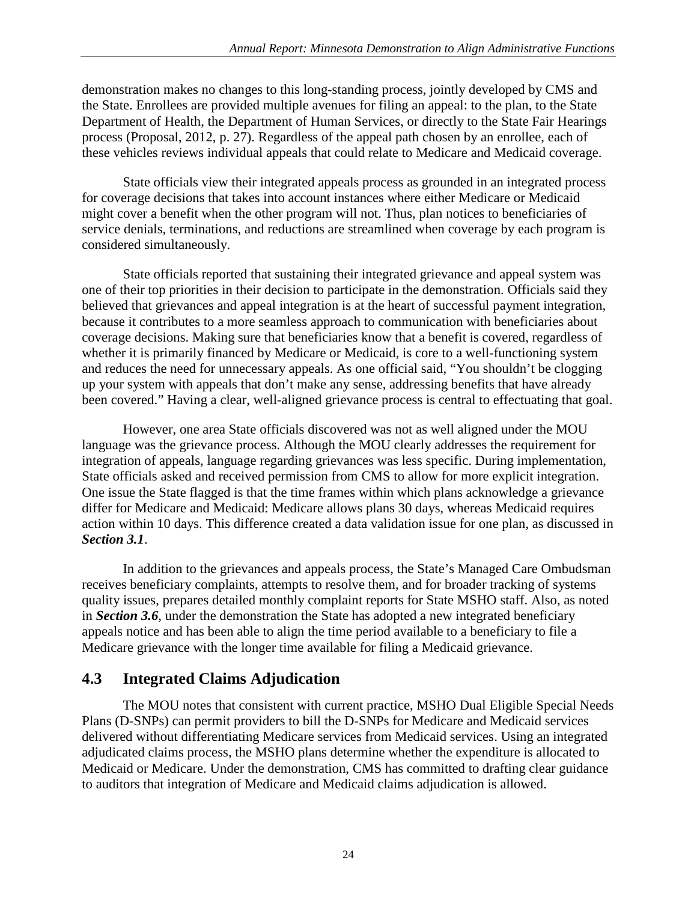demonstration makes no changes to this long-standing process, jointly developed by CMS and the State. Enrollees are provided multiple avenues for filing an appeal: to the plan, to the State Department of Health, the Department of Human Services, or directly to the State Fair Hearings process (Proposal, 2012, p. 27). Regardless of the appeal path chosen by an enrollee, each of these vehicles reviews individual appeals that could relate to Medicare and Medicaid coverage.

State officials view their integrated appeals process as grounded in an integrated process for coverage decisions that takes into account instances where either Medicare or Medicaid might cover a benefit when the other program will not. Thus, plan notices to beneficiaries of service denials, terminations, and reductions are streamlined when coverage by each program is considered simultaneously.

State officials reported that sustaining their integrated grievance and appeal system was one of their top priorities in their decision to participate in the demonstration. Officials said they believed that grievances and appeal integration is at the heart of successful payment integration, because it contributes to a more seamless approach to communication with beneficiaries about coverage decisions. Making sure that beneficiaries know that a benefit is covered, regardless of whether it is primarily financed by Medicare or Medicaid, is core to a well-functioning system and reduces the need for unnecessary appeals. As one official said, "You shouldn't be clogging up your system with appeals that don't make any sense, addressing benefits that have already been covered." Having a clear, well-aligned grievance process is central to effectuating that goal.

However, one area State officials discovered was not as well aligned under the MOU language was the grievance process. Although the MOU clearly addresses the requirement for integration of appeals, language regarding grievances was less specific. During implementation, State officials asked and received permission from CMS to allow for more explicit integration. One issue the State flagged is that the time frames within which plans acknowledge a grievance differ for Medicare and Medicaid: Medicare allows plans 30 days, whereas Medicaid requires action within 10 days. This difference created a data validation issue for one plan, as discussed in ***Section 3.1***.

In addition to the grievances and appeals process, the State's Managed Care Ombudsman receives beneficiary complaints, attempts to resolve them, and for broader tracking of systems quality issues, prepares detailed monthly complaint reports for State MSHO staff. Also, as noted in ***Section 3.6***, under the demonstration the State has adopted a new integrated beneficiary appeals notice and has been able to align the time period available to a beneficiary to file a Medicare grievance with the longer time available for filing a Medicaid grievance.

## 4.3 Integrated Claims Adjudication

The MOU notes that consistent with current practice, MSHO Dual Eligible Special Needs Plans (D-SNPs) can permit providers to bill the D-SNPs for Medicare and Medicaid services delivered without differentiating Medicare services from Medicaid services. Using an integrated adjudicated claims process, the MSHO plans determine whether the expenditure is allocated to Medicaid or Medicare. Under the demonstration, CMS has committed to drafting clear guidance to auditors that integration of Medicare and Medicaid claims adjudication is allowed.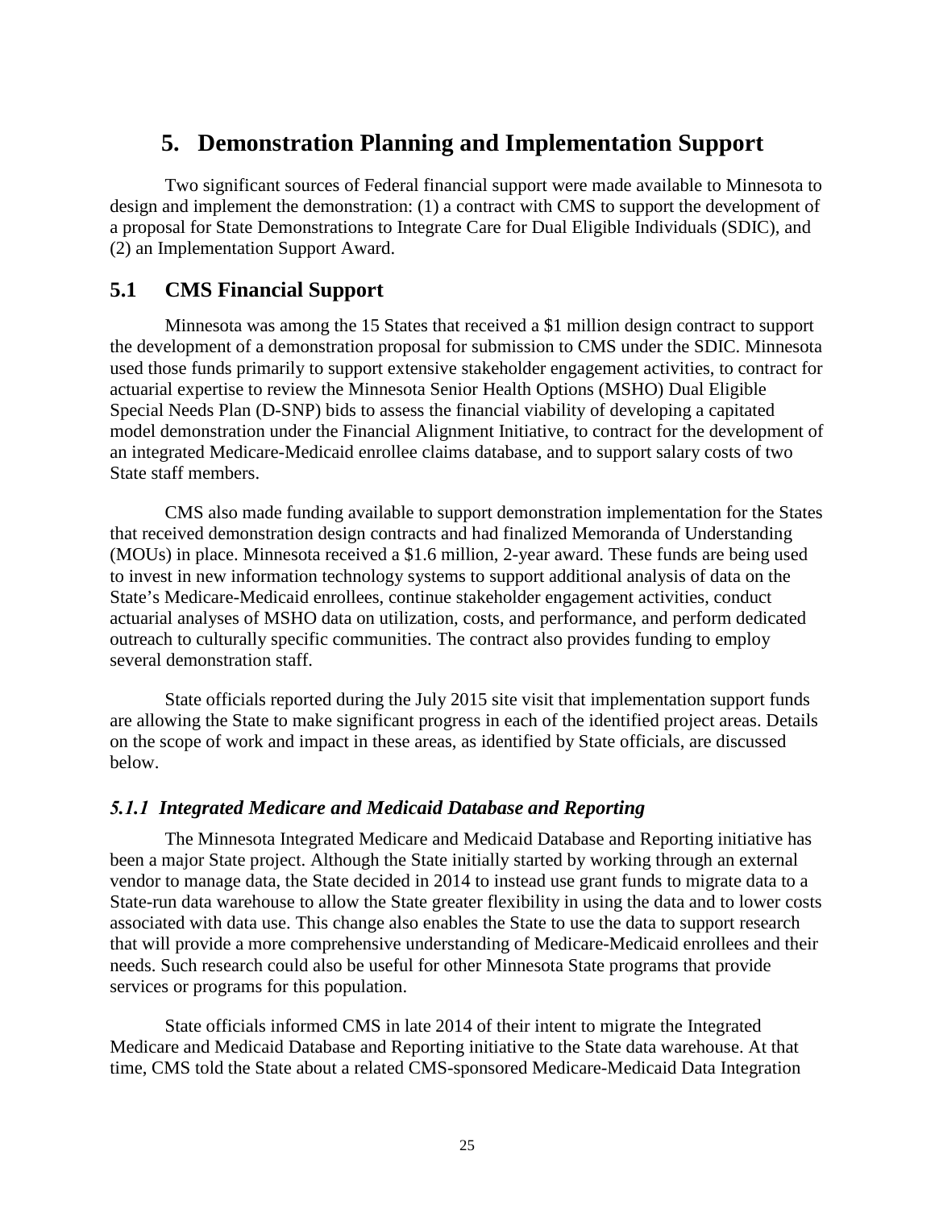# 5. Demonstration Planning and Implementation Support

Two significant sources of Federal financial support were made available to Minnesota to design and implement the demonstration: (1) a contract with CMS to support the development of a proposal for State Demonstrations to Integrate Care for Dual Eligible Individuals (SDIC), and (2) an Implementation Support Award.

## 5.1 CMS Financial Support

Minnesota was among the 15 States that received a \$1 million design contract to support the development of a demonstration proposal for submission to CMS under the SDIC. Minnesota used those funds primarily to support extensive stakeholder engagement activities, to contract for actuarial expertise to review the Minnesota Senior Health Options (MSHO) Dual Eligible Special Needs Plan (D-SNP) bids to assess the financial viability of developing a capitated model demonstration under the Financial Alignment Initiative, to contract for the development of an integrated Medicare-Medicaid enrollee claims database, and to support salary costs of two State staff members.

CMS also made funding available to support demonstration implementation for the States that received demonstration design contracts and had finalized Memoranda of Understanding (MOUs) in place. Minnesota received a \$1.6 million, 2-year award. These funds are being used to invest in new information technology systems to support additional analysis of data on the State's Medicare-Medicaid enrollees, continue stakeholder engagement activities, conduct actuarial analyses of MSHO data on utilization, costs, and performance, and perform dedicated outreach to culturally specific communities. The contract also provides funding to employ several demonstration staff.

State officials reported during the July 2015 site visit that implementation support funds are allowing the State to make significant progress in each of the identified project areas. Details on the scope of work and impact in these areas, as identified by State officials, are discussed below.

### *5.1.1 Integrated Medicare and Medicaid Database and Reporting*

The Minnesota Integrated Medicare and Medicaid Database and Reporting initiative has been a major State project. Although the State initially started by working through an external vendor to manage data, the State decided in 2014 to instead use grant funds to migrate data to a State-run data warehouse to allow the State greater flexibility in using the data and to lower costs associated with data use. This change also enables the State to use the data to support research that will provide a more comprehensive understanding of Medicare-Medicaid enrollees and their needs. Such research could also be useful for other Minnesota State programs that provide services or programs for this population.

State officials informed CMS in late 2014 of their intent to migrate the Integrated Medicare and Medicaid Database and Reporting initiative to the State data warehouse. At that time, CMS told the State about a related CMS-sponsored Medicare-Medicaid Data Integration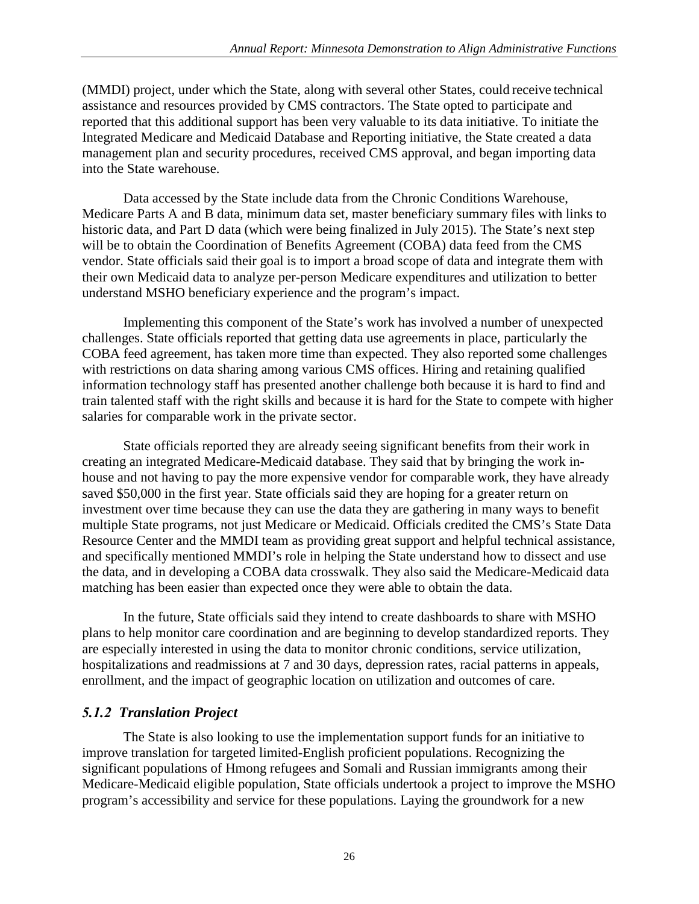(MMDI) project, under which the State, along with several other States, could receive technical assistance and resources provided by CMS contractors. The State opted to participate and reported that this additional support has been very valuable to its data initiative. To initiate the Integrated Medicare and Medicaid Database and Reporting initiative, the State created a data management plan and security procedures, received CMS approval, and began importing data into the State warehouse.

Data accessed by the State include data from the Chronic Conditions Warehouse, Medicare Parts A and B data, minimum data set, master beneficiary summary files with links to historic data, and Part D data (which were being finalized in July 2015). The State's next step will be to obtain the Coordination of Benefits Agreement (COBA) data feed from the CMS vendor. State officials said their goal is to import a broad scope of data and integrate them with their own Medicaid data to analyze per-person Medicare expenditures and utilization to better understand MSHO beneficiary experience and the program's impact.

Implementing this component of the State's work has involved a number of unexpected challenges. State officials reported that getting data use agreements in place, particularly the COBA feed agreement, has taken more time than expected. They also reported some challenges with restrictions on data sharing among various CMS offices. Hiring and retaining qualified information technology staff has presented another challenge both because it is hard to find and train talented staff with the right skills and because it is hard for the State to compete with higher salaries for comparable work in the private sector.

State officials reported they are already seeing significant benefits from their work in creating an integrated Medicare-Medicaid database. They said that by bringing the work in-house and not having to pay the more expensive vendor for comparable work, they have already saved $50,000 in the first year. State officials said they are hoping for a greater return on investment over time because they can use the data they are gathering in many ways to benefit multiple State programs, not just Medicare or Medicaid. Officials credited the CMS's State Data Resource Center and the MMDI team as providing great support and helpful technical assistance, and specifically mentioned MMDI's role in helping the State understand how to dissect and use the data, and in developing a COBA data crosswalk. They also said the Medicare-Medicaid data matching has been easier than expected once they were able to obtain the data.

In the future, State officials said they intend to create dashboards to share with MSHO plans to help monitor care coordination and are beginning to develop standardized reports. They are especially interested in using the data to monitor chronic conditions, service utilization, hospitalizations and readmissions at 7 and 30 days, depression rates, racial patterns in appeals, enrollment, and the impact of geographic location on utilization and outcomes of care.

### *5.1.2 Translation Project*

The State is also looking to use the implementation support funds for an initiative to improve translation for targeted limited-English proficient populations. Recognizing the significant populations of Hmong refugees and Somali and Russian immigrants among their Medicare-Medicaid eligible population, State officials undertook a project to improve the MSHO program's accessibility and service for these populations. Laying the groundwork for a new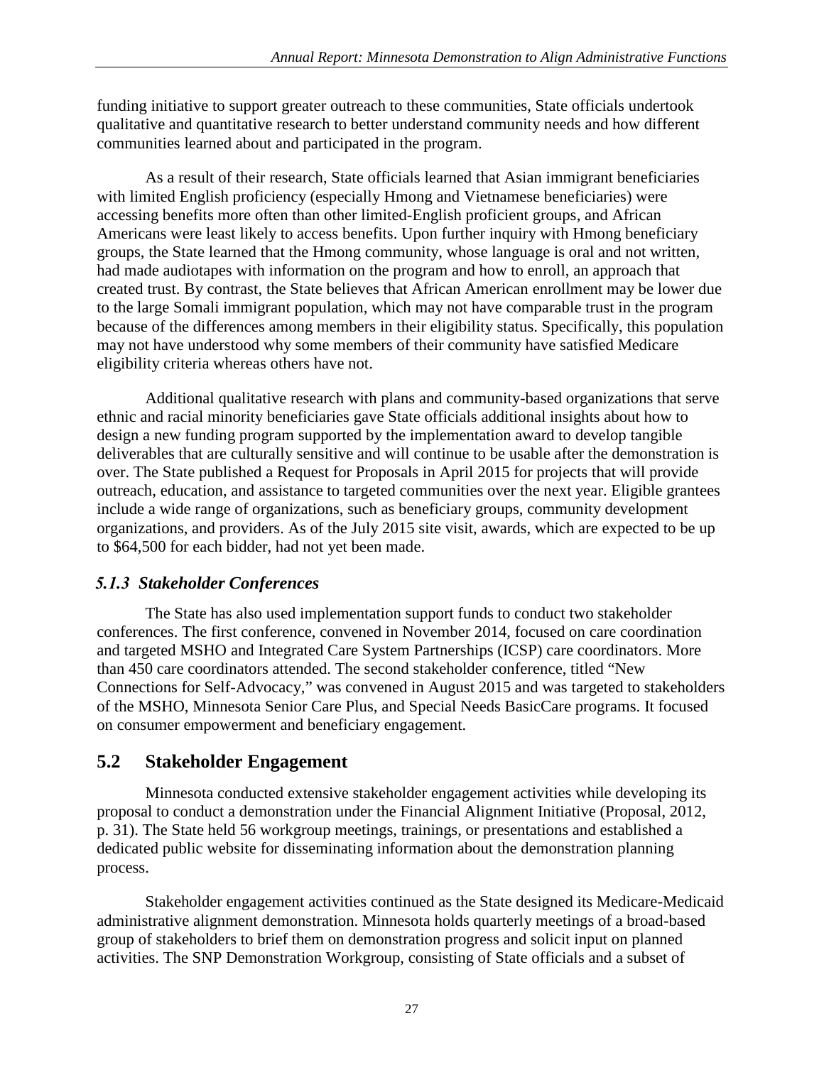funding initiative to support greater outreach to these communities, State officials undertook qualitative and quantitative research to better understand community needs and how different communities learned about and participated in the program.

As a result of their research, State officials learned that Asian immigrant beneficiaries with limited English proficiency (especially Hmong and Vietnamese beneficiaries) were accessing benefits more often than other limited-English proficient groups, and African Americans were least likely to access benefits. Upon further inquiry with Hmong beneficiary groups, the State learned that the Hmong community, whose language is oral and not written, had made audiotapes with information on the program and how to enroll, an approach that created trust. By contrast, the State believes that African American enrollment may be lower due to the large Somali immigrant population, which may not have comparable trust in the program because of the differences among members in their eligibility status. Specifically, this population may not have understood why some members of their community have satisfied Medicare eligibility criteria whereas others have not.

Additional qualitative research with plans and community-based organizations that serve ethnic and racial minority beneficiaries gave State officials additional insights about how to design a new funding program supported by the implementation award to develop tangible deliverables that are culturally sensitive and will continue to be usable after the demonstration is over. The State published a Request for Proposals in April 2015 for projects that will provide outreach, education, and assistance to targeted communities over the next year. Eligible grantees include a wide range of organizations, such as beneficiary groups, community development organizations, and providers. As of the July 2015 site visit, awards, which are expected to be up to $64,500 for each bidder, had not yet been made.

### *5.1.3 Stakeholder Conferences*

The State has also used implementation support funds to conduct two stakeholder conferences. The first conference, convened in November 2014, focused on care coordination and targeted MSHO and Integrated Care System Partnerships (ICSP) care coordinators. More than 450 care coordinators attended. The second stakeholder conference, titled "New Connections for Self-Advocacy," was convened in August 2015 and was targeted to stakeholders of the MSHO, Minnesota Senior Care Plus, and Special Needs BasicCare programs. It focused on consumer empowerment and beneficiary engagement.

## 5.2 Stakeholder Engagement

Minnesota conducted extensive stakeholder engagement activities while developing its proposal to conduct a demonstration under the Financial Alignment Initiative (Proposal, 2012, p. 31). The State held 56 workgroup meetings, trainings, or presentations and established a dedicated public website for disseminating information about the demonstration planning process.

Stakeholder engagement activities continued as the State designed its Medicare-Medicaid administrative alignment demonstration. Minnesota holds quarterly meetings of a broad-based group of stakeholders to brief them on demonstration progress and solicit input on planned activities. The SNP Demonstration Workgroup, consisting of State officials and a subset of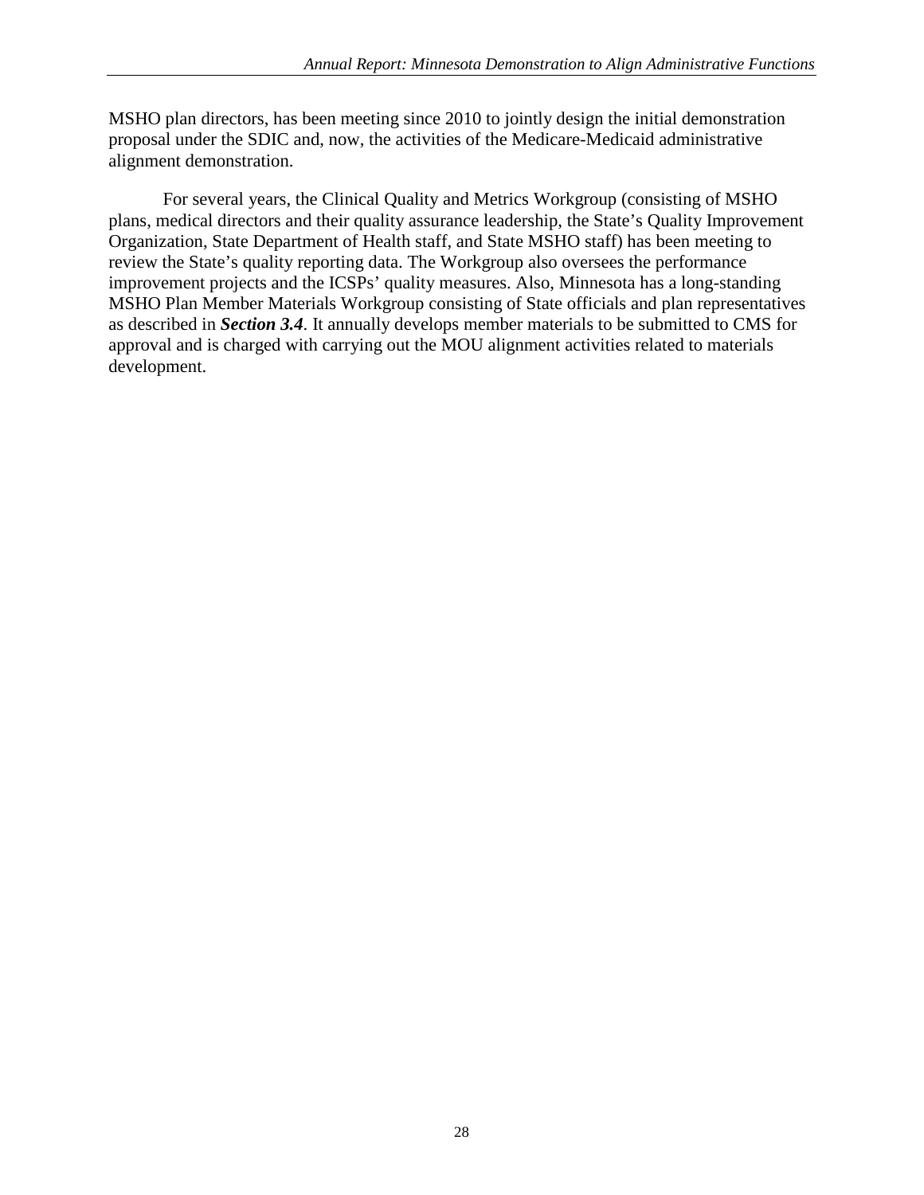MSHO plan directors, has been meeting since 2010 to jointly design the initial demonstration proposal under the SDIC and, now, the activities of the Medicare-Medicaid administrative alignment demonstration.

For several years, the Clinical Quality and Metrics Workgroup (consisting of MSHO plans, medical directors and their quality assurance leadership, the State's Quality Improvement Organization, State Department of Health staff, and State MSHO staff) has been meeting to review the State's quality reporting data. The Workgroup also oversees the performance improvement projects and the ICSPs' quality measures. Also, Minnesota has a long-standing MSHO Plan Member Materials Workgroup consisting of State officials and plan representatives as described in ***Section 3.4***. It annually develops member materials to be submitted to CMS for approval and is charged with carrying out the MOU alignment activities related to materials development.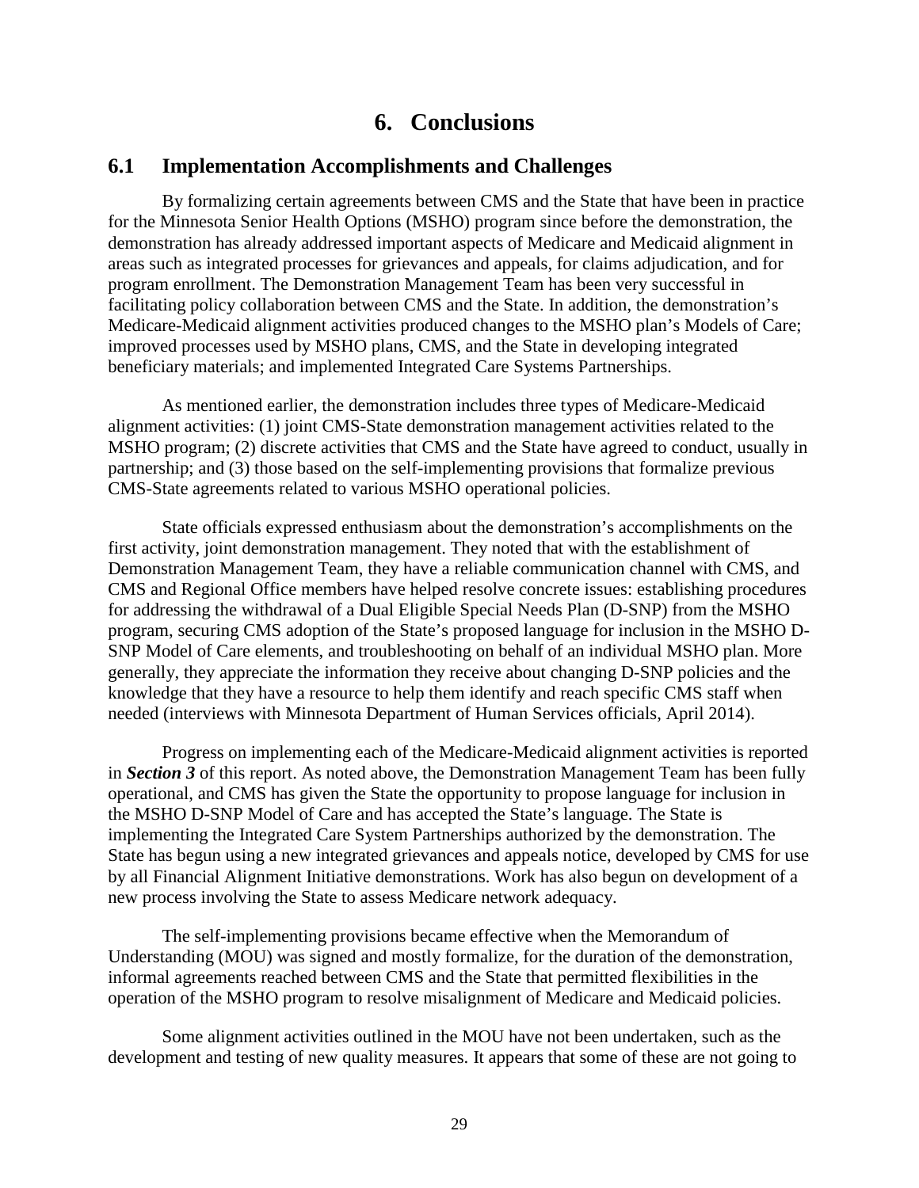# 6. Conclusions

## 6.1 Implementation Accomplishments and Challenges

By formalizing certain agreements between CMS and the State that have been in practice for the Minnesota Senior Health Options (MSHO) program since before the demonstration, the demonstration has already addressed important aspects of Medicare and Medicaid alignment in areas such as integrated processes for grievances and appeals, for claims adjudication, and for program enrollment. The Demonstration Management Team has been very successful in facilitating policy collaboration between CMS and the State. In addition, the demonstration's Medicare-Medicaid alignment activities produced changes to the MSHO plan's Models of Care; improved processes used by MSHO plans, CMS, and the State in developing integrated beneficiary materials; and implemented Integrated Care Systems Partnerships.

As mentioned earlier, the demonstration includes three types of Medicare-Medicaid alignment activities: (1) joint CMS-State demonstration management activities related to the MSHO program; (2) discrete activities that CMS and the State have agreed to conduct, usually in partnership; and (3) those based on the self-implementing provisions that formalize previous CMS-State agreements related to various MSHO operational policies.

State officials expressed enthusiasm about the demonstration's accomplishments on the first activity, joint demonstration management. They noted that with the establishment of Demonstration Management Team, they have a reliable communication channel with CMS, and CMS and Regional Office members have helped resolve concrete issues: establishing procedures for addressing the withdrawal of a Dual Eligible Special Needs Plan (D-SNP) from the MSHO program, securing CMS adoption of the State's proposed language for inclusion in the MSHO D-SNP Model of Care elements, and troubleshooting on behalf of an individual MSHO plan. More generally, they appreciate the information they receive about changing D-SNP policies and the knowledge that they have a resource to help them identify and reach specific CMS staff when needed (interviews with Minnesota Department of Human Services officials, April 2014).

Progress on implementing each of the Medicare-Medicaid alignment activities is reported in ***Section 3*** of this report. As noted above, the Demonstration Management Team has been fully operational, and CMS has given the State the opportunity to propose language for inclusion in the MSHO D-SNP Model of Care and has accepted the State's language. The State is implementing the Integrated Care System Partnerships authorized by the demonstration. The State has begun using a new integrated grievances and appeals notice, developed by CMS for use by all Financial Alignment Initiative demonstrations. Work has also begun on development of a new process involving the State to assess Medicare network adequacy.

The self-implementing provisions became effective when the Memorandum of Understanding (MOU) was signed and mostly formalize, for the duration of the demonstration, informal agreements reached between CMS and the State that permitted flexibilities in the operation of the MSHO program to resolve misalignment of Medicare and Medicaid policies.

Some alignment activities outlined in the MOU have not been undertaken, such as the development and testing of new quality measures. It appears that some of these are not going to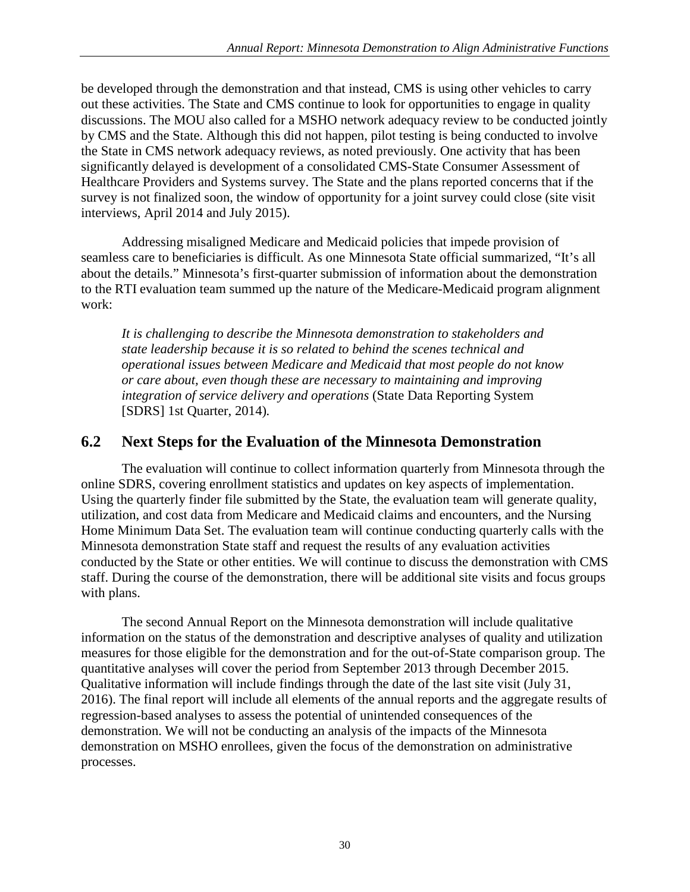be developed through the demonstration and that instead, CMS is using other vehicles to carry out these activities. The State and CMS continue to look for opportunities to engage in quality discussions. The MOU also called for a MSHO network adequacy review to be conducted jointly by CMS and the State. Although this did not happen, pilot testing is being conducted to involve the State in CMS network adequacy reviews, as noted previously. One activity that has been significantly delayed is development of a consolidated CMS-State Consumer Assessment of Healthcare Providers and Systems survey. The State and the plans reported concerns that if the survey is not finalized soon, the window of opportunity for a joint survey could close (site visit interviews, April 2014 and July 2015).

Addressing misaligned Medicare and Medicaid policies that impede provision of seamless care to beneficiaries is difficult. As one Minnesota State official summarized, "It's all about the details." Minnesota's first-quarter submission of information about the demonstration to the RTI evaluation team summed up the nature of the Medicare-Medicaid program alignment work:

> *It is challenging to describe the Minnesota demonstration to stakeholders and state leadership because it is so related to behind the scenes technical and operational issues between Medicare and Medicaid that most people do not know or care about, even though these are necessary to maintaining and improving integration of service delivery and operations* (State Data Reporting System [SDRS] 1st Quarter, 2014)*.*

## 6.2 Next Steps for the Evaluation of the Minnesota Demonstration

The evaluation will continue to collect information quarterly from Minnesota through the online SDRS, covering enrollment statistics and updates on key aspects of implementation. Using the quarterly finder file submitted by the State, the evaluation team will generate quality, utilization, and cost data from Medicare and Medicaid claims and encounters, and the Nursing Home Minimum Data Set. The evaluation team will continue conducting quarterly calls with the Minnesota demonstration State staff and request the results of any evaluation activities conducted by the State or other entities. We will continue to discuss the demonstration with CMS staff. During the course of the demonstration, there will be additional site visits and focus groups with plans.

The second Annual Report on the Minnesota demonstration will include qualitative information on the status of the demonstration and descriptive analyses of quality and utilization measures for those eligible for the demonstration and for the out-of-State comparison group. The quantitative analyses will cover the period from September 2013 through December 2015. Qualitative information will include findings through the date of the last site visit (July 31, 2016). The final report will include all elements of the annual reports and the aggregate results of regression-based analyses to assess the potential of unintended consequences of the demonstration. We will not be conducting an analysis of the impacts of the Minnesota demonstration on MSHO enrollees, given the focus of the demonstration on administrative processes.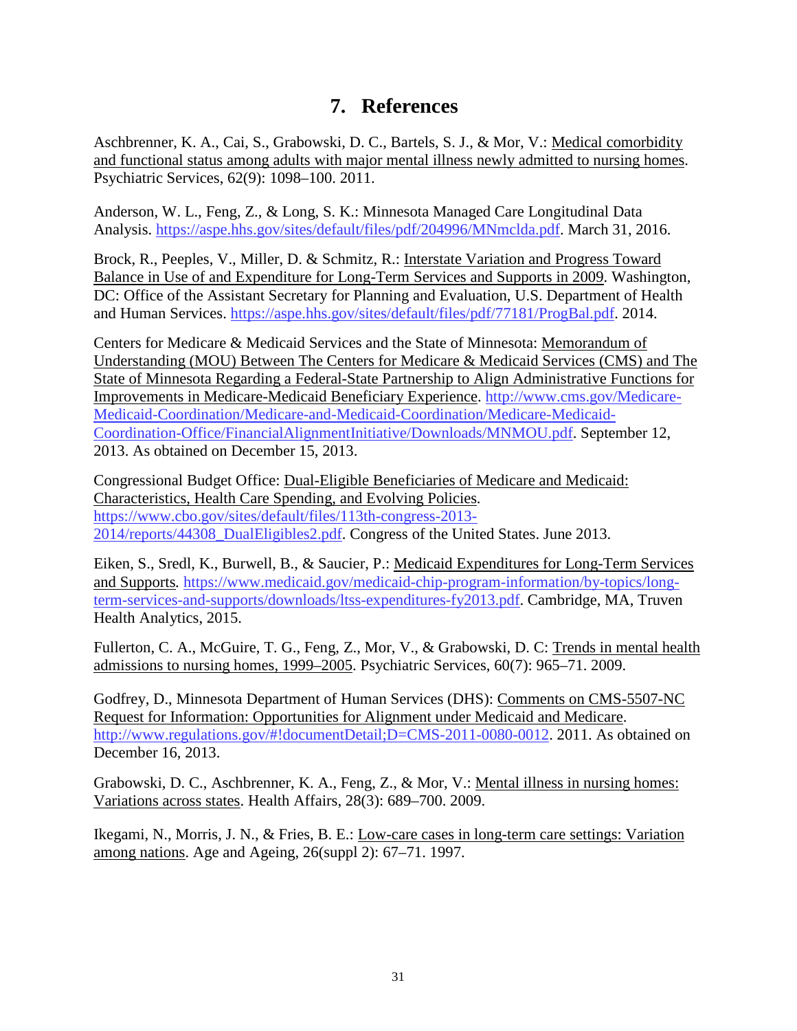# 7. References

Aschbrenner, K. A., Cai, S., Grabowski, D. C., Bartels, S. J., & Mor, V.: Medical comorbidity and functional status among adults with major mental illness newly admitted to nursing homes. Psychiatric Services, 62(9): 1098–100. 2011.

Anderson, W. L., Feng, Z., & Long, S. K.: Minnesota Managed Care Longitudinal Data Analysis. https://aspe.hhs.gov/sites/default/files/pdf/204996/MNmclda.pdf. March 31, 2016.

Brock, R., Peeples, V., Miller, D. & Schmitz, R.: Interstate Variation and Progress Toward Balance in Use of and Expenditure for Long-Term Services and Supports in 2009. Washington, DC: Office of the Assistant Secretary for Planning and Evaluation, U.S. Department of Health and Human Services. https://aspe.hhs.gov/sites/default/files/pdf/77181/ProgBal.pdf. 2014.

Centers for Medicare & Medicaid Services and the State of Minnesota: Memorandum of Understanding (MOU) Between The Centers for Medicare & Medicaid Services (CMS) and The State of Minnesota Regarding a Federal-State Partnership to Align Administrative Functions for Improvements in Medicare-Medicaid Beneficiary Experience. http://www.cms.gov/Medicare-Medicaid-Coordination/Medicare-and-Medicaid-Coordination/Medicare-Medicaid-Coordination-Office/FinancialAlignmentInitiative/Downloads/MNMOU.pdf. September 12, 2013. As obtained on December 15, 2013.

Congressional Budget Office: Dual-Eligible Beneficiaries of Medicare and Medicaid: Characteristics, Health Care Spending, and Evolving Policies. https://www.cbo.gov/sites/default/files/113th-congress-2013-2014/reports/44308_DualEligibles2.pdf. Congress of the United States. June 2013.

Eiken, S., Sredl, K., Burwell, B., & Saucier, P.: Medicaid Expenditures for Long-Term Services and Supports. https://www.medicaid.gov/medicaid-chip-program-information/by-topics/long-term-services-and-supports/downloads/ltss-expenditures-fy2013.pdf. Cambridge, MA, Truven Health Analytics, 2015.

Fullerton, C. A., McGuire, T. G., Feng, Z., Mor, V., & Grabowski, D. C: Trends in mental health admissions to nursing homes, 1999–2005. Psychiatric Services, 60(7): 965–71. 2009.

Godfrey, D., Minnesota Department of Human Services (DHS): Comments on CMS-5507-NC Request for Information: Opportunities for Alignment under Medicaid and Medicare. http://www.regulations.gov/#!documentDetail;D=CMS-2011-0080-0012. 2011. As obtained on December 16, 2013.

Grabowski, D. C., Aschbrenner, K. A., Feng, Z., & Mor, V.: Mental illness in nursing homes: Variations across states. Health Affairs, 28(3): 689–700. 2009.

Ikegami, N., Morris, J. N., & Fries, B. E.: Low-care cases in long-term care settings: Variation among nations. Age and Ageing, 26(suppl 2): 67–71. 1997.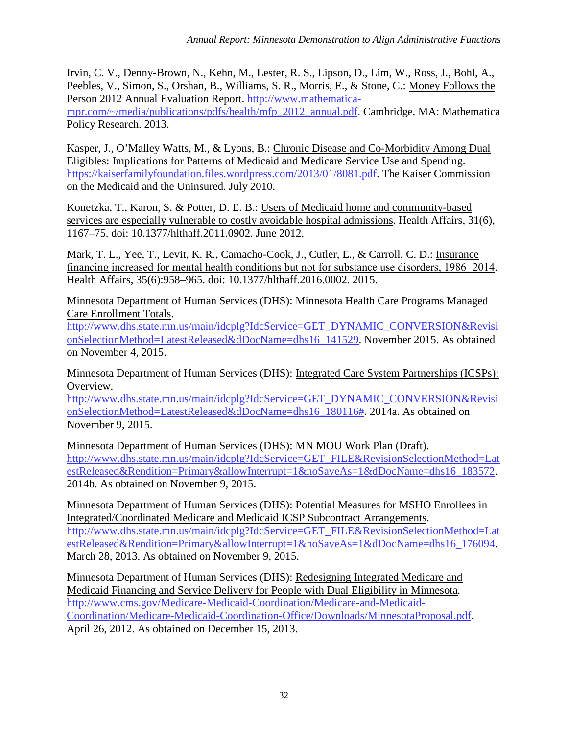Irvin, C. V., Denny-Brown, N., Kehn, M., Lester, R. S., Lipson, D., Lim, W., Ross, J., Bohl, A., Peebles, V., Simon, S., Orshan, B., Williams, S. R., Morris, E., & Stone, C.: Money Follows the Person 2012 Annual Evaluation Report. http://www.mathematica-mpr.com/~/media/publications/pdfs/health/mfp_2012_annual.pdf. Cambridge, MA: Mathematica Policy Research. 2013.

Kasper, J., O'Malley Watts, M., & Lyons, B.: Chronic Disease and Co-Morbidity Among Dual Eligibles: Implications for Patterns of Medicaid and Medicare Service Use and Spending. https://kaiserfamilyfoundation.files.wordpress.com/2013/01/8081.pdf. The Kaiser Commission on the Medicaid and the Uninsured. July 2010.

Konetzka, T., Karon, S. & Potter, D. E. B.: Users of Medicaid home and community-based services are especially vulnerable to costly avoidable hospital admissions. Health Affairs, 31(6), 1167–75. doi: 10.1377/hlthaff.2011.0902. June 2012.

Mark, T. L., Yee, T., Levit, K. R., Camacho-Cook, J., Cutler, E., & Carroll, C. D.: Insurance financing increased for mental health conditions but not for substance use disorders, 1986−2014. Health Affairs, 35(6):958–965. doi: 10.1377/hlthaff.2016.0002. 2015.

Minnesota Department of Human Services (DHS): Minnesota Health Care Programs Managed Care Enrollment Totals. http://www.dhs.state.mn.us/main/idcplg?IdcService=GET_DYNAMIC_CONVERSION&RevisionSelectionMethod=LatestReleased&dDocName=dhs16_141529. November 2015. As obtained on November 4, 2015.

Minnesota Department of Human Services (DHS): Integrated Care System Partnerships (ICSPs): Overview. http://www.dhs.state.mn.us/main/idcplg?IdcService=GET_DYNAMIC_CONVERSION&RevisionSelectionMethod=LatestReleased&dDocName=dhs16_180116#. 2014a. As obtained on November 9, 2015.

Minnesota Department of Human Services (DHS): MN MOU Work Plan (Draft). http://www.dhs.state.mn.us/main/idcplg?IdcService=GET_FILE&RevisionSelectionMethod=LatestReleased&Rendition=Primary&allowInterrupt=1&noSaveAs=1&dDocName=dhs16_183572. 2014b. As obtained on November 9, 2015.

Minnesota Department of Human Services (DHS): Potential Measures for MSHO Enrollees in Integrated/Coordinated Medicare and Medicaid ICSP Subcontract Arrangements. http://www.dhs.state.mn.us/main/idcplg?IdcService=GET_FILE&RevisionSelectionMethod=LatestReleased&Rendition=Primary&allowInterrupt=1&noSaveAs=1&dDocName=dhs16_176094. March 28, 2013. As obtained on November 9, 2015.

Minnesota Department of Human Services (DHS): Redesigning Integrated Medicare and Medicaid Financing and Service Delivery for People with Dual Eligibility in Minnesota. http://www.cms.gov/Medicare-Medicaid-Coordination/Medicare-and-Medicaid-Coordination/Medicare-Medicaid-Coordination-Office/Downloads/MinnesotaProposal.pdf. April 26, 2012. As obtained on December 15, 2013.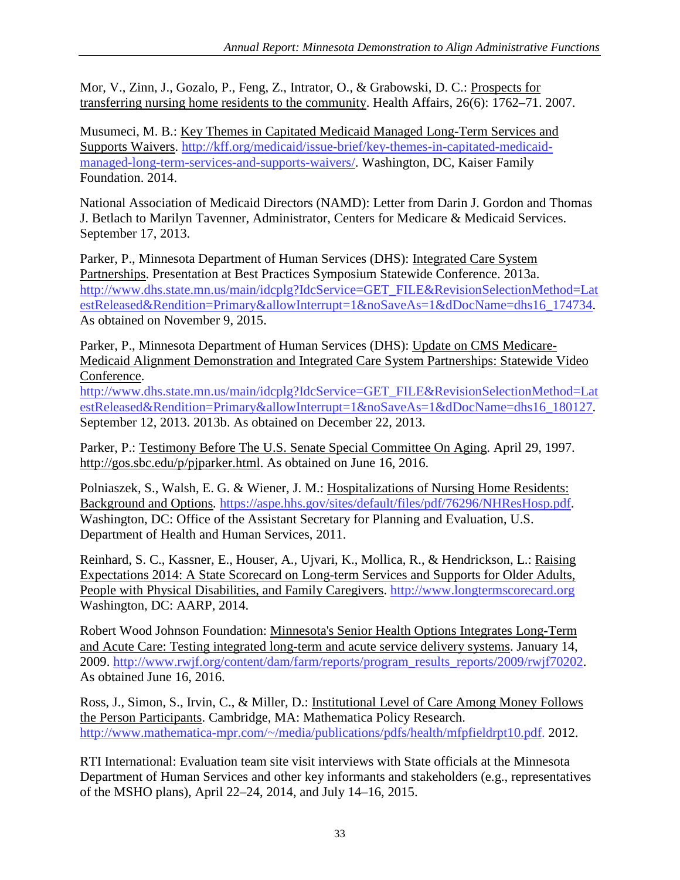Mor, V., Zinn, J., Gozalo, P., Feng, Z., Intrator, O., & Grabowski, D. C.: Prospects for transferring nursing home residents to the community. Health Affairs, 26(6): 1762–71. 2007.

Musumeci, M. B.: Key Themes in Capitated Medicaid Managed Long-Term Services and Supports Waivers. http://kff.org/medicaid/issue-brief/key-themes-in-capitated-medicaid-managed-long-term-services-and-supports-waivers/. Washington, DC, Kaiser Family Foundation. 2014.

National Association of Medicaid Directors (NAMD): Letter from Darin J. Gordon and Thomas J. Betlach to Marilyn Tavenner, Administrator, Centers for Medicare & Medicaid Services. September 17, 2013.

Parker, P., Minnesota Department of Human Services (DHS): Integrated Care System Partnerships. Presentation at Best Practices Symposium Statewide Conference. 2013a. http://www.dhs.state.mn.us/main/idcplg?IdcService=GET_FILE&RevisionSelectionMethod=LatestReleased&Rendition=Primary&allowInterrupt=1&noSaveAs=1&dDocName=dhs16_174734. As obtained on November 9, 2015.

Parker, P., Minnesota Department of Human Services (DHS): Update on CMS Medicare-Medicaid Alignment Demonstration and Integrated Care System Partnerships: Statewide Video Conference. http://www.dhs.state.mn.us/main/idcplg?IdcService=GET_FILE&RevisionSelectionMethod=LatestReleased&Rendition=Primary&allowInterrupt=1&noSaveAs=1&dDocName=dhs16_180127. September 12, 2013. 2013b. As obtained on December 22, 2013.

Parker, P.: Testimony Before The U.S. Senate Special Committee On Aging. April 29, 1997. http://gos.sbc.edu/p/pjparker.html. As obtained on June 16, 2016.

Polniaszek, S., Walsh, E. G. & Wiener, J. M.: Hospitalizations of Nursing Home Residents: Background and Options. https://aspe.hhs.gov/sites/default/files/pdf/76296/NHResHosp.pdf. Washington, DC: Office of the Assistant Secretary for Planning and Evaluation, U.S. Department of Health and Human Services, 2011.

Reinhard, S. C., Kassner, E., Houser, A., Ujvari, K., Mollica, R., & Hendrickson, L.: Raising Expectations 2014: A State Scorecard on Long-term Services and Supports for Older Adults, People with Physical Disabilities, and Family Caregivers. http://www.longtermscorecard.org Washington, DC: AARP, 2014.

Robert Wood Johnson Foundation: Minnesota's Senior Health Options Integrates Long-Term and Acute Care: Testing integrated long-term and acute service delivery systems. January 14, 2009. http://www.rwjf.org/content/dam/farm/reports/program_results_reports/2009/rwjf70202. As obtained June 16, 2016.

Ross, J., Simon, S., Irvin, C., & Miller, D.: Institutional Level of Care Among Money Follows the Person Participants. Cambridge, MA: Mathematica Policy Research. http://www.mathematica-mpr.com/~/media/publications/pdfs/health/mfpfieldrpt10.pdf. 2012.

RTI International: Evaluation team site visit interviews with State officials at the Minnesota Department of Human Services and other key informants and stakeholders (e.g., representatives of the MSHO plans), April 22–24, 2014, and July 14–16, 2015.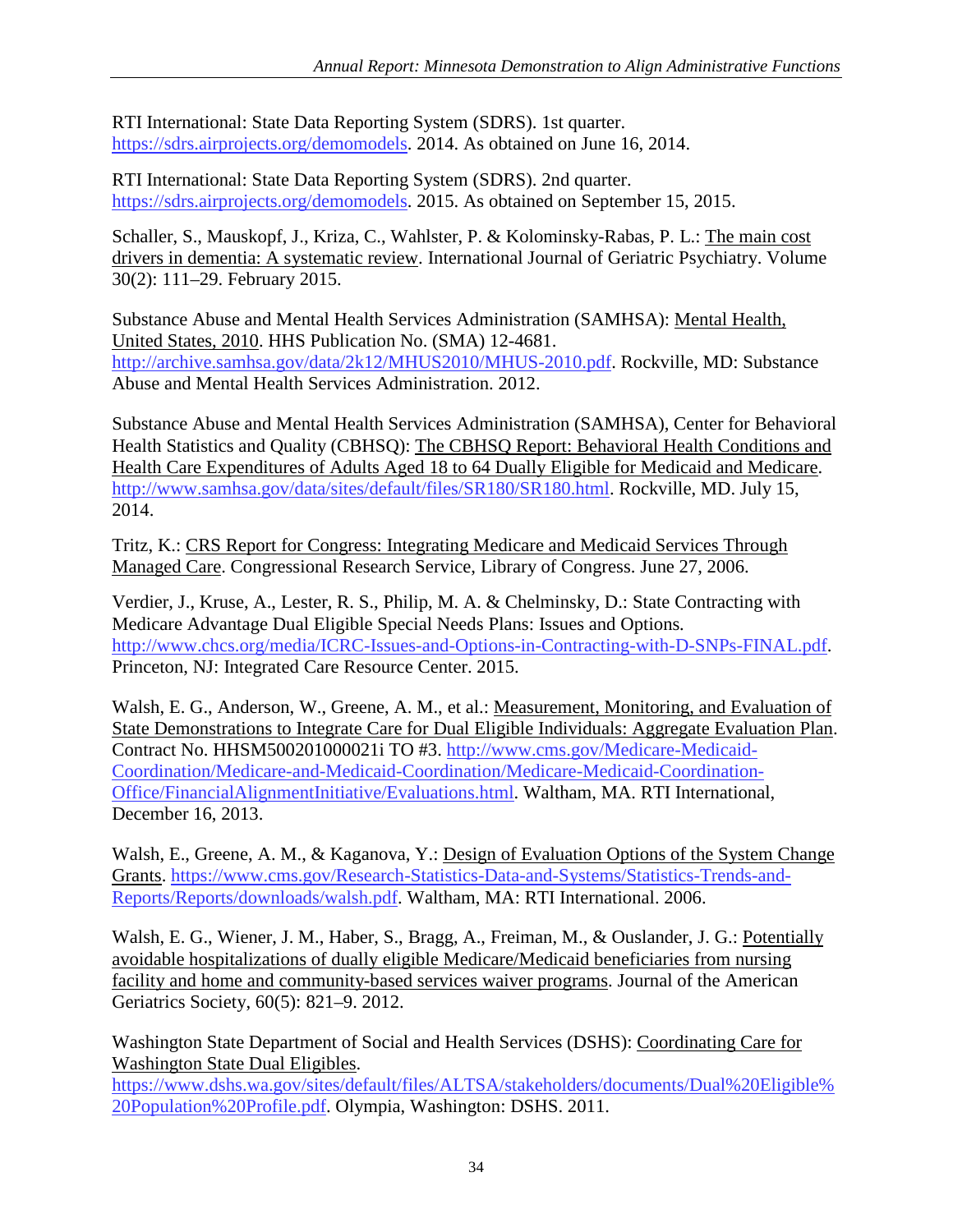RTI International: State Data Reporting System (SDRS). 1st quarter. https://sdrs.airprojects.org/demomodels. 2014. As obtained on June 16, 2014.

RTI International: State Data Reporting System (SDRS). 2nd quarter. https://sdrs.airprojects.org/demomodels. 2015. As obtained on September 15, 2015.

Schaller, S., Mauskopf, J., Kriza, C., Wahlster, P. & Kolominsky-Rabas, P. L.: The main cost drivers in dementia: A systematic review. International Journal of Geriatric Psychiatry. Volume 30(2): 111–29. February 2015.

Substance Abuse and Mental Health Services Administration (SAMHSA): Mental Health, United States, 2010. HHS Publication No. (SMA) 12-4681. http://archive.samhsa.gov/data/2k12/MHUS2010/MHUS-2010.pdf. Rockville, MD: Substance Abuse and Mental Health Services Administration. 2012.

Substance Abuse and Mental Health Services Administration (SAMHSA), Center for Behavioral Health Statistics and Quality (CBHSQ): The CBHSQ Report: Behavioral Health Conditions and Health Care Expenditures of Adults Aged 18 to 64 Dually Eligible for Medicaid and Medicare. http://www.samhsa.gov/data/sites/default/files/SR180/SR180.html. Rockville, MD. July 15, 2014.

Tritz, K.: CRS Report for Congress: Integrating Medicare and Medicaid Services Through Managed Care. Congressional Research Service, Library of Congress. June 27, 2006.

Verdier, J., Kruse, A., Lester, R. S., Philip, M. A. & Chelminsky, D.: State Contracting with Medicare Advantage Dual Eligible Special Needs Plans: Issues and Options. http://www.chcs.org/media/ICRC-Issues-and-Options-in-Contracting-with-D-SNPs-FINAL.pdf. Princeton, NJ: Integrated Care Resource Center. 2015.

Walsh, E. G., Anderson, W., Greene, A. M., et al.: Measurement, Monitoring, and Evaluation of State Demonstrations to Integrate Care for Dual Eligible Individuals: Aggregate Evaluation Plan. Contract No. HHSM500201000021i TO #3. http://www.cms.gov/Medicare-Medicaid-Coordination/Medicare-and-Medicaid-Coordination/Medicare-Medicaid-Coordination-Office/FinancialAlignmentInitiative/Evaluations.html. Waltham, MA. RTI International, December 16, 2013.

Walsh, E., Greene, A. M., & Kaganova, Y.: Design of Evaluation Options of the System Change Grants. https://www.cms.gov/Research-Statistics-Data-and-Systems/Statistics-Trends-and-Reports/Reports/downloads/walsh.pdf. Waltham, MA: RTI International. 2006.

Walsh, E. G., Wiener, J. M., Haber, S., Bragg, A., Freiman, M., & Ouslander, J. G.: Potentially avoidable hospitalizations of dually eligible Medicare/Medicaid beneficiaries from nursing facility and home and community-based services waiver programs. Journal of the American Geriatrics Society, 60(5): 821–9. 2012.

Washington State Department of Social and Health Services (DSHS): Coordinating Care for Washington State Dual Eligibles. https://www.dshs.wa.gov/sites/default/files/ALTSA/stakeholders/documents/Dual%20Eligible%20Population%20Profile.pdf. Olympia, Washington: DSHS. 2011.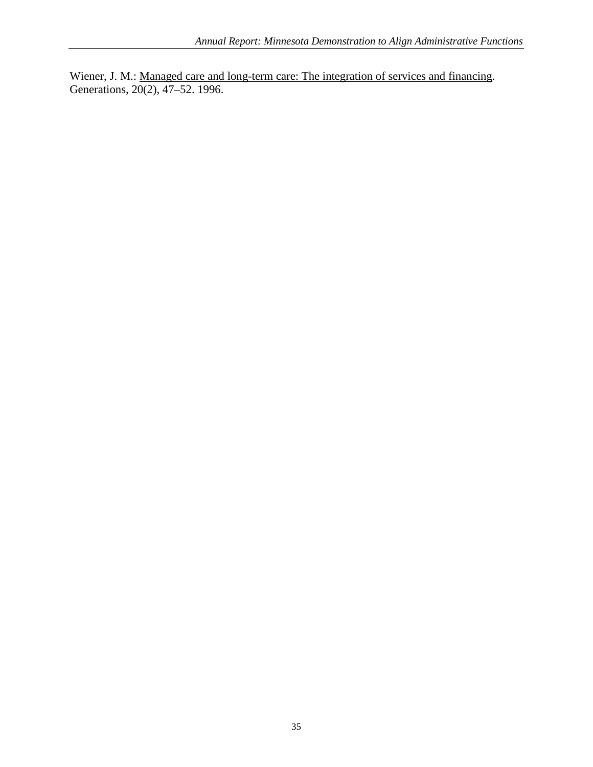Wiener, J. M.: Managed care and long-term care: The integration of services and financing. Generations, 20(2), 47–52. 1996.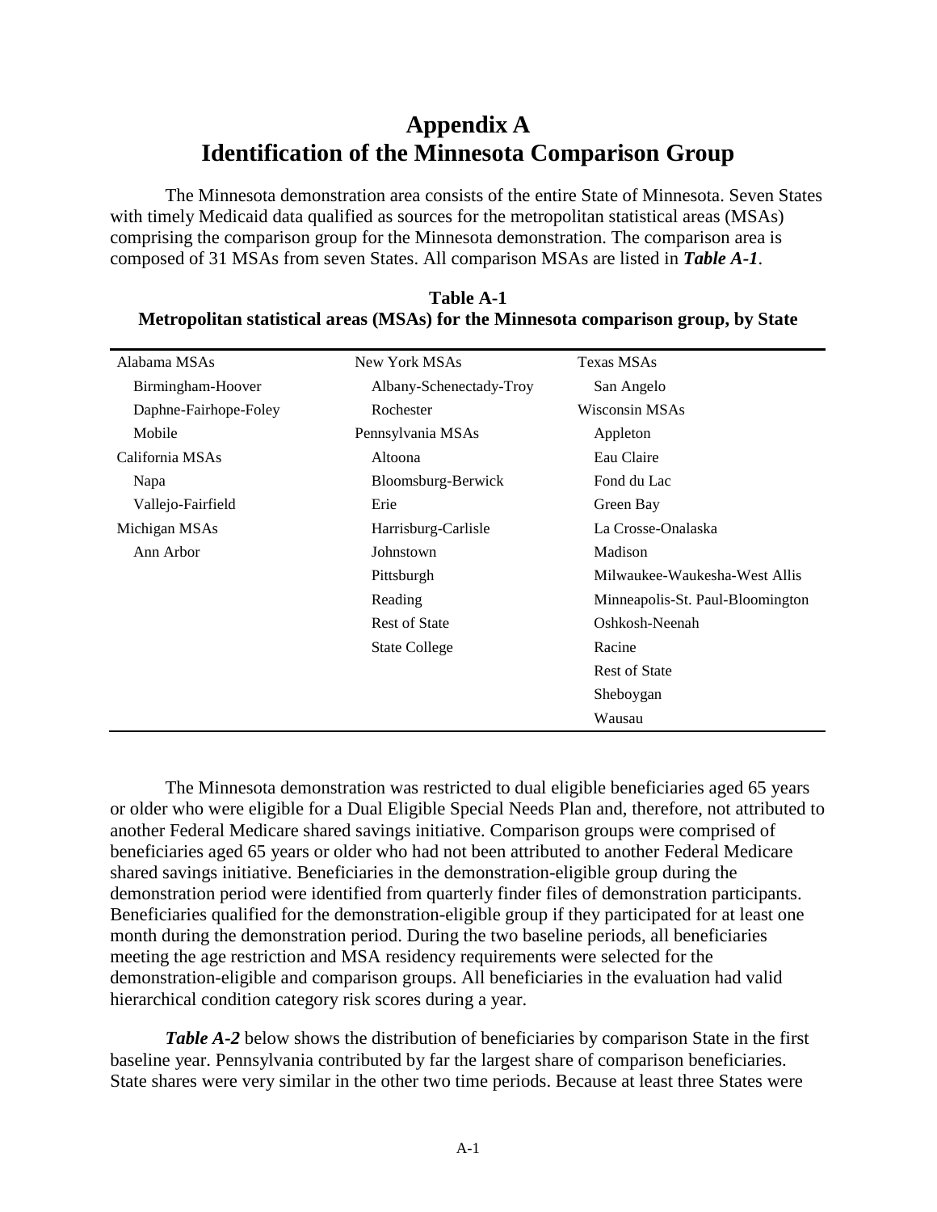# Appendix A
# Identification of the Minnesota Comparison Group

The Minnesota demonstration area consists of the entire State of Minnesota. Seven States with timely Medicaid data qualified as sources for the metropolitan statistical areas (MSAs) comprising the comparison group for the Minnesota demonstration. The comparison area is composed of 31 MSAs from seven States. All comparison MSAs are listed in ***Table A-1***.

**Table A-1**
**Metropolitan statistical areas (MSAs) for the Minnesota comparison group, by State**

| | | |
|---|---|---|
| Alabama MSAs | New York MSAs | Texas MSAs |
| Birmingham-Hoover | Albany-Schenectady-Troy | San Angelo |
| Daphne-Fairhope-Foley | Rochester | Wisconsin MSAs |
| Mobile | Pennsylvania MSAs | Appleton |
| California MSAs | Altoona | Eau Claire |
| Napa | Bloomsburg-Berwick | Fond du Lac |
| Vallejo-Fairfield | Erie | Green Bay |
| Michigan MSAs | Harrisburg-Carlisle | La Crosse-Onalaska |
| Ann Arbor | Johnstown | Madison |
| | Pittsburgh | Milwaukee-Waukesha-West Allis |
| | Reading | Minneapolis-St. Paul-Bloomington |
| | Rest of State | Oshkosh-Neenah |
| | State College | Racine |
| | | Rest of State |
| | | Sheboygan |
| | | Wausau |

The Minnesota demonstration was restricted to dual eligible beneficiaries aged 65 years or older who were eligible for a Dual Eligible Special Needs Plan and, therefore, not attributed to another Federal Medicare shared savings initiative. Comparison groups were comprised of beneficiaries aged 65 years or older who had not been attributed to another Federal Medicare shared savings initiative. Beneficiaries in the demonstration-eligible group during the demonstration period were identified from quarterly finder files of demonstration participants. Beneficiaries qualified for the demonstration-eligible group if they participated for at least one month during the demonstration period. During the two baseline periods, all beneficiaries meeting the age restriction and MSA residency requirements were selected for the demonstration-eligible and comparison groups. All beneficiaries in the evaluation had valid hierarchical condition category risk scores during a year.

***Table A-2*** below shows the distribution of beneficiaries by comparison State in the first baseline year. Pennsylvania contributed by far the largest share of comparison beneficiaries. State shares were very similar in the other two time periods. Because at least three States were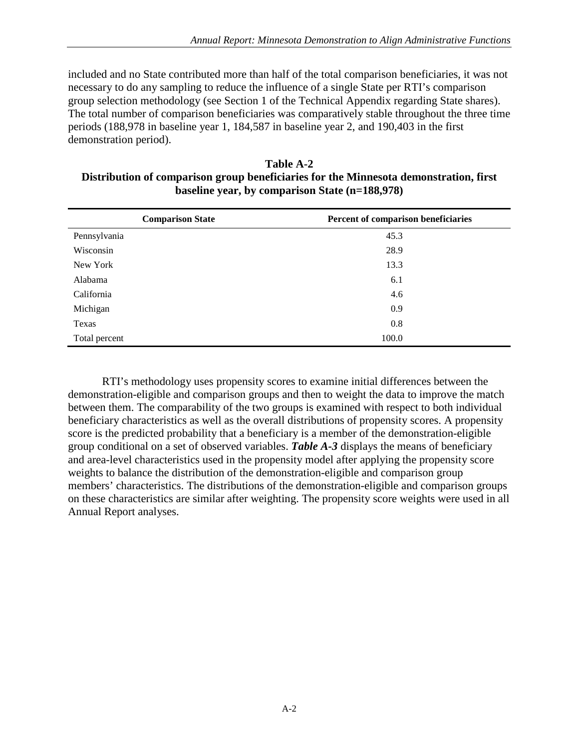included and no State contributed more than half of the total comparison beneficiaries, it was not necessary to do any sampling to reduce the influence of a single State per RTI's comparison group selection methodology (see Section 1 of the Technical Appendix regarding State shares). The total number of comparison beneficiaries was comparatively stable throughout the three time periods (188,978 in baseline year 1, 184,587 in baseline year 2, and 190,403 in the first demonstration period).

**Table A-2**
**Distribution of comparison group beneficiaries for the Minnesota demonstration, first baseline year, by comparison State (n=188,978)**

| Comparison State | Percent of comparison beneficiaries |
|---|---|
| Pennsylvania | 45.3 |
| Wisconsin | 28.9 |
| New York | 13.3 |
| Alabama | 6.1 |
| California | 4.6 |
| Michigan | 0.9 |
| Texas | 0.8 |
| Total percent | 100.0 |

RTI's methodology uses propensity scores to examine initial differences between the demonstration-eligible and comparison groups and then to weight the data to improve the match between them. The comparability of the two groups is examined with respect to both individual beneficiary characteristics as well as the overall distributions of propensity scores. A propensity score is the predicted probability that a beneficiary is a member of the demonstration-eligible group conditional on a set of observed variables. ***Table A-3*** displays the means of beneficiary and area-level characteristics used in the propensity model after applying the propensity score weights to balance the distribution of the demonstration-eligible and comparison group members' characteristics. The distributions of the demonstration-eligible and comparison groups on these characteristics are similar after weighting. The propensity score weights were used in all Annual Report analyses.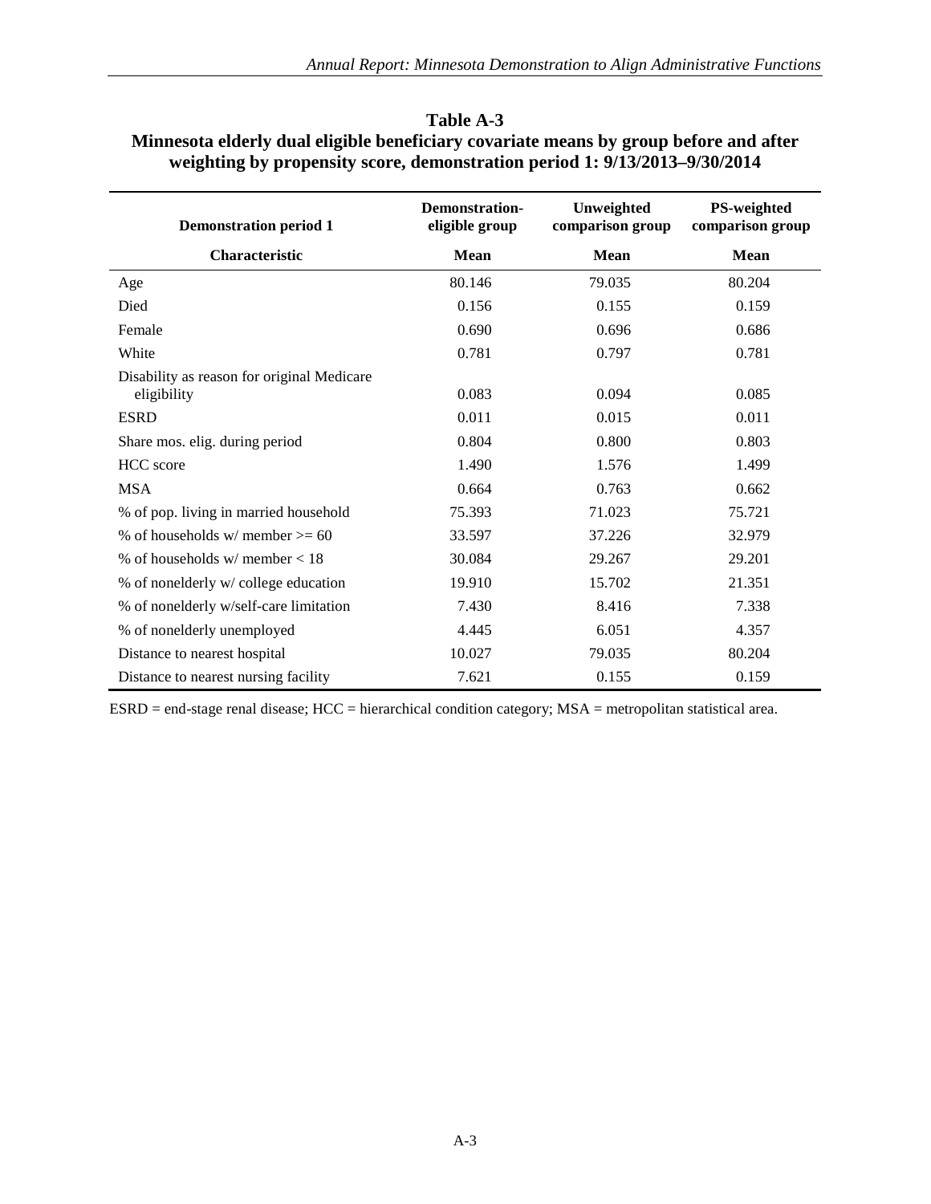**Table A-3**
**Minnesota elderly dual eligible beneficiary covariate means by group before and after weighting by propensity score, demonstration period 1: 9/13/2013–9/30/2014**

| Demonstration period 1 | Demonstration-eligible group | Unweighted comparison group | PS-weighted comparison group |
|---|---|---|---|
| **Characteristic** | **Mean** | **Mean** | **Mean** |
| Age | 80.146 | 79.035 | 80.204 |
| Died | 0.156 | 0.155 | 0.159 |
| Female | 0.690 | 0.696 | 0.686 |
| White | 0.781 | 0.797 | 0.781 |
| Disability as reason for original Medicare eligibility | 0.083 | 0.094 | 0.085 |
| ESRD | 0.011 | 0.015 | 0.011 |
| Share mos. elig. during period | 0.804 | 0.800 | 0.803 |
| HCC score | 1.490 | 1.576 | 1.499 |
| MSA | 0.664 | 0.763 | 0.662 |
| % of pop. living in married household | 75.393 | 71.023 | 75.721 |
| % of households w/ member >= 60 | 33.597 | 37.226 | 32.979 |
| % of households w/ member < 18 | 30.084 | 29.267 | 29.201 |
| % of nonelderly w/ college education | 19.910 | 15.702 | 21.351 |
| % of nonelderly w/self-care limitation | 7.430 | 8.416 | 7.338 |
| % of nonelderly unemployed | 4.445 | 6.051 | 4.357 |
| Distance to nearest hospital | 10.027 | 79.035 | 80.204 |
| Distance to nearest nursing facility | 7.621 | 0.155 | 0.159 |

ESRD = end-stage renal disease; HCC = hierarchical condition category; MSA = metropolitan statistical area.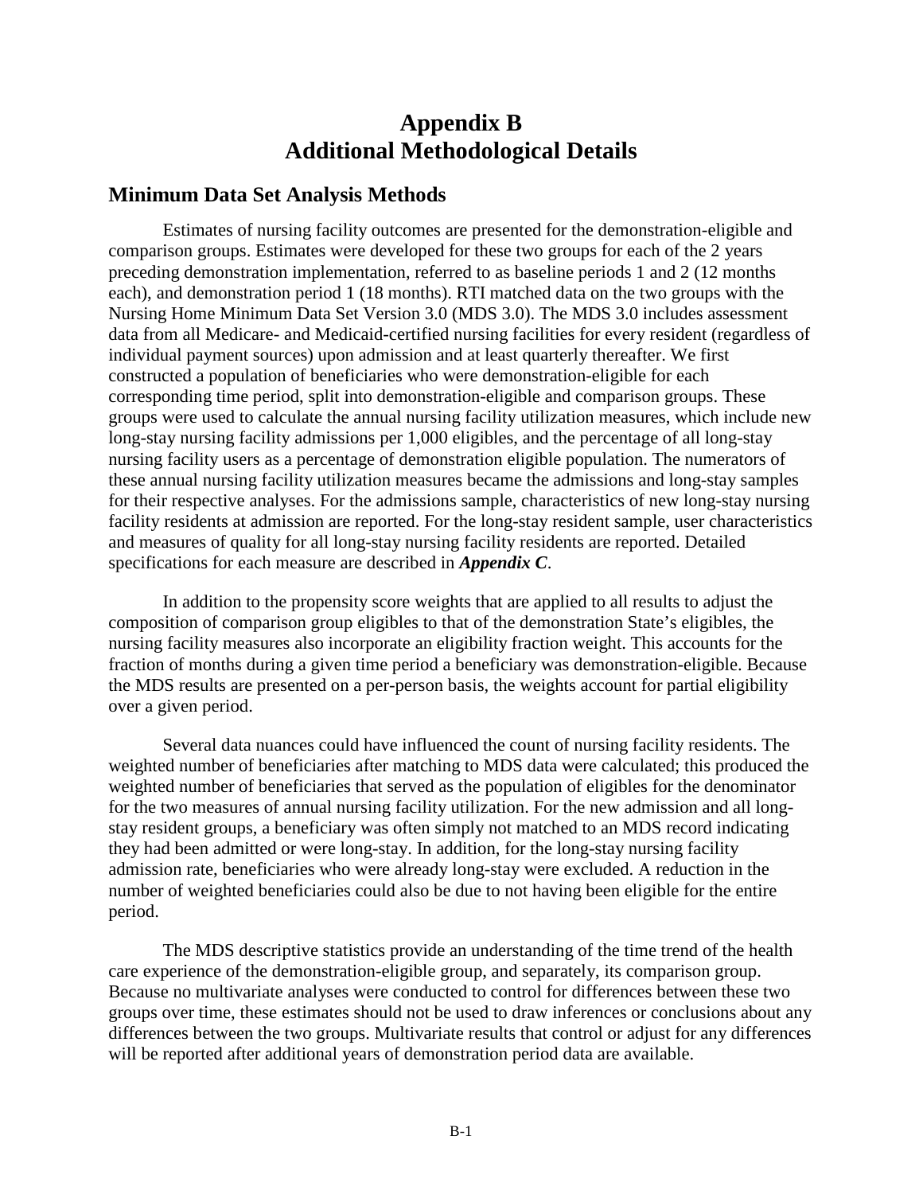# Appendix B
# Additional Methodological Details

## Minimum Data Set Analysis Methods

Estimates of nursing facility outcomes are presented for the demonstration-eligible and comparison groups. Estimates were developed for these two groups for each of the 2 years preceding demonstration implementation, referred to as baseline periods 1 and 2 (12 months each), and demonstration period 1 (18 months). RTI matched data on the two groups with the Nursing Home Minimum Data Set Version 3.0 (MDS 3.0). The MDS 3.0 includes assessment data from all Medicare- and Medicaid-certified nursing facilities for every resident (regardless of individual payment sources) upon admission and at least quarterly thereafter. We first constructed a population of beneficiaries who were demonstration-eligible for each corresponding time period, split into demonstration-eligible and comparison groups. These groups were used to calculate the annual nursing facility utilization measures, which include new long-stay nursing facility admissions per 1,000 eligibles, and the percentage of all long-stay nursing facility users as a percentage of demonstration eligible population. The numerators of these annual nursing facility utilization measures became the admissions and long-stay samples for their respective analyses. For the admissions sample, characteristics of new long-stay nursing facility residents at admission are reported. For the long-stay resident sample, user characteristics and measures of quality for all long-stay nursing facility residents are reported. Detailed specifications for each measure are described in ***Appendix C***.

In addition to the propensity score weights that are applied to all results to adjust the composition of comparison group eligibles to that of the demonstration State's eligibles, the nursing facility measures also incorporate an eligibility fraction weight. This accounts for the fraction of months during a given time period a beneficiary was demonstration-eligible. Because the MDS results are presented on a per-person basis, the weights account for partial eligibility over a given period.

Several data nuances could have influenced the count of nursing facility residents. The weighted number of beneficiaries after matching to MDS data were calculated; this produced the weighted number of beneficiaries that served as the population of eligibles for the denominator for the two measures of annual nursing facility utilization. For the new admission and all long-stay resident groups, a beneficiary was often simply not matched to an MDS record indicating they had been admitted or were long-stay. In addition, for the long-stay nursing facility admission rate, beneficiaries who were already long-stay were excluded. A reduction in the number of weighted beneficiaries could also be due to not having been eligible for the entire period.

The MDS descriptive statistics provide an understanding of the time trend of the health care experience of the demonstration-eligible group, and separately, its comparison group. Because no multivariate analyses were conducted to control for differences between these two groups over time, these estimates should not be used to draw inferences or conclusions about any differences between the two groups. Multivariate results that control or adjust for any differences will be reported after additional years of demonstration period data are available.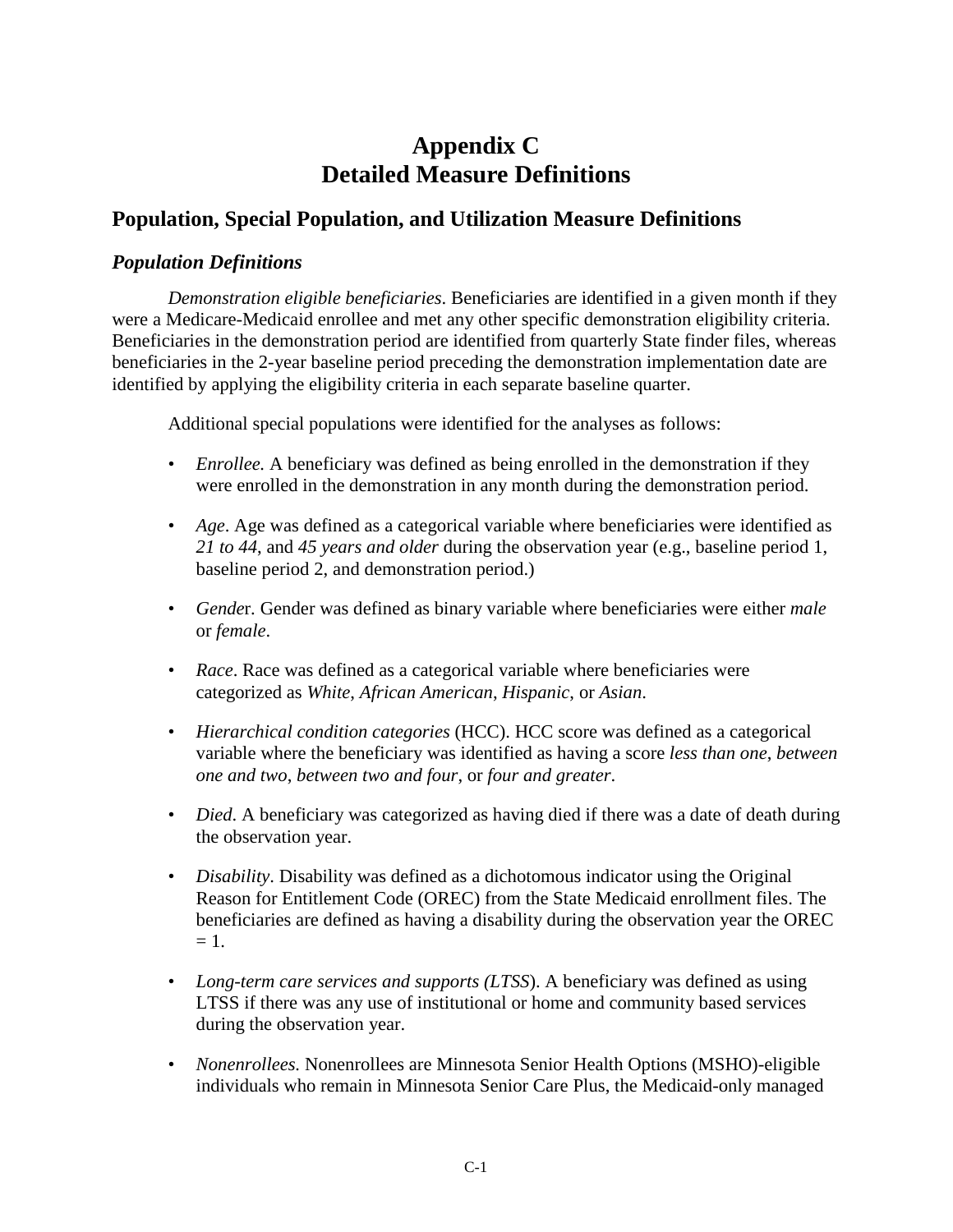# Appendix C
# Detailed Measure Definitions

## Population, Special Population, and Utilization Measure Definitions

### *Population Definitions*

*Demonstration eligible beneficiaries*. Beneficiaries are identified in a given month if they were a Medicare-Medicaid enrollee and met any other specific demonstration eligibility criteria. Beneficiaries in the demonstration period are identified from quarterly State finder files, whereas beneficiaries in the 2-year baseline period preceding the demonstration implementation date are identified by applying the eligibility criteria in each separate baseline quarter.

Additional special populations were identified for the analyses as follows:

- *Enrollee.* A beneficiary was defined as being enrolled in the demonstration if they were enrolled in the demonstration in any month during the demonstration period.
- *Age*. Age was defined as a categorical variable where beneficiaries were identified as *21 to 44*, and *45 years and older* during the observation year (e.g., baseline period 1, baseline period 2, and demonstration period.)
- *Gende*r. Gender was defined as binary variable where beneficiaries were either *male* or *female*.
- *Race*. Race was defined as a categorical variable where beneficiaries were categorized as *White*, *African American*, *Hispanic*, or *Asian*.
- *Hierarchical condition categories* (HCC). HCC score was defined as a categorical variable where the beneficiary was identified as having a score *less than one*, *between one and two*, *between two and four*, or *four and greater*.
- *Died*. A beneficiary was categorized as having died if there was a date of death during the observation year.
- *Disability*. Disability was defined as a dichotomous indicator using the Original Reason for Entitlement Code (OREC) from the State Medicaid enrollment files. The beneficiaries are defined as having a disability during the observation year the OREC = 1.
- *Long-term care services and supports (LTSS*). A beneficiary was defined as using LTSS if there was any use of institutional or home and community based services during the observation year.
- *Nonenrollees.* Nonenrollees are Minnesota Senior Health Options (MSHO)-eligible individuals who remain in Minnesota Senior Care Plus, the Medicaid-only managed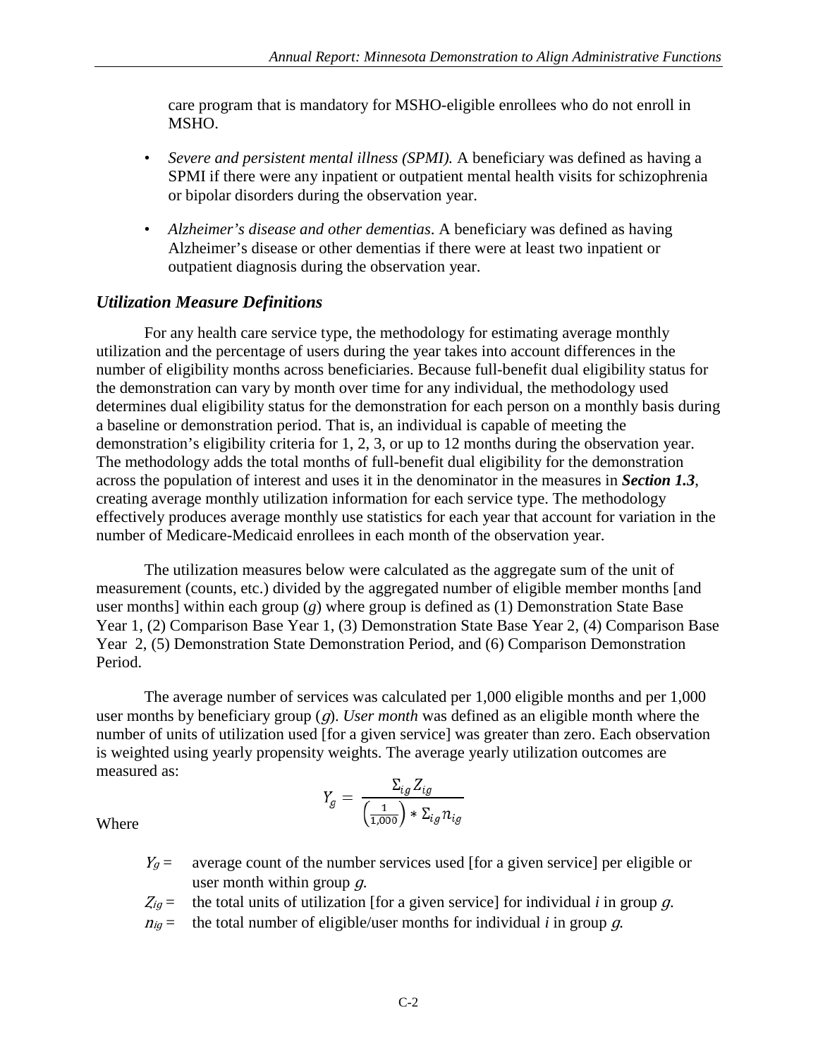care program that is mandatory for MSHO-eligible enrollees who do not enroll in MSHO.

- *Severe and persistent mental illness (SPMI).* A beneficiary was defined as having a SPMI if there were any inpatient or outpatient mental health visits for schizophrenia or bipolar disorders during the observation year.
- *Alzheimer's disease and other dementias*. A beneficiary was defined as having Alzheimer's disease or other dementias if there were at least two inpatient or outpatient diagnosis during the observation year.

### *Utilization Measure Definitions*

For any health care service type, the methodology for estimating average monthly utilization and the percentage of users during the year takes into account differences in the number of eligibility months across beneficiaries. Because full-benefit dual eligibility status for the demonstration can vary by month over time for any individual, the methodology used determines dual eligibility status for the demonstration for each person on a monthly basis during a baseline or demonstration period. That is, an individual is capable of meeting the demonstration's eligibility criteria for 1, 2, 3, or up to 12 months during the observation year. The methodology adds the total months of full-benefit dual eligibility for the demonstration across the population of interest and uses it in the denominator in the measures in ***Section 1.3***, creating average monthly utilization information for each service type. The methodology effectively produces average monthly use statistics for each year that account for variation in the number of Medicare-Medicaid enrollees in each month of the observation year.

The utilization measures below were calculated as the aggregate sum of the unit of measurement (counts, etc.) divided by the aggregated number of eligible member months [and user months] within each group (*g*) where group is defined as (1) Demonstration State Base Year 1, (2) Comparison Base Year 1, (3) Demonstration State Base Year 2, (4) Comparison Base Year 2, (5) Demonstration State Demonstration Period, and (6) Comparison Demonstration Period.

The average number of services was calculated per 1,000 eligible months and per 1,000 user months by beneficiary group ($g$). *User month* was defined as an eligible month where the number of units of utilization used [for a given service] was greater than zero. Each observation is weighted using yearly propensity weights. The average yearly utilization outcomes are measured as:

$$Y_g = \frac{\Sigma_{ig} Z_{ig}}{\left(\frac{1}{1,000}\right) * \Sigma_{ig} n_{ig}}$$

Where

- $Y_g$ = average count of the number services used [for a given service] per eligible or user month within group $g$.
- $Z_{ig}$ = the total units of utilization [for a given service] for individual *i* in group $g$.
- $n_{ig}$ = the total number of eligible/user months for individual *i* in group $g$.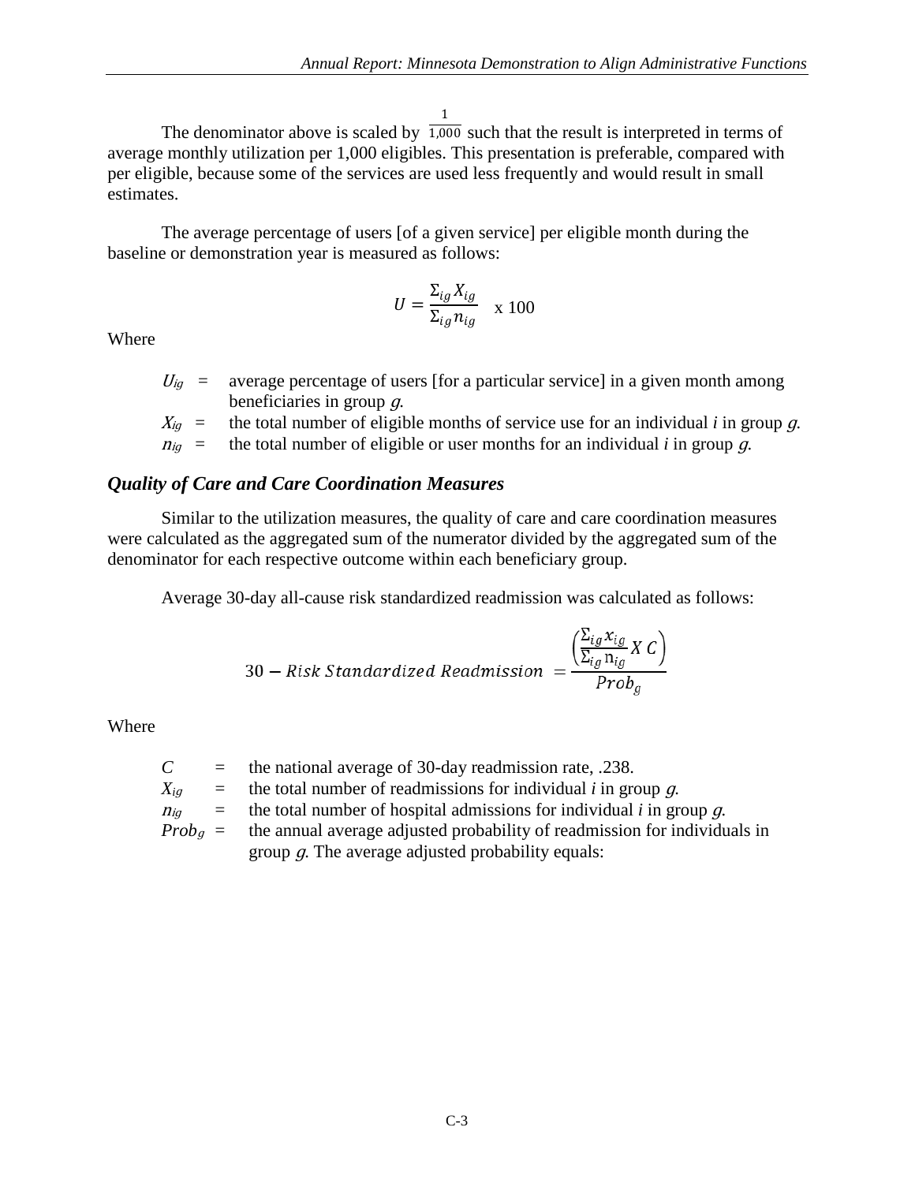The denominator above is scaled by $\frac{1}{1{,}000}$ such that the result is interpreted in terms of average monthly utilization per 1,000 eligibles. This presentation is preferable, compared with per eligible, because some of the services are used less frequently and would result in small estimates.

The average percentage of users [of a given service] per eligible month during the baseline or demonstration year is measured as follows:

$$U = \frac{\Sigma_{ig} X_{ig}}{\Sigma_{ig} n_{ig}} \text{ x } 100$$

Where

$U_{ig}$ = average percentage of users [for a particular service] in a given month among beneficiaries in group $g$.

$X_{ig}$ = the total number of eligible months of service use for an individual $i$ in group $g$.

$n_{ig}$ = the total number of eligible or user months for an individual $i$ in group $g$.

### *Quality of Care and Care Coordination Measures*

Similar to the utilization measures, the quality of care and care coordination measures were calculated as the aggregated sum of the numerator divided by the aggregated sum of the denominator for each respective outcome within each beneficiary group.

Average 30-day all-cause risk standardized readmission was calculated as follows:

$$30 - Risk\ Standardized\ Readmission\ = \frac{\left(\frac{\Sigma_{ig} x_{ig}}{\Sigma_{ig} \mathrm{n}_{ig}} X\ C\right)}{Prob_g}$$

Where

$C$ = the national average of 30-day readmission rate, .238.

$X_{ig}$ = the total number of readmissions for individual $i$ in group $g$.

$n_{ig}$ = the total number of hospital admissions for individual $i$ in group $g$.

$Prob_g$ = the annual average adjusted probability of readmission for individuals in group $g$. The average adjusted probability equals: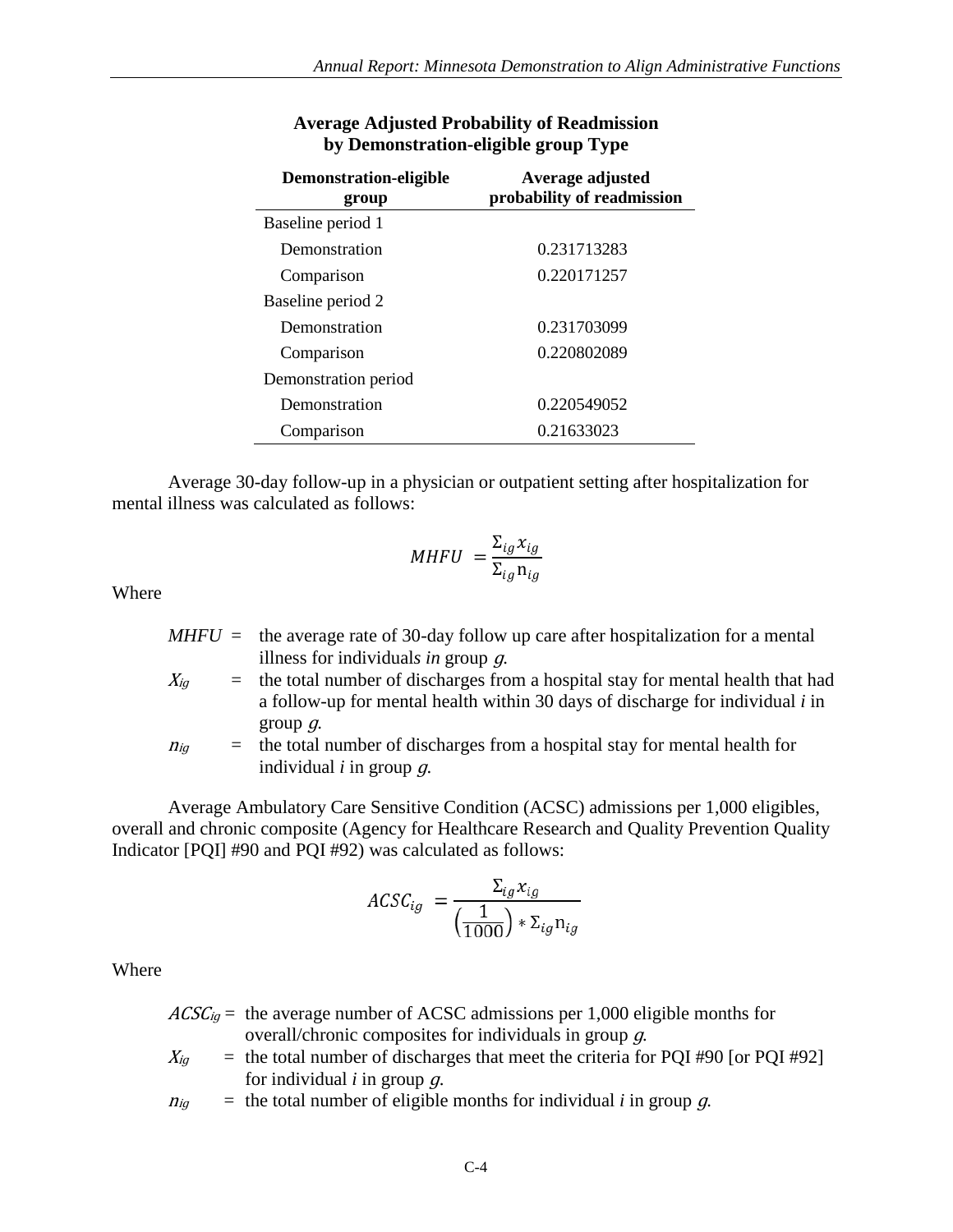**Average Adjusted Probability of Readmission by Demonstration-eligible group Type**

| Demonstration-eligible group | Average adjusted probability of readmission |
|---|---|
| Baseline period 1 | |
| Demonstration | 0.231713283 |
| Comparison | 0.220171257 |
| Baseline period 2 | |
| Demonstration | 0.231703099 |
| Comparison | 0.220802089 |
| Demonstration period | |
| Demonstration | 0.220549052 |
| Comparison | 0.21633023 |

Average 30-day follow-up in a physician or outpatient setting after hospitalization for mental illness was calculated as follows:

$$MHFU = \frac{\Sigma_{ig} x_{ig}}{\Sigma_{ig} \mathrm{n}_{ig}}$$

Where

$MHFU$ = the average rate of 30-day follow up care after hospitalization for a mental illness for individuals *in* group $g$.

$X_{ig}$ = the total number of discharges from a hospital stay for mental health that had a follow-up for mental health within 30 days of discharge for individual *i* in group $g$.

$n_{ig}$ = the total number of discharges from a hospital stay for mental health for individual *i* in group $g$.

Average Ambulatory Care Sensitive Condition (ACSC) admissions per 1,000 eligibles, overall and chronic composite (Agency for Healthcare Research and Quality Prevention Quality Indicator [PQI] #90 and PQI #92) was calculated as follows:

$$ACSC_{ig} = \frac{\Sigma_{ig} x_{ig}}{\left(\frac{1}{1000}\right) * \Sigma_{ig} \mathrm{n}_{ig}}$$

Where

$ACSC_{ig}$ = the average number of ACSC admissions per 1,000 eligible months for overall/chronic composites for individuals in group $g$.

$X_{ig}$ = the total number of discharges that meet the criteria for PQI #90 [or PQI #92] for individual *i* in group $g$.

$n_{ig}$ = the total number of eligible months for individual *i* in group $g$.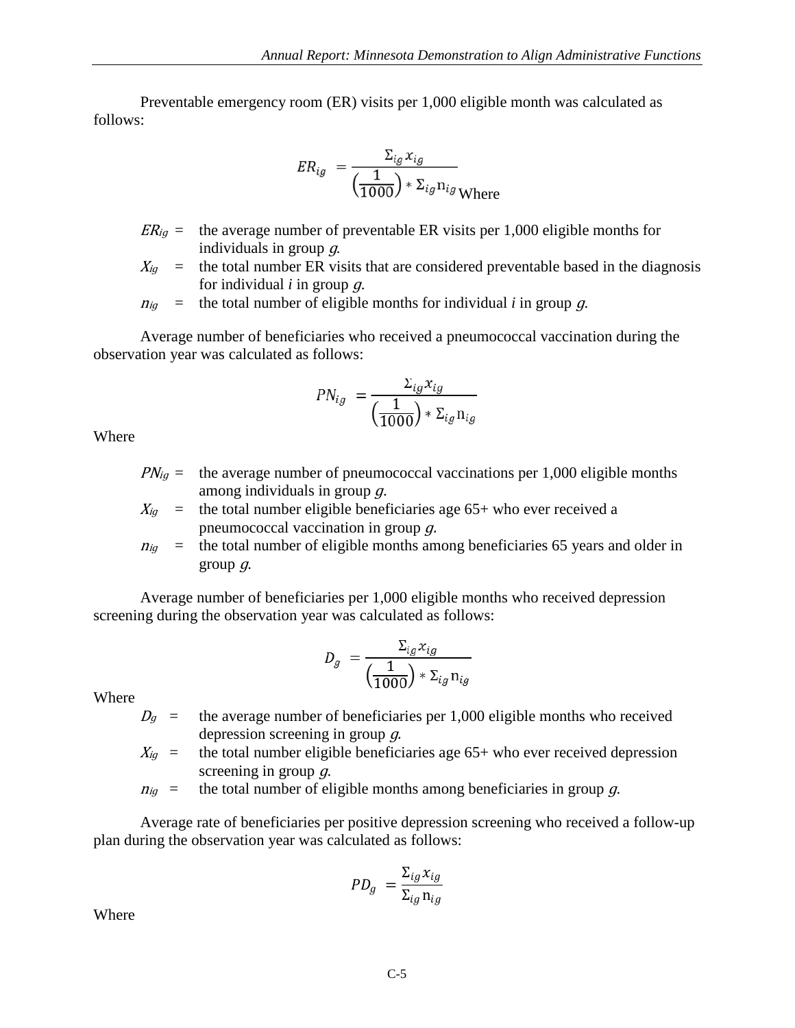Preventable emergency room (ER) visits per 1,000 eligible month was calculated as follows:

$$ER_{ig} = \frac{\Sigma_{ig} x_{ig}}{\left(\frac{1}{1000}\right) * \Sigma_{ig} \mathrm{n}_{ig}}$$

Where

| | | |
|---|---|---|
| $ER_{ig}$ | = | the average number of preventable ER visits per 1,000 eligible months for individuals in group *g*. |
| $X_{ig}$ | = | the total number ER visits that are considered preventable based in the diagnosis for individual *i* in group *g*. |
| $n_{ig}$ | = | the total number of eligible months for individual *i* in group *g*. |

Average number of beneficiaries who received a pneumococcal vaccination during the observation year was calculated as follows:

$$PN_{ig} = \frac{\Sigma_{ig} x_{ig}}{\left(\frac{1}{1000}\right) * \Sigma_{ig} \mathrm{n}_{ig}}$$

Where

| | | |
|---|---|---|
| $PN_{ig}$ | = | the average number of pneumococcal vaccinations per 1,000 eligible months among individuals in group *g*. |
| $X_{ig}$ | = | the total number eligible beneficiaries age 65+ who ever received a pneumococcal vaccination in group *g*. |
| $n_{ig}$ | = | the total number of eligible months among beneficiaries 65 years and older in group *g*. |

Average number of beneficiaries per 1,000 eligible months who received depression screening during the observation year was calculated as follows:

$$D_g = \frac{\Sigma_{ig} x_{ig}}{\left(\frac{1}{1000}\right) * \Sigma_{ig} \mathrm{n}_{ig}}$$

Where

| | | |
|---|---|---|
| $D_g$ | = | the average number of beneficiaries per 1,000 eligible months who received depression screening in group *g*. |
| $X_{ig}$ | = | the total number eligible beneficiaries age 65+ who ever received depression screening in group *g*. |
| $n_{ig}$ | = | the total number of eligible months among beneficiaries in group *g*. |

Average rate of beneficiaries per positive depression screening who received a follow-up plan during the observation year was calculated as follows:

$$PD_g = \frac{\Sigma_{ig} x_{ig}}{\Sigma_{ig} \mathrm{n}_{ig}}$$

Where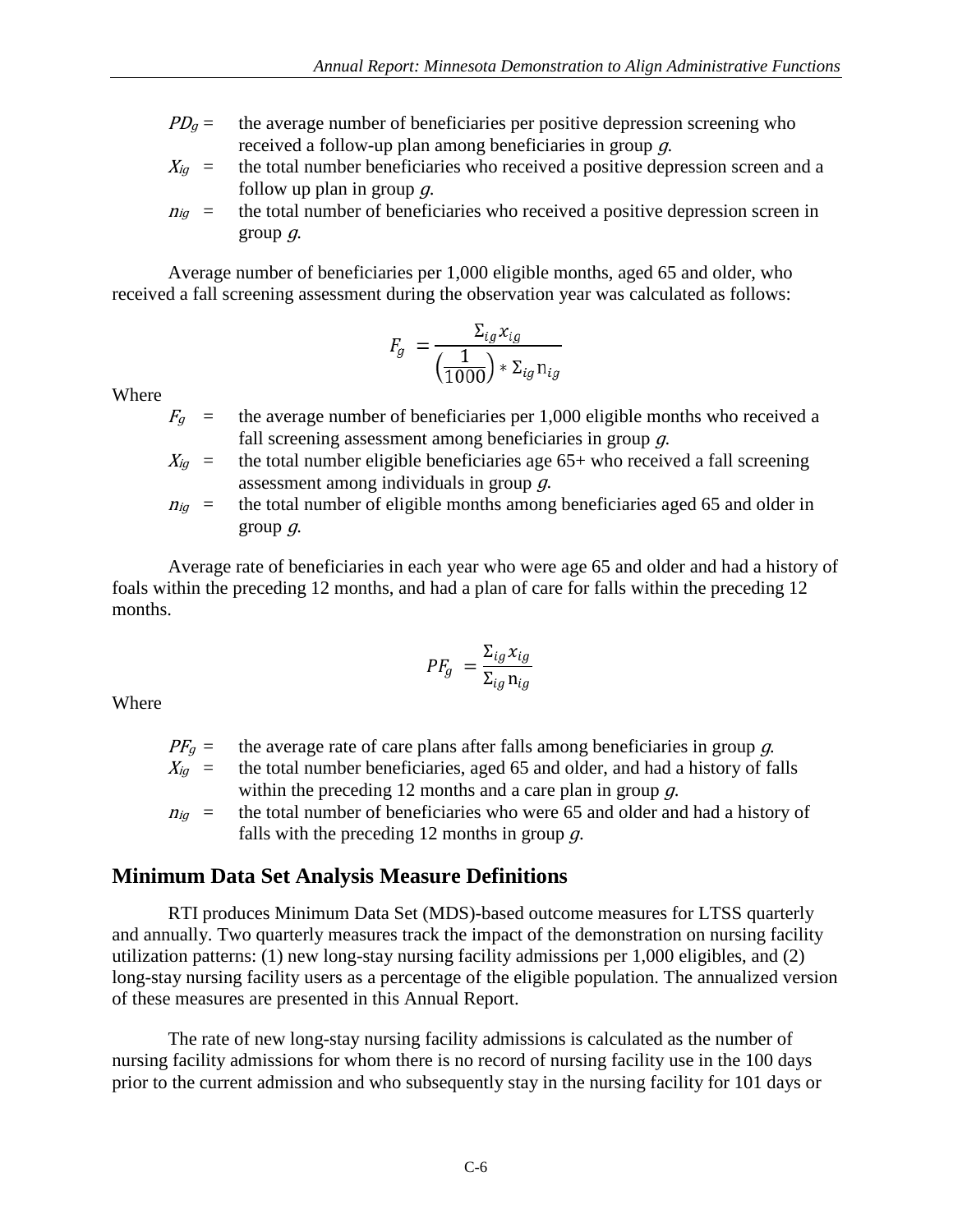$PD_g$ = the average number of beneficiaries per positive depression screening who received a follow-up plan among beneficiaries in group $g$.

$X_{ig}$ = the total number beneficiaries who received a positive depression screen and a follow up plan in group $g$.

$n_{ig}$ = the total number of beneficiaries who received a positive depression screen in group $g$.

Average number of beneficiaries per 1,000 eligible months, aged 65 and older, who received a fall screening assessment during the observation year was calculated as follows:

$$F_g = \frac{\Sigma_{ig} x_{ig}}{\left(\frac{1}{1000}\right) * \Sigma_{ig} \text{n}_{ig}}$$

Where

$F_g$ = the average number of beneficiaries per 1,000 eligible months who received a fall screening assessment among beneficiaries in group $g$.

$X_{ig}$ = the total number eligible beneficiaries age 65+ who received a fall screening assessment among individuals in group $g$.

$n_{ig}$ = the total number of eligible months among beneficiaries aged 65 and older in group $g$.

Average rate of beneficiaries in each year who were age 65 and older and had a history of foals within the preceding 12 months, and had a plan of care for falls within the preceding 12 months.

$$PF_g = \frac{\Sigma_{ig} x_{ig}}{\Sigma_{ig} \text{n}_{ig}}$$

Where

$PF_g$ = the average rate of care plans after falls among beneficiaries in group $g$.

$X_{ig}$ = the total number beneficiaries, aged 65 and older, and had a history of falls within the preceding 12 months and a care plan in group $g$.

$n_{ig}$ = the total number of beneficiaries who were 65 and older and had a history of falls with the preceding 12 months in group $g$.

## Minimum Data Set Analysis Measure Definitions

RTI produces Minimum Data Set (MDS)-based outcome measures for LTSS quarterly and annually. Two quarterly measures track the impact of the demonstration on nursing facility utilization patterns: (1) new long-stay nursing facility admissions per 1,000 eligibles, and (2) long-stay nursing facility users as a percentage of the eligible population. The annualized version of these measures are presented in this Annual Report.

The rate of new long-stay nursing facility admissions is calculated as the number of nursing facility admissions for whom there is no record of nursing facility use in the 100 days prior to the current admission and who subsequently stay in the nursing facility for 101 days or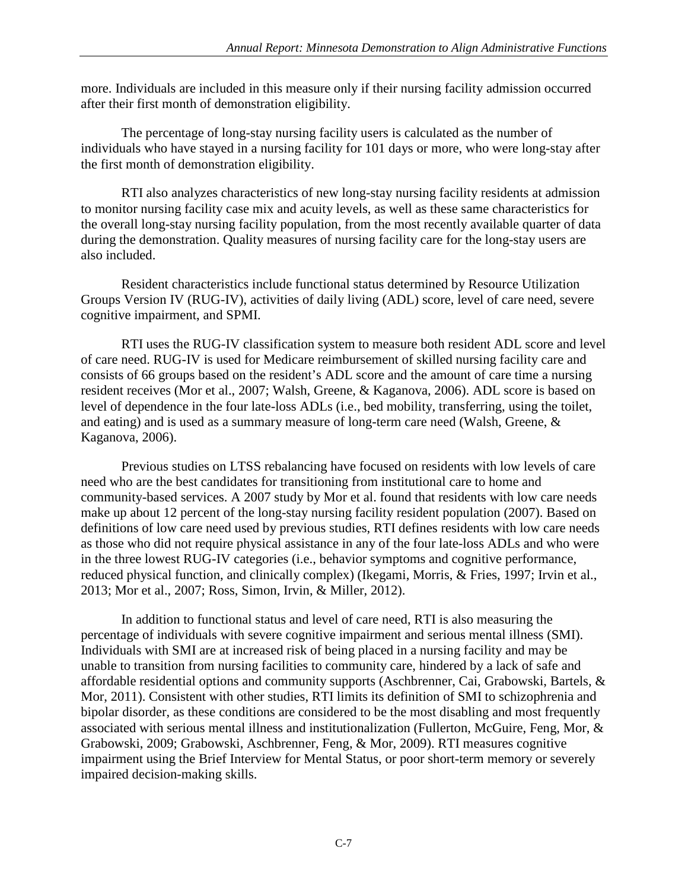more. Individuals are included in this measure only if their nursing facility admission occurred after their first month of demonstration eligibility.

The percentage of long-stay nursing facility users is calculated as the number of individuals who have stayed in a nursing facility for 101 days or more, who were long-stay after the first month of demonstration eligibility.

RTI also analyzes characteristics of new long-stay nursing facility residents at admission to monitor nursing facility case mix and acuity levels, as well as these same characteristics for the overall long-stay nursing facility population, from the most recently available quarter of data during the demonstration. Quality measures of nursing facility care for the long-stay users are also included.

Resident characteristics include functional status determined by Resource Utilization Groups Version IV (RUG-IV), activities of daily living (ADL) score, level of care need, severe cognitive impairment, and SPMI.

RTI uses the RUG-IV classification system to measure both resident ADL score and level of care need. RUG-IV is used for Medicare reimbursement of skilled nursing facility care and consists of 66 groups based on the resident's ADL score and the amount of care time a nursing resident receives (Mor et al., 2007; Walsh, Greene, & Kaganova, 2006). ADL score is based on level of dependence in the four late-loss ADLs (i.e., bed mobility, transferring, using the toilet, and eating) and is used as a summary measure of long-term care need (Walsh, Greene, & Kaganova, 2006).

Previous studies on LTSS rebalancing have focused on residents with low levels of care need who are the best candidates for transitioning from institutional care to home and community-based services. A 2007 study by Mor et al. found that residents with low care needs make up about 12 percent of the long-stay nursing facility resident population (2007). Based on definitions of low care need used by previous studies, RTI defines residents with low care needs as those who did not require physical assistance in any of the four late-loss ADLs and who were in the three lowest RUG-IV categories (i.e., behavior symptoms and cognitive performance, reduced physical function, and clinically complex) (Ikegami, Morris, & Fries, 1997; Irvin et al., 2013; Mor et al., 2007; Ross, Simon, Irvin, & Miller, 2012).

In addition to functional status and level of care need, RTI is also measuring the percentage of individuals with severe cognitive impairment and serious mental illness (SMI). Individuals with SMI are at increased risk of being placed in a nursing facility and may be unable to transition from nursing facilities to community care, hindered by a lack of safe and affordable residential options and community supports (Aschbrenner, Cai, Grabowski, Bartels, & Mor, 2011). Consistent with other studies, RTI limits its definition of SMI to schizophrenia and bipolar disorder, as these conditions are considered to be the most disabling and most frequently associated with serious mental illness and institutionalization (Fullerton, McGuire, Feng, Mor, & Grabowski, 2009; Grabowski, Aschbrenner, Feng, & Mor, 2009). RTI measures cognitive impairment using the Brief Interview for Mental Status, or poor short-term memory or severely impaired decision-making skills.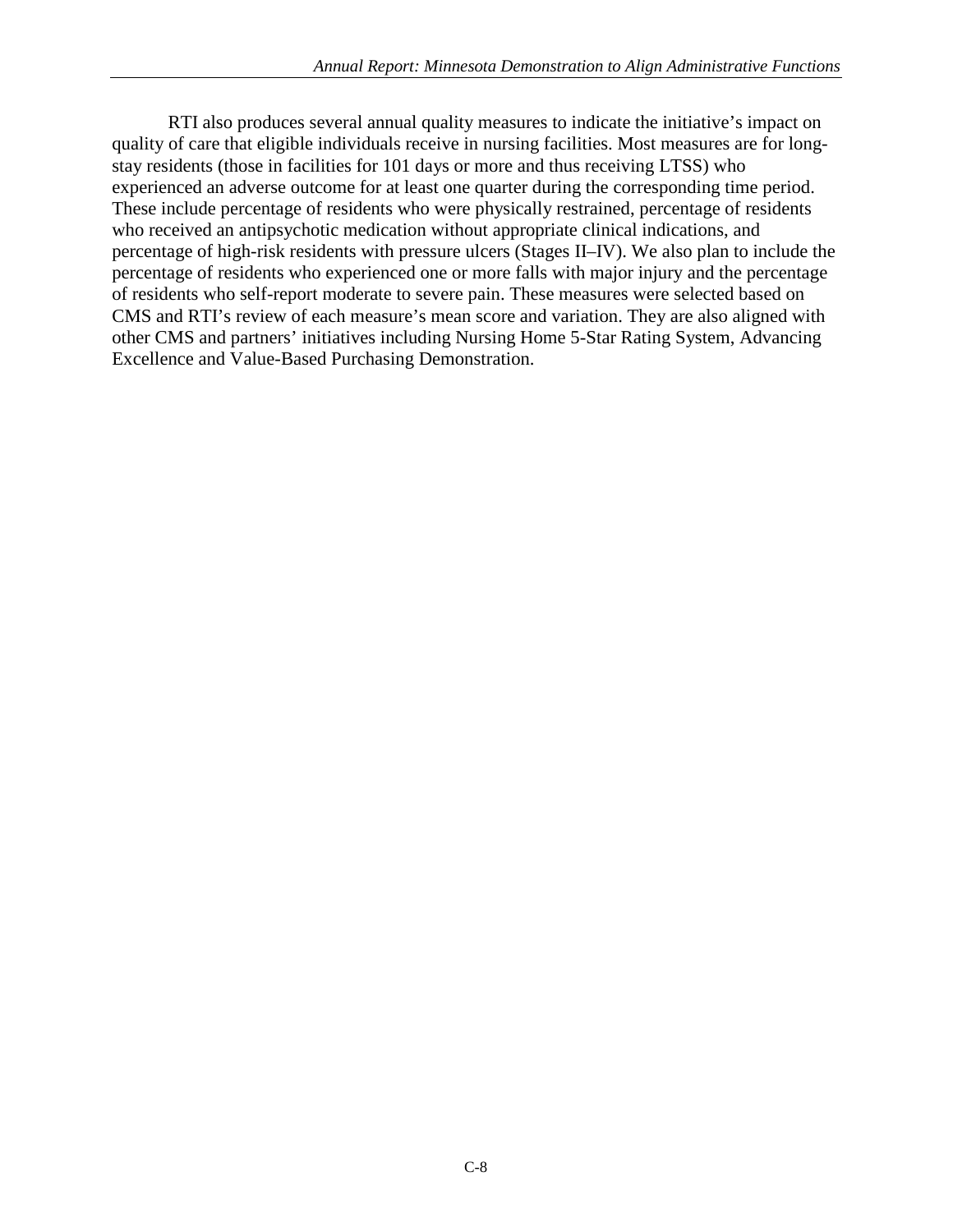RTI also produces several annual quality measures to indicate the initiative's impact on quality of care that eligible individuals receive in nursing facilities. Most measures are for long-stay residents (those in facilities for 101 days or more and thus receiving LTSS) who experienced an adverse outcome for at least one quarter during the corresponding time period. These include percentage of residents who were physically restrained, percentage of residents who received an antipsychotic medication without appropriate clinical indications, and percentage of high-risk residents with pressure ulcers (Stages II–IV). We also plan to include the percentage of residents who experienced one or more falls with major injury and the percentage of residents who self-report moderate to severe pain. These measures were selected based on CMS and RTI's review of each measure's mean score and variation. They are also aligned with other CMS and partners' initiatives including Nursing Home 5-Star Rating System, Advancing Excellence and Value-Based Purchasing Demonstration.